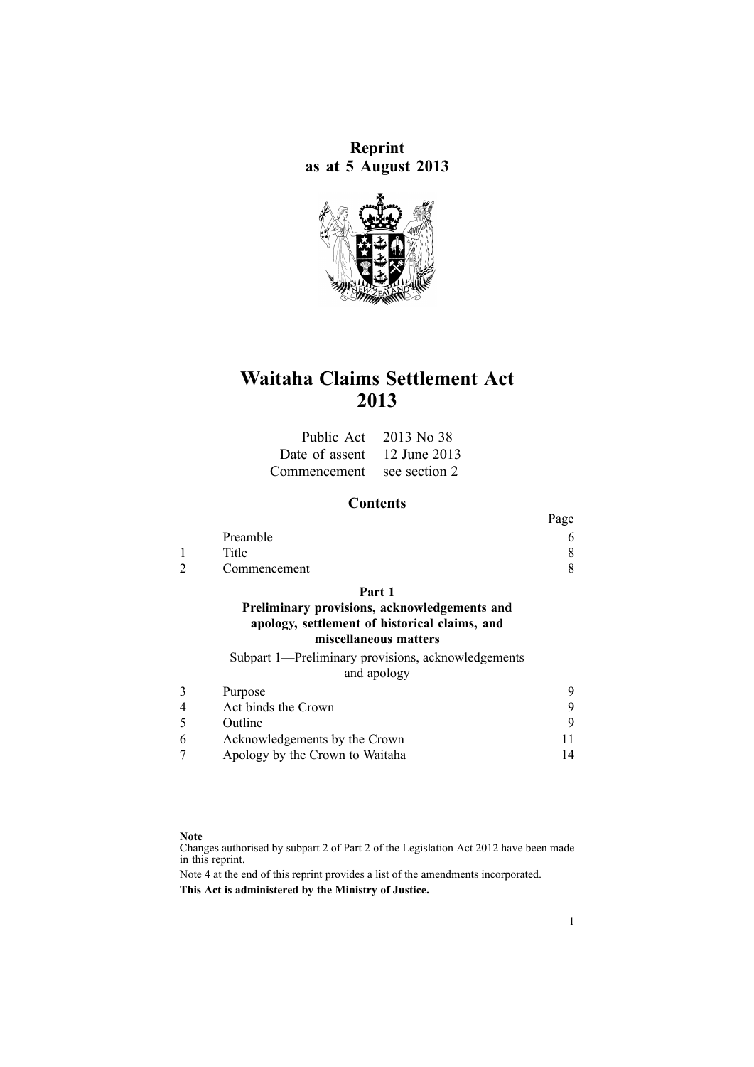**Reprint**
**as at 5 August 2013**

# Waitaha Claims Settlement Act 2013

| | |
|---|---|
| Public Act | 2013 No 38 |
| Date of assent | 12 June 2013 |
| Commencement | see section 2 |

## Contents

| | | Page |
|---|---|---|
| | Preamble | 6 |
| 1 | Title | 8 |
| 2 | Commencement | 8 |
| | **Part 1** **Preliminary provisions, acknowledgements and apology, settlement of historical claims, and miscellaneous matters** | |
| | Subpart 1—Preliminary provisions, acknowledgements and apology | |
| 3 | Purpose | 9 |
| 4 | Act binds the Crown | 9 |
| 5 | Outline | 9 |
| 6 | Acknowledgements by the Crown | 11 |
| 7 | Apology by the Crown to Waitaha | 14 |

**Note**

Changes authorised by subpart 2 of Part 2 of the Legislation Act 2012 have been made in this reprint.

Note 4 at the end of this reprint provides a list of the amendments incorporated.

**This Act is administered by the Ministry of Justice.**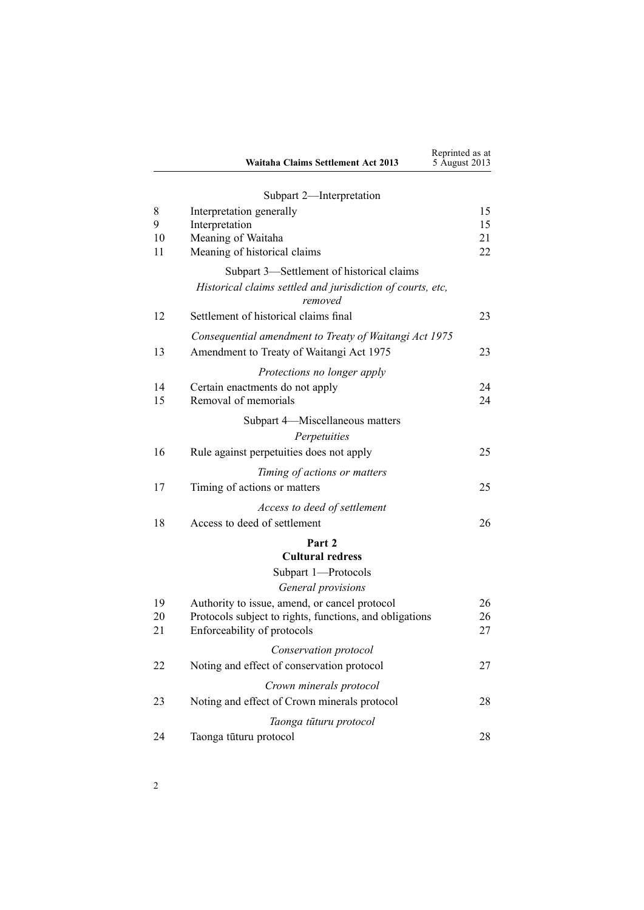Subpart 2—Interpretation

| | | |
|---|---|---|
| 8 | Interpretation generally | 15 |
| 9 | Interpretation | 15 |
| 10 | Meaning of Waitaha | 21 |
| 11 | Meaning of historical claims | 22 |

Subpart 3—Settlement of historical claims

*Historical claims settled and jurisdiction of courts, etc, removed*

| | | |
|---|---|---|
| 12 | Settlement of historical claims final | 23 |

*Consequential amendment to Treaty of Waitangi Act 1975*

| | | |
|---|---|---|
| 13 | Amendment to Treaty of Waitangi Act 1975 | 23 |

*Protections no longer apply*

| | | |
|---|---|---|
| 14 | Certain enactments do not apply | 24 |
| 15 | Removal of memorials | 24 |

Subpart 4—Miscellaneous matters

*Perpetuities*

| | | |
|---|---|---|
| 16 | Rule against perpetuities does not apply | 25 |

*Timing of actions or matters*

| | | |
|---|---|---|
| 17 | Timing of actions or matters | 25 |

*Access to deed of settlement*

| | | |
|---|---|---|
| 18 | Access to deed of settlement | 26 |

## Part 2
## Cultural redress

Subpart 1—Protocols

*General provisions*

| | | |
|---|---|---|
| 19 | Authority to issue, amend, or cancel protocol | 26 |
| 20 | Protocols subject to rights, functions, and obligations | 26 |
| 21 | Enforceability of protocols | 27 |

*Conservation protocol*

| | | |
|---|---|---|
| 22 | Noting and effect of conservation protocol | 27 |

*Crown minerals protocol*

| | | |
|---|---|---|
| 23 | Noting and effect of Crown minerals protocol | 28 |

*Taonga tūturu protocol*

| | | |
|---|---|---|
| 24 | Taonga tūturu protocol | 28 |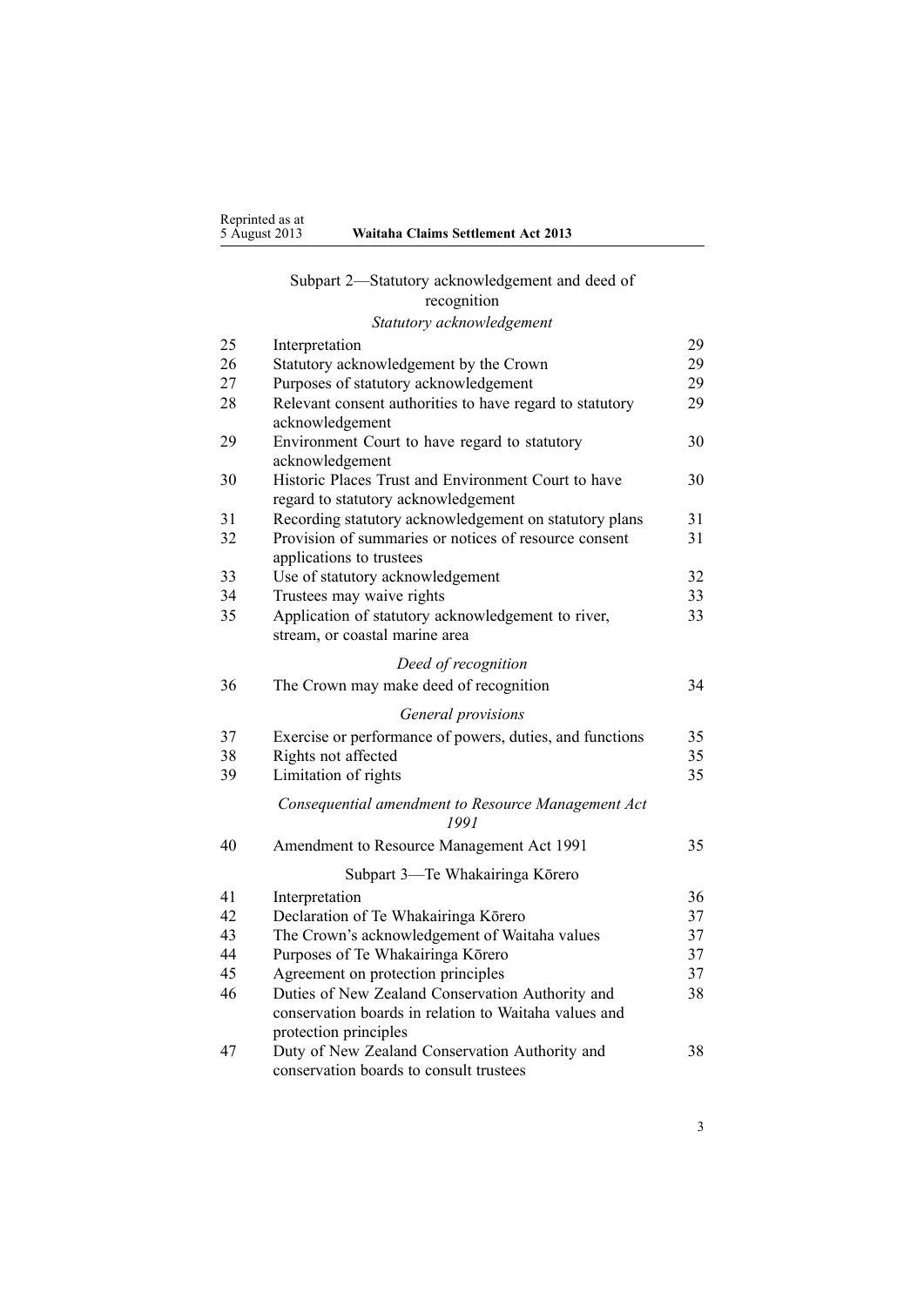Subpart 2—Statutory acknowledgement and deed of recognition

*Statutory acknowledgement*

| | | |
|---|---|---|
| 25 | Interpretation | 29 |
| 26 | Statutory acknowledgement by the Crown | 29 |
| 27 | Purposes of statutory acknowledgement | 29 |
| 28 | Relevant consent authorities to have regard to statutory acknowledgement | 29 |
| 29 | Environment Court to have regard to statutory acknowledgement | 30 |
| 30 | Historic Places Trust and Environment Court to have regard to statutory acknowledgement | 30 |
| 31 | Recording statutory acknowledgement on statutory plans | 31 |
| 32 | Provision of summaries or notices of resource consent applications to trustees | 31 |
| 33 | Use of statutory acknowledgement | 32 |
| 34 | Trustees may waive rights | 33 |
| 35 | Application of statutory acknowledgement to river, stream, or coastal marine area | 33 |

*Deed of recognition*

| | | |
|---|---|---|
| 36 | The Crown may make deed of recognition | 34 |

*General provisions*

| | | |
|---|---|---|
| 37 | Exercise or performance of powers, duties, and functions | 35 |
| 38 | Rights not affected | 35 |
| 39 | Limitation of rights | 35 |

*Consequential amendment to Resource Management Act 1991*

| | | |
|---|---|---|
| 40 | Amendment to Resource Management Act 1991 | 35 |

Subpart 3—Te Whakairinga Kōrero

| | | |
|---|---|---|
| 41 | Interpretation | 36 |
| 42 | Declaration of Te Whakairinga Kōrero | 37 |
| 43 | The Crown's acknowledgement of Waitaha values | 37 |
| 44 | Purposes of Te Whakairinga Kōrero | 37 |
| 45 | Agreement on protection principles | 37 |
| 46 | Duties of New Zealand Conservation Authority and conservation boards in relation to Waitaha values and protection principles | 38 |
| 47 | Duty of New Zealand Conservation Authority and conservation boards to consult trustees | 38 |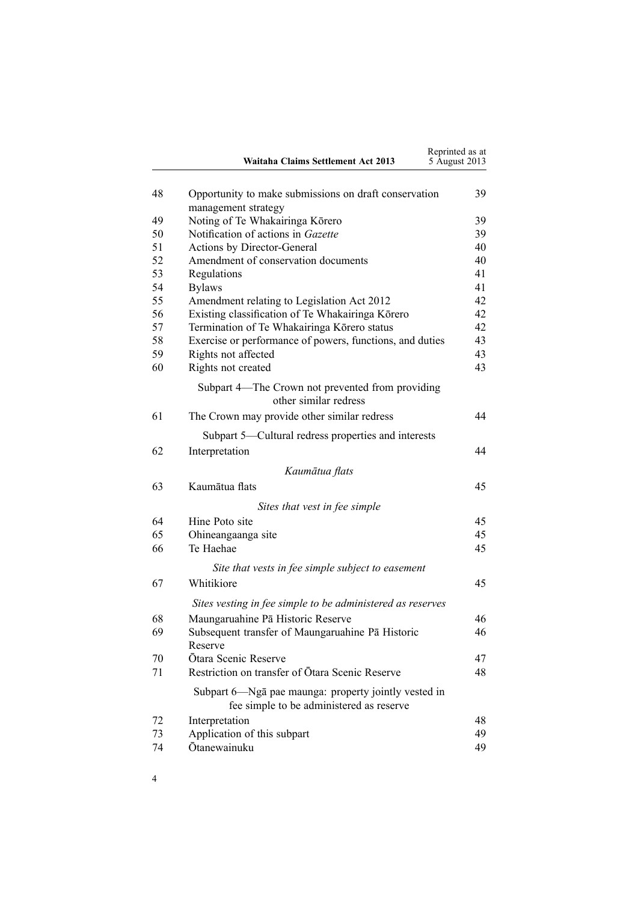| | | |
|---|---|---|
| 48 | Opportunity to make submissions on draft conservation management strategy | 39 |
| 49 | Noting of Te Whakairinga Kōrero | 39 |
| 50 | Notification of actions in *Gazette* | 39 |
| 51 | Actions by Director-General | 40 |
| 52 | Amendment of conservation documents | 40 |
| 53 | Regulations | 41 |
| 54 | Bylaws | 41 |
| 55 | Amendment relating to Legislation Act 2012 | 42 |
| 56 | Existing classification of Te Whakairinga Kōrero | 42 |
| 57 | Termination of Te Whakairinga Kōrero status | 42 |
| 58 | Exercise or performance of powers, functions, and duties | 43 |
| 59 | Rights not affected | 43 |
| 60 | Rights not created | 43 |
| | Subpart 4—The Crown not prevented from providing other similar redress | |
| 61 | The Crown may provide other similar redress | 44 |
| | Subpart 5—Cultural redress properties and interests | |
| 62 | Interpretation | 44 |
| | *Kaumātua flats* | |
| 63 | Kaumātua flats | 45 |
| | *Sites that vest in fee simple* | |
| 64 | Hine Poto site | 45 |
| 65 | Ohineangaanga site | 45 |
| 66 | Te Haehae | 45 |
| | *Site that vests in fee simple subject to easement* | |
| 67 | Whitikiore | 45 |
| | *Sites vesting in fee simple to be administered as reserves* | |
| 68 | Maungaruahine Pā Historic Reserve | 46 |
| 69 | Subsequent transfer of Maungaruahine Pā Historic Reserve | 46 |
| 70 | Ōtara Scenic Reserve | 47 |
| 71 | Restriction on transfer of Ōtara Scenic Reserve | 48 |
| | Subpart 6—Ngā pae maunga: property jointly vested in fee simple to be administered as reserve | |
| 72 | Interpretation | 48 |
| 73 | Application of this subpart | 49 |
| 74 | Ōtanewainuku | 49 |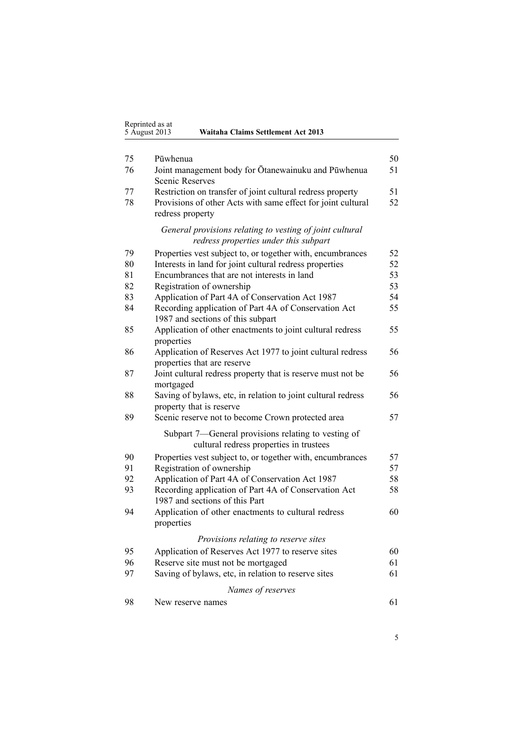| | | |
|---|---|---|
| 75 | Pūwhenua | 50 |
| 76 | Joint management body for Ōtanewainuku and Pūwhenua Scenic Reserves | 51 |
| 77 | Restriction on transfer of joint cultural redress property | 51 |
| 78 | Provisions of other Acts with same effect for joint cultural redress property | 52 |
| | *General provisions relating to vesting of joint cultural redress properties under this subpart* | |
| 79 | Properties vest subject to, or together with, encumbrances | 52 |
| 80 | Interests in land for joint cultural redress properties | 52 |
| 81 | Encumbrances that are not interests in land | 53 |
| 82 | Registration of ownership | 53 |
| 83 | Application of Part 4A of Conservation Act 1987 | 54 |
| 84 | Recording application of Part 4A of Conservation Act 1987 and sections of this subpart | 55 |
| 85 | Application of other enactments to joint cultural redress properties | 55 |
| 86 | Application of Reserves Act 1977 to joint cultural redress properties that are reserve | 56 |
| 87 | Joint cultural redress property that is reserve must not be mortgaged | 56 |
| 88 | Saving of bylaws, etc, in relation to joint cultural redress property that is reserve | 56 |
| 89 | Scenic reserve not to become Crown protected area | 57 |
| | Subpart 7—General provisions relating to vesting of cultural redress properties in trustees | |
| 90 | Properties vest subject to, or together with, encumbrances | 57 |
| 91 | Registration of ownership | 57 |
| 92 | Application of Part 4A of Conservation Act 1987 | 58 |
| 93 | Recording application of Part 4A of Conservation Act 1987 and sections of this Part | 58 |
| 94 | Application of other enactments to cultural redress properties | 60 |
| | *Provisions relating to reserve sites* | |
| 95 | Application of Reserves Act 1977 to reserve sites | 60 |
| 96 | Reserve site must not be mortgaged | 61 |
| 97 | Saving of bylaws, etc, in relation to reserve sites | 61 |
| | *Names of reserves* | |
| 98 | New reserve names | 61 |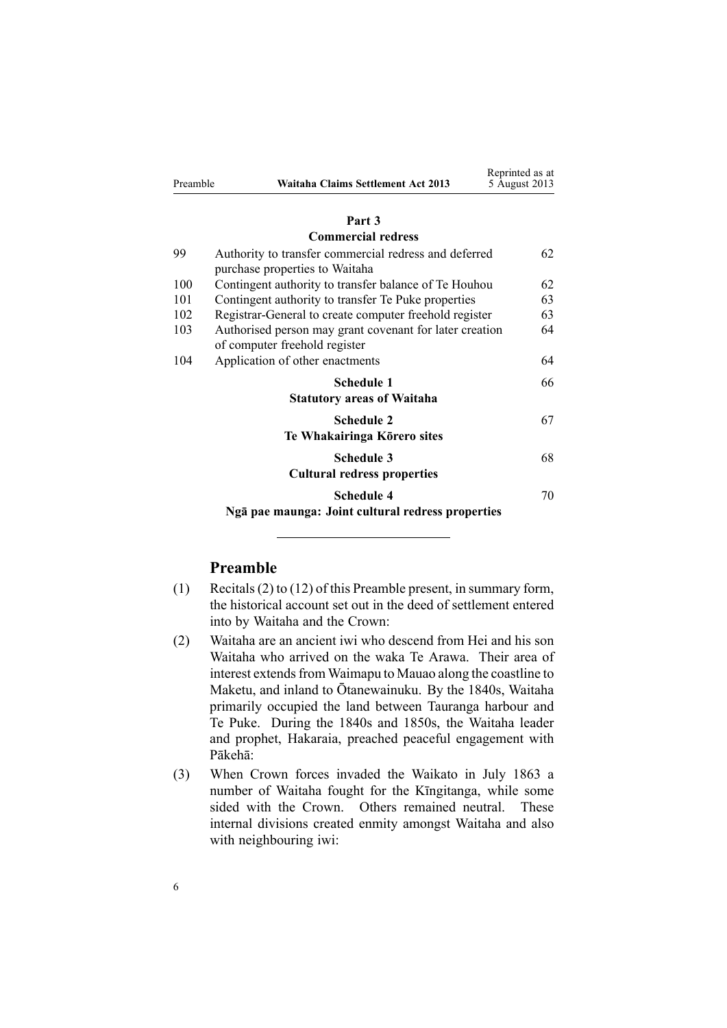## Part 3
## Commercial redress

| | | |
|---|---|---|
| 99 | Authority to transfer commercial redress and deferred purchase properties to Waitaha | 62 |
| 100 | Contingent authority to transfer balance of Te Houhou | 62 |
| 101 | Contingent authority to transfer Te Puke properties | 63 |
| 102 | Registrar-General to create computer freehold register | 63 |
| 103 | Authorised person may grant covenant for later creation of computer freehold register | 64 |
| 104 | Application of other enactments | 64 |

**Schedule 1** — 66
**Statutory areas of Waitaha**

**Schedule 2** — 67
**Te Whakairinga Kōrero sites**

**Schedule 3** — 68
**Cultural redress properties**

**Schedule 4** — 70
**Ngā pae maunga: Joint cultural redress properties**

---

## Preamble

(1) Recitals (2) to (12) of this Preamble present, in summary form, the historical account set out in the deed of settlement entered into by Waitaha and the Crown:

(2) Waitaha are an ancient iwi who descend from Hei and his son Waitaha who arrived on the waka Te Arawa. Their area of interest extends from Waimapu to Mauao along the coastline to Maketu, and inland to Ōtanewainuku. By the 1840s, Waitaha primarily occupied the land between Tauranga harbour and Te Puke. During the 1840s and 1850s, the Waitaha leader and prophet, Hakaraia, preached peaceful engagement with Pākehā:

(3) When Crown forces invaded the Waikato in July 1863 a number of Waitaha fought for the Kīngitanga, while some sided with the Crown. Others remained neutral. These internal divisions created enmity amongst Waitaha and also with neighbouring iwi: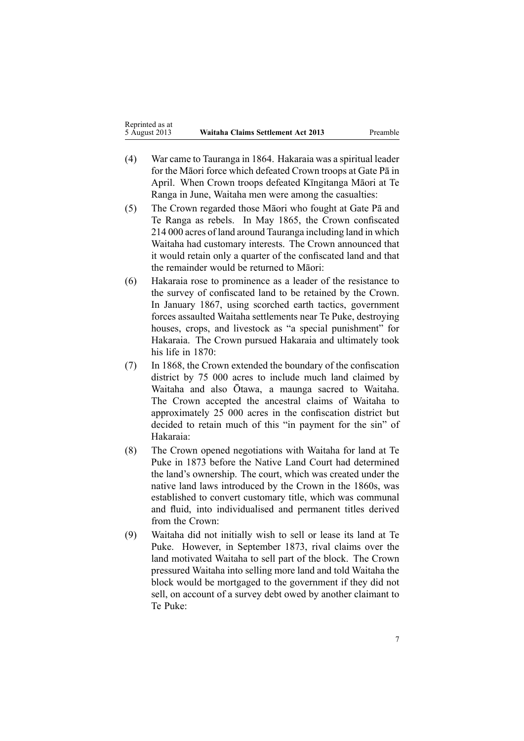(4) War came to Tauranga in 1864. Hakaraia was a spiritual leader for the Māori force which defeated Crown troops at Gate Pā in April. When Crown troops defeated Kīngitanga Māori at Te Ranga in June, Waitaha men were among the casualties:

(5) The Crown regarded those Māori who fought at Gate Pā and Te Ranga as rebels. In May 1865, the Crown confiscated 214 000 acres of land around Tauranga including land in which Waitaha had customary interests. The Crown announced that it would retain only a quarter of the confiscated land and that the remainder would be returned to Māori:

(6) Hakaraia rose to prominence as a leader of the resistance to the survey of confiscated land to be retained by the Crown. In January 1867, using scorched earth tactics, government forces assaulted Waitaha settlements near Te Puke, destroying houses, crops, and livestock as "a special punishment" for Hakaraia. The Crown pursued Hakaraia and ultimately took his life in 1870:

(7) In 1868, the Crown extended the boundary of the confiscation district by 75 000 acres to include much land claimed by Waitaha and also Ōtawa, a maunga sacred to Waitaha. The Crown accepted the ancestral claims of Waitaha to approximately 25 000 acres in the confiscation district but decided to retain much of this "in payment for the sin" of Hakaraia:

(8) The Crown opened negotiations with Waitaha for land at Te Puke in 1873 before the Native Land Court had determined the land's ownership. The court, which was created under the native land laws introduced by the Crown in the 1860s, was established to convert customary title, which was communal and fluid, into individualised and permanent titles derived from the Crown:

(9) Waitaha did not initially wish to sell or lease its land at Te Puke. However, in September 1873, rival claims over the land motivated Waitaha to sell part of the block. The Crown pressured Waitaha into selling more land and told Waitaha the block would be mortgaged to the government if they did not sell, on account of a survey debt owed by another claimant to Te Puke: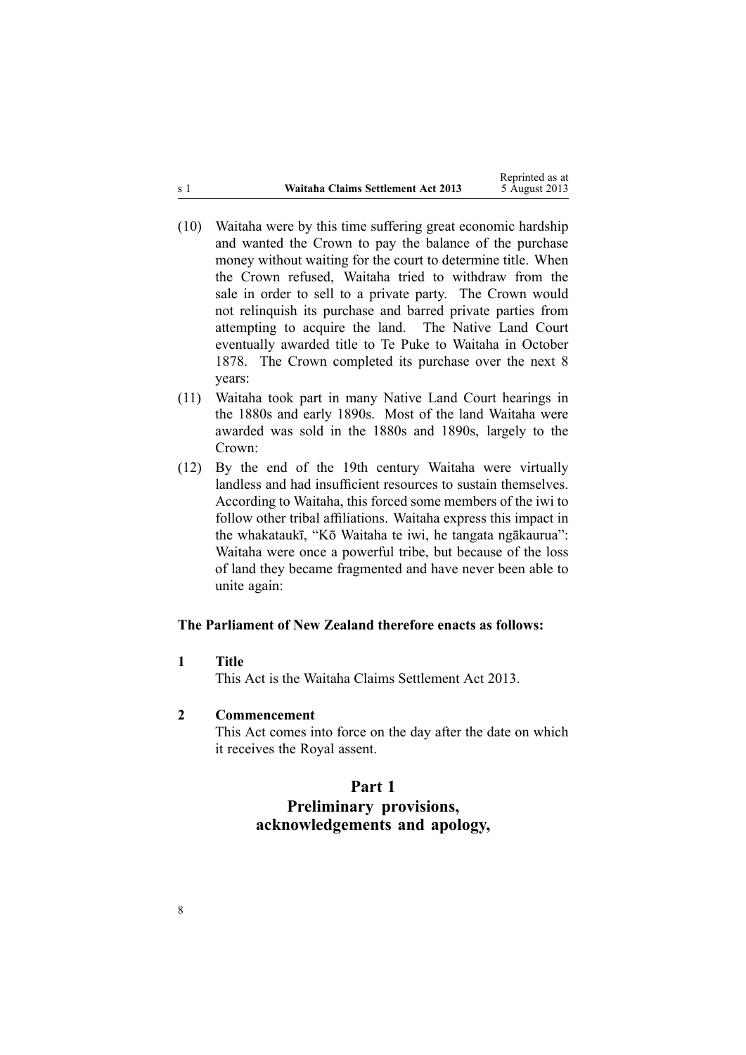(10) Waitaha were by this time suffering great economic hardship and wanted the Crown to pay the balance of the purchase money without waiting for the court to determine title. When the Crown refused, Waitaha tried to withdraw from the sale in order to sell to a private party. The Crown would not relinquish its purchase and barred private parties from attempting to acquire the land. The Native Land Court eventually awarded title to Te Puke to Waitaha in October 1878. The Crown completed its purchase over the next 8 years:

(11) Waitaha took part in many Native Land Court hearings in the 1880s and early 1890s. Most of the land Waitaha were awarded was sold in the 1880s and 1890s, largely to the Crown:

(12) By the end of the 19th century Waitaha were virtually landless and had insufficient resources to sustain themselves. According to Waitaha, this forced some members of the iwi to follow other tribal affiliations. Waitaha express this impact in the whakataukī, "Kō Waitaha te iwi, he tangata ngākaurua": Waitaha were once a powerful tribe, but because of the loss of land they became fragmented and have never been able to unite again:

**The Parliament of New Zealand therefore enacts as follows:**

**1 Title**

This Act is the Waitaha Claims Settlement Act 2013.

**2 Commencement**

This Act comes into force on the day after the date on which it receives the Royal assent.

## Part 1
## Preliminary provisions, acknowledgements and apology,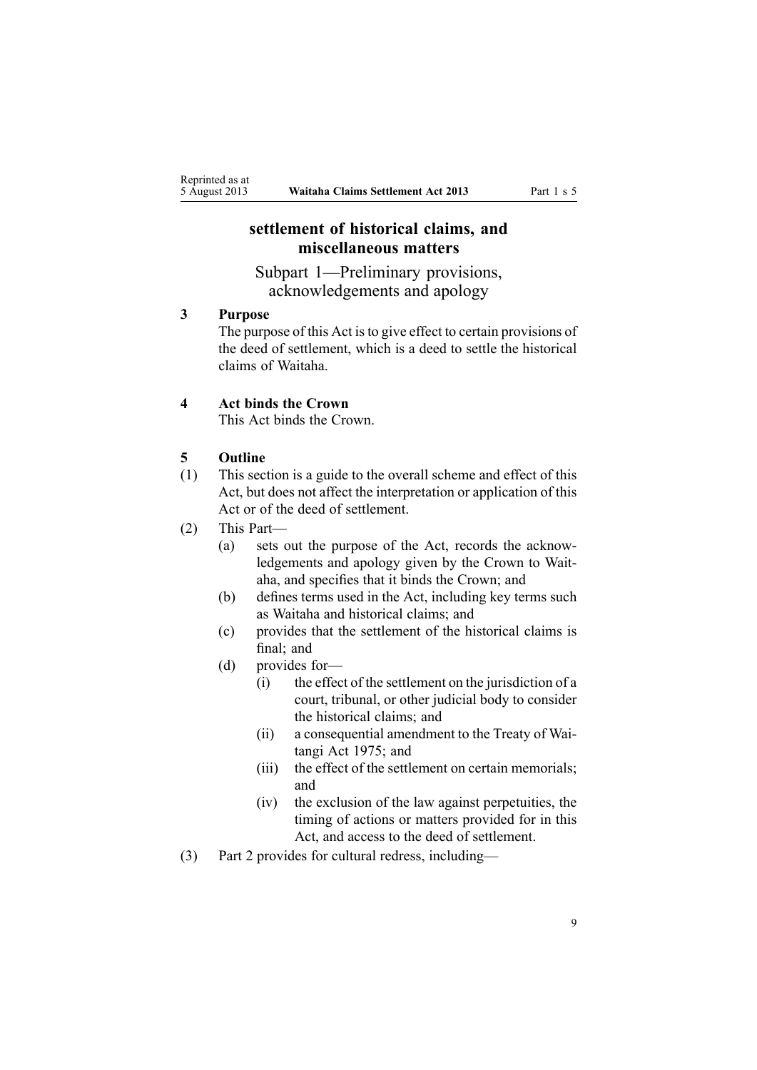## settlement of historical claims, and miscellaneous matters

### Subpart 1—Preliminary provisions, acknowledgements and apology

**3 Purpose**

The purpose of this Act is to give effect to certain provisions of the deed of settlement, which is a deed to settle the historical claims of Waitaha.

**4 Act binds the Crown**

This Act binds the Crown.

**5 Outline**

(1) This section is a guide to the overall scheme and effect of this Act, but does not affect the interpretation or application of this Act or of the deed of settlement.

(2) This Part—

- (a) sets out the purpose of the Act, records the acknowledgements and apology given by the Crown to Waitaha, and specifies that it binds the Crown; and
- (b) defines terms used in the Act, including key terms such as Waitaha and historical claims; and
- (c) provides that the settlement of the historical claims is final; and
- (d) provides for—
  - (i) the effect of the settlement on the jurisdiction of a court, tribunal, or other judicial body to consider the historical claims; and
  - (ii) a consequential amendment to the Treaty of Waitangi Act 1975; and
  - (iii) the effect of the settlement on certain memorials; and
  - (iv) the exclusion of the law against perpetuities, the timing of actions or matters provided for in this Act, and access to the deed of settlement.

(3) Part 2 provides for cultural redress, including—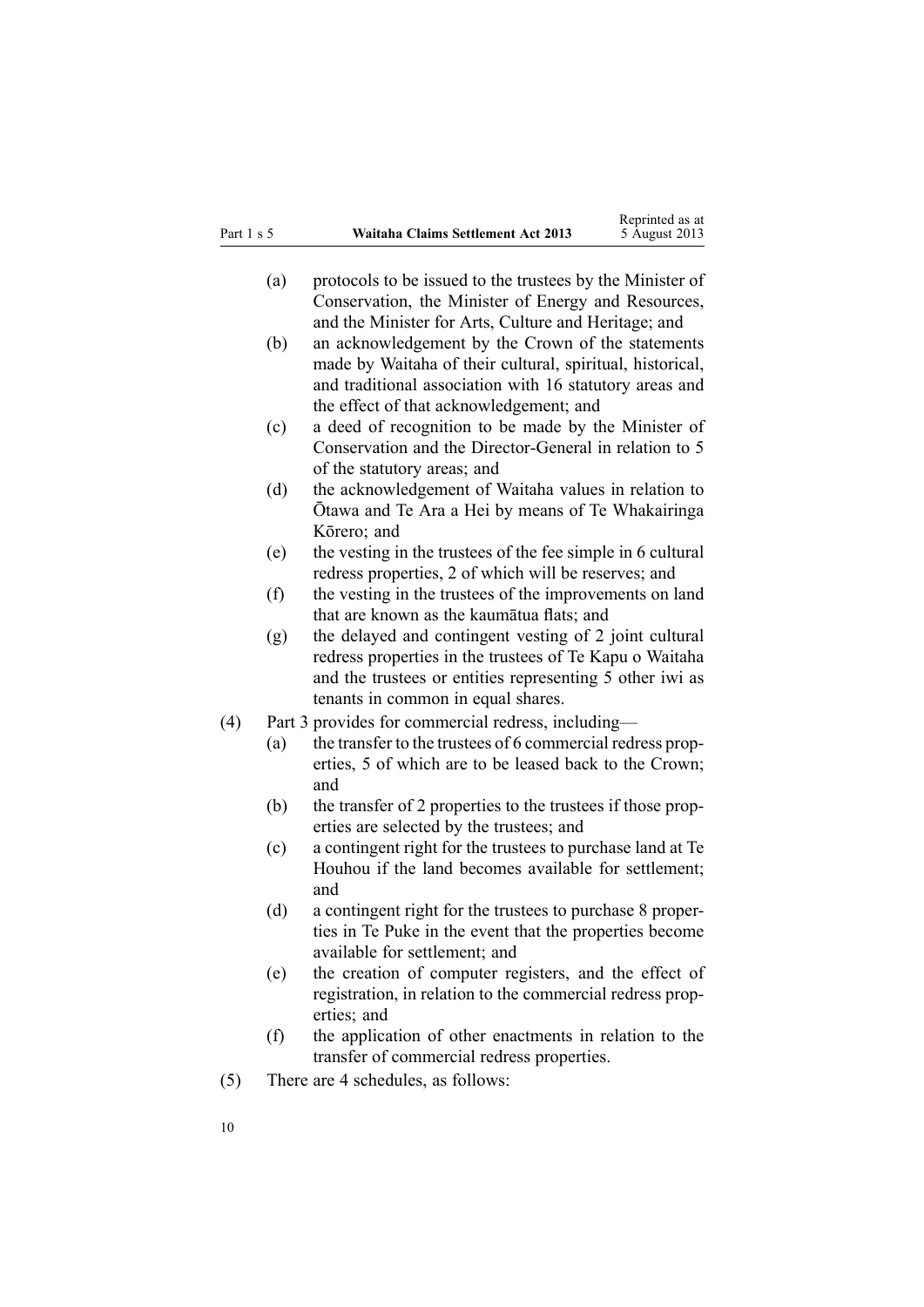(a) protocols to be issued to the trustees by the Minister of Conservation, the Minister of Energy and Resources, and the Minister for Arts, Culture and Heritage; and

(b) an acknowledgement by the Crown of the statements made by Waitaha of their cultural, spiritual, historical, and traditional association with 16 statutory areas and the effect of that acknowledgement; and

(c) a deed of recognition to be made by the Minister of Conservation and the Director-General in relation to 5 of the statutory areas; and

(d) the acknowledgement of Waitaha values in relation to Ōtawa and Te Ara a Hei by means of Te Whakairinga Kōrero; and

(e) the vesting in the trustees of the fee simple in 6 cultural redress properties, 2 of which will be reserves; and

(f) the vesting in the trustees of the improvements on land that are known as the kaumātua flats; and

(g) the delayed and contingent vesting of 2 joint cultural redress properties in the trustees of Te Kapu o Waitaha and the trustees or entities representing 5 other iwi as tenants in common in equal shares.

(4) Part 3 provides for commercial redress, including—

(a) the transfer to the trustees of 6 commercial redress properties, 5 of which are to be leased back to the Crown; and

(b) the transfer of 2 properties to the trustees if those properties are selected by the trustees; and

(c) a contingent right for the trustees to purchase land at Te Houhou if the land becomes available for settlement; and

(d) a contingent right for the trustees to purchase 8 properties in Te Puke in the event that the properties become available for settlement; and

(e) the creation of computer registers, and the effect of registration, in relation to the commercial redress properties; and

(f) the application of other enactments in relation to the transfer of commercial redress properties.

(5) There are 4 schedules, as follows: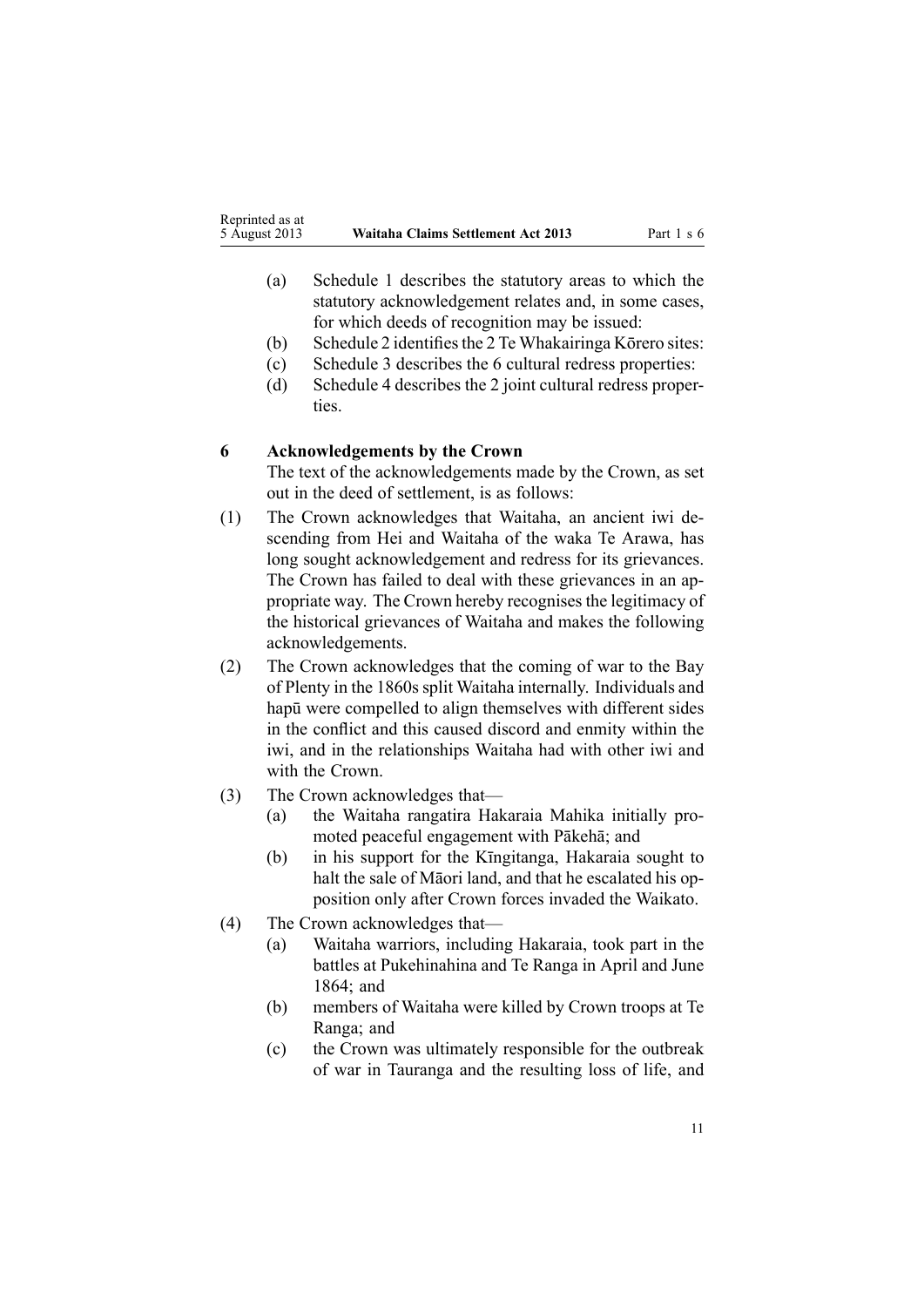(a) Schedule 1 describes the statutory areas to which the statutory acknowledgement relates and, in some cases, for which deeds of recognition may be issued:

(b) Schedule 2 identifies the 2 Te Whakairinga Kōrero sites:

(c) Schedule 3 describes the 6 cultural redress properties:

(d) Schedule 4 describes the 2 joint cultural redress properties.

### 6 Acknowledgements by the Crown

The text of the acknowledgements made by the Crown, as set out in the deed of settlement, is as follows:

(1) The Crown acknowledges that Waitaha, an ancient iwi descending from Hei and Waitaha of the waka Te Arawa, has long sought acknowledgement and redress for its grievances. The Crown has failed to deal with these grievances in an appropriate way. The Crown hereby recognises the legitimacy of the historical grievances of Waitaha and makes the following acknowledgements.

(2) The Crown acknowledges that the coming of war to the Bay of Plenty in the 1860s split Waitaha internally. Individuals and hapū were compelled to align themselves with different sides in the conflict and this caused discord and enmity within the iwi, and in the relationships Waitaha had with other iwi and with the Crown.

(3) The Crown acknowledges that—

(a) the Waitaha rangatira Hakaraia Mahika initially promoted peaceful engagement with Pākehā; and

(b) in his support for the Kīngitanga, Hakaraia sought to halt the sale of Māori land, and that he escalated his opposition only after Crown forces invaded the Waikato.

(4) The Crown acknowledges that—

(a) Waitaha warriors, including Hakaraia, took part in the battles at Pukehinahina and Te Ranga in April and June 1864; and

(b) members of Waitaha were killed by Crown troops at Te Ranga; and

(c) the Crown was ultimately responsible for the outbreak of war in Tauranga and the resulting loss of life, and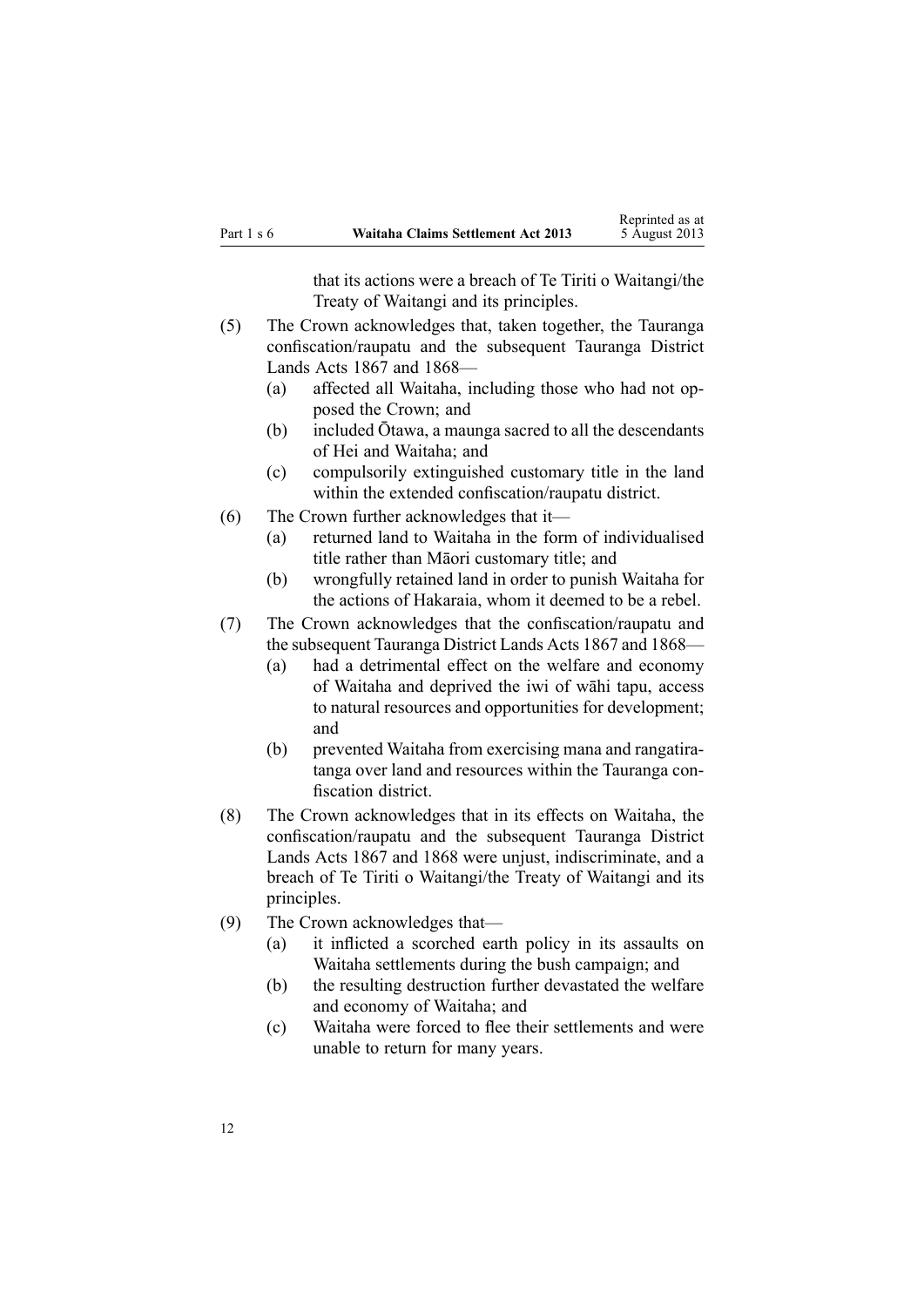that its actions were a breach of Te Tiriti o Waitangi/the Treaty of Waitangi and its principles.

(5) The Crown acknowledges that, taken together, the Tauranga confiscation/raupatu and the subsequent Tauranga District Lands Acts 1867 and 1868—

   (a) affected all Waitaha, including those who had not opposed the Crown; and

   (b) included Ōtawa, a maunga sacred to all the descendants of Hei and Waitaha; and

   (c) compulsorily extinguished customary title in the land within the extended confiscation/raupatu district.

(6) The Crown further acknowledges that it—

   (a) returned land to Waitaha in the form of individualised title rather than Māori customary title; and

   (b) wrongfully retained land in order to punish Waitaha for the actions of Hakaraia, whom it deemed to be a rebel.

(7) The Crown acknowledges that the confiscation/raupatu and the subsequent Tauranga District Lands Acts 1867 and 1868—

   (a) had a detrimental effect on the welfare and economy of Waitaha and deprived the iwi of wāhi tapu, access to natural resources and opportunities for development; and

   (b) prevented Waitaha from exercising mana and rangatiratanga over land and resources within the Tauranga confiscation district.

(8) The Crown acknowledges that in its effects on Waitaha, the confiscation/raupatu and the subsequent Tauranga District Lands Acts 1867 and 1868 were unjust, indiscriminate, and a breach of Te Tiriti o Waitangi/the Treaty of Waitangi and its principles.

(9) The Crown acknowledges that—

   (a) it inflicted a scorched earth policy in its assaults on Waitaha settlements during the bush campaign; and

   (b) the resulting destruction further devastated the welfare and economy of Waitaha; and

   (c) Waitaha were forced to flee their settlements and were unable to return for many years.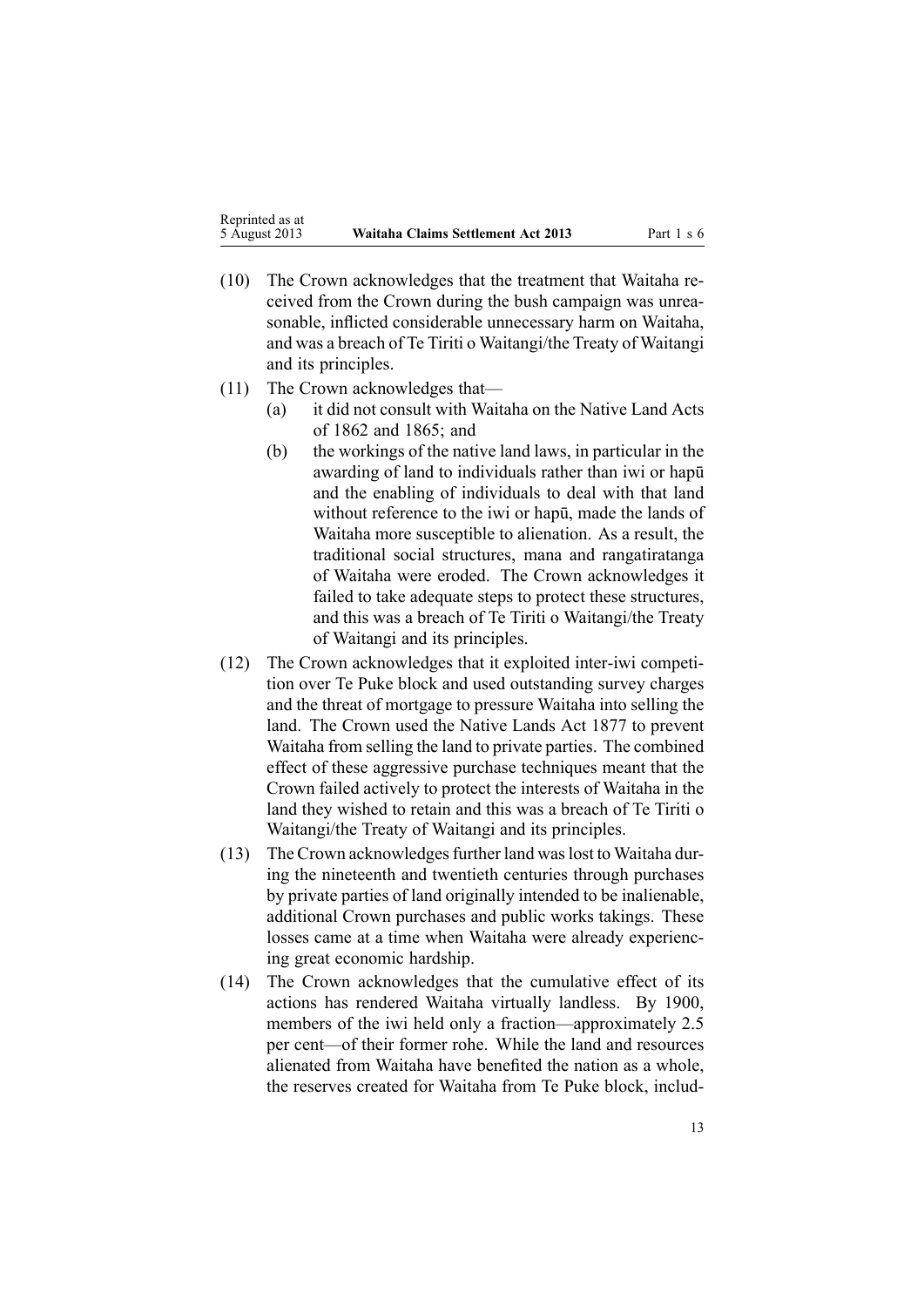(10) The Crown acknowledges that the treatment that Waitaha received from the Crown during the bush campaign was unreasonable, inflicted considerable unnecessary harm on Waitaha, and was a breach of Te Tiriti o Waitangi/the Treaty of Waitangi and its principles.

(11) The Crown acknowledges that—

- (a) it did not consult with Waitaha on the Native Land Acts of 1862 and 1865; and
- (b) the workings of the native land laws, in particular in the awarding of land to individuals rather than iwi or hapū and the enabling of individuals to deal with that land without reference to the iwi or hapū, made the lands of Waitaha more susceptible to alienation. As a result, the traditional social structures, mana and rangatiratanga of Waitaha were eroded. The Crown acknowledges it failed to take adequate steps to protect these structures, and this was a breach of Te Tiriti o Waitangi/the Treaty of Waitangi and its principles.

(12) The Crown acknowledges that it exploited inter-iwi competition over Te Puke block and used outstanding survey charges and the threat of mortgage to pressure Waitaha into selling the land. The Crown used the Native Lands Act 1877 to prevent Waitaha from selling the land to private parties. The combined effect of these aggressive purchase techniques meant that the Crown failed actively to protect the interests of Waitaha in the land they wished to retain and this was a breach of Te Tiriti o Waitangi/the Treaty of Waitangi and its principles.

(13) The Crown acknowledges further land was lost to Waitaha during the nineteenth and twentieth centuries through purchases by private parties of land originally intended to be inalienable, additional Crown purchases and public works takings. These losses came at a time when Waitaha were already experiencing great economic hardship.

(14) The Crown acknowledges that the cumulative effect of its actions has rendered Waitaha virtually landless. By 1900, members of the iwi held only a fraction—approximately 2.5 per cent—of their former rohe. While the land and resources alienated from Waitaha have benefited the nation as a whole, the reserves created for Waitaha from Te Puke block, includ-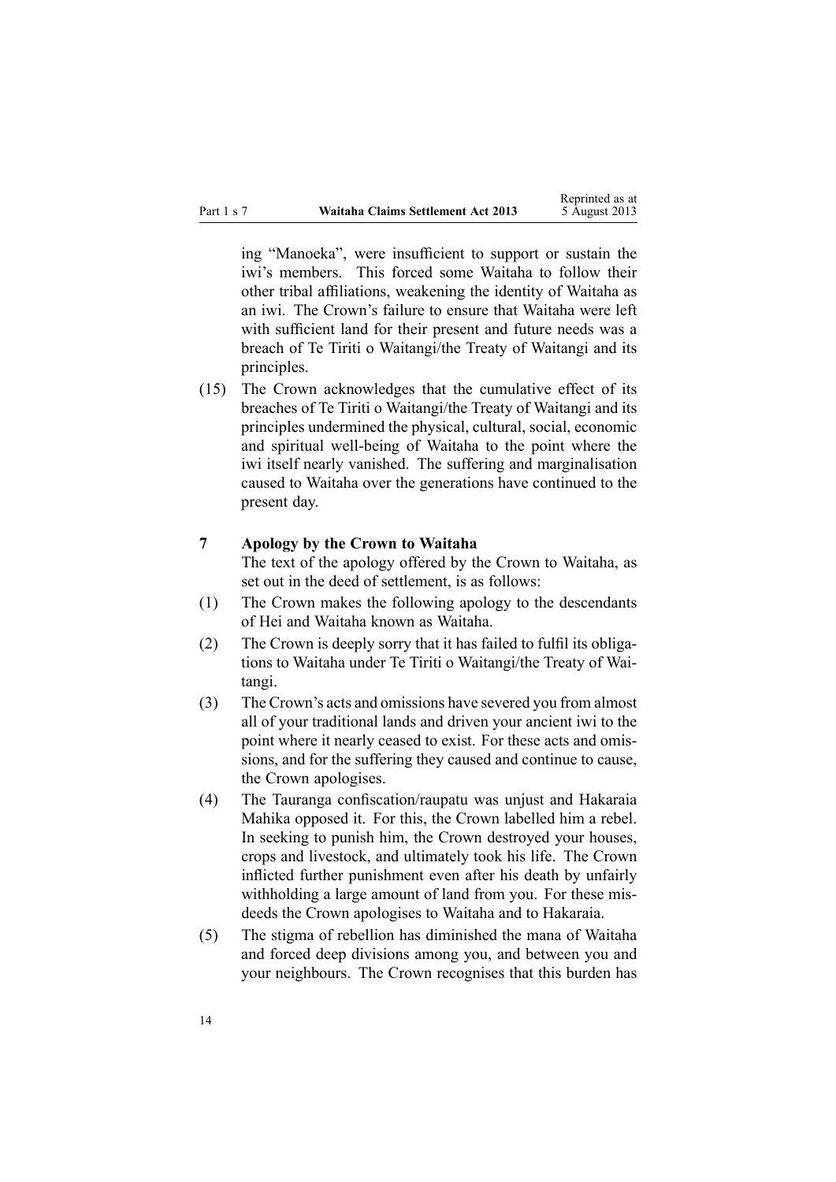ing "Manoeka", were insufficient to support or sustain the iwi's members. This forced some Waitaha to follow their other tribal affiliations, weakening the identity of Waitaha as an iwi. The Crown's failure to ensure that Waitaha were left with sufficient land for their present and future needs was a breach of Te Tiriti o Waitangi/the Treaty of Waitangi and its principles.

(15) The Crown acknowledges that the cumulative effect of its breaches of Te Tiriti o Waitangi/the Treaty of Waitangi and its principles undermined the physical, cultural, social, economic and spiritual well-being of Waitaha to the point where the iwi itself nearly vanished. The suffering and marginalisation caused to Waitaha over the generations have continued to the present day.

### 7 Apology by the Crown to Waitaha

The text of the apology offered by the Crown to Waitaha, as set out in the deed of settlement, is as follows:

(1) The Crown makes the following apology to the descendants of Hei and Waitaha known as Waitaha.

(2) The Crown is deeply sorry that it has failed to fulfil its obligations to Waitaha under Te Tiriti o Waitangi/the Treaty of Waitangi.

(3) The Crown's acts and omissions have severed you from almost all of your traditional lands and driven your ancient iwi to the point where it nearly ceased to exist. For these acts and omissions, and for the suffering they caused and continue to cause, the Crown apologises.

(4) The Tauranga confiscation/raupatu was unjust and Hakaraia Mahika opposed it. For this, the Crown labelled him a rebel. In seeking to punish him, the Crown destroyed your houses, crops and livestock, and ultimately took his life. The Crown inflicted further punishment even after his death by unfairly withholding a large amount of land from you. For these misdeeds the Crown apologises to Waitaha and to Hakaraia.

(5) The stigma of rebellion has diminished the mana of Waitaha and forced deep divisions among you, and between you and your neighbours. The Crown recognises that this burden has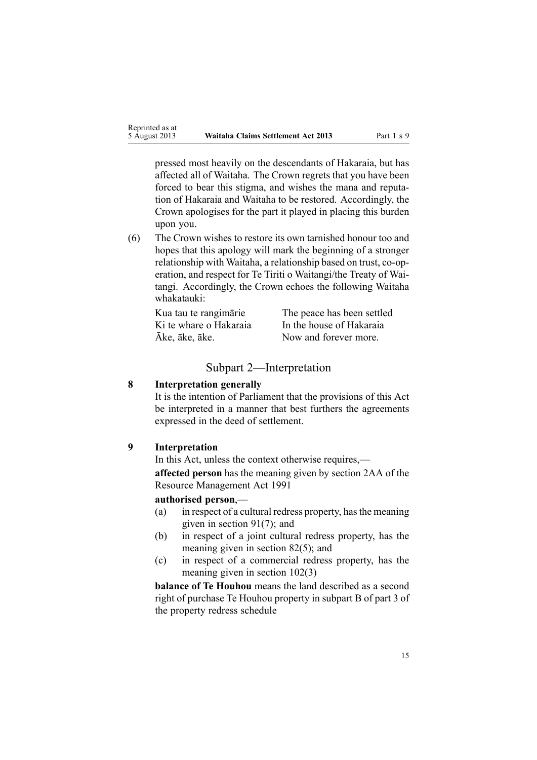pressed most heavily on the descendants of Hakaraia, but has affected all of Waitaha. The Crown regrets that you have been forced to bear this stigma, and wishes the mana and reputation of Hakaraia and Waitaha to be restored. Accordingly, the Crown apologises for the part it played in placing this burden upon you.

(6) The Crown wishes to restore its own tarnished honour too and hopes that this apology will mark the beginning of a stronger relationship with Waitaha, a relationship based on trust, co-operation, and respect for Te Tiriti o Waitangi/the Treaty of Waitangi. Accordingly, the Crown echoes the following Waitaha whakatauki:

| | |
|---|---|
| Kua tau te rangimārie | The peace has been settled |
| Ki te whare o Hakaraia | In the house of Hakaraia |
| Āke, āke, āke. | Now and forever more. |

## Subpart 2—Interpretation

**8 Interpretation generally**

It is the intention of Parliament that the provisions of this Act be interpreted in a manner that best furthers the agreements expressed in the deed of settlement.

**9 Interpretation**

In this Act, unless the context otherwise requires,—

**affected person** has the meaning given by section 2AA of the Resource Management Act 1991

**authorised person**,—

(a) in respect of a cultural redress property, has the meaning given in section 91(7); and

(b) in respect of a joint cultural redress property, has the meaning given in section 82(5); and

(c) in respect of a commercial redress property, has the meaning given in section 102(3)

**balance of Te Houhou** means the land described as a second right of purchase Te Houhou property in subpart B of part 3 of the property redress schedule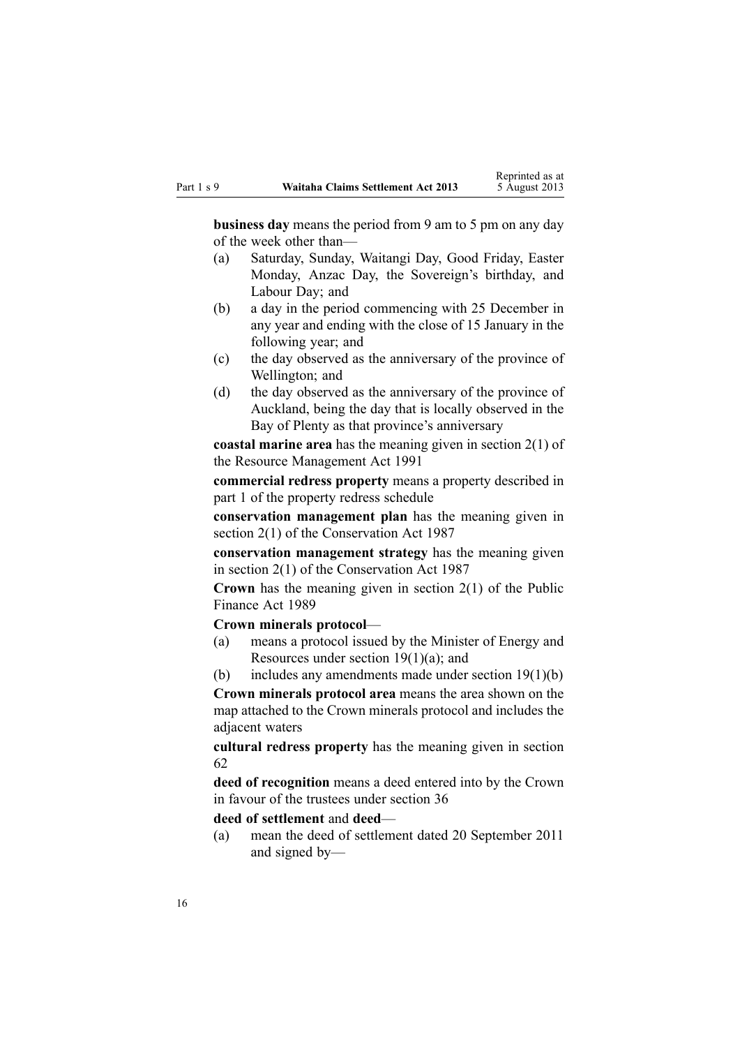**business day** means the period from 9 am to 5 pm on any day of the week other than—

- (a) Saturday, Sunday, Waitangi Day, Good Friday, Easter Monday, Anzac Day, the Sovereign's birthday, and Labour Day; and
- (b) a day in the period commencing with 25 December in any year and ending with the close of 15 January in the following year; and
- (c) the day observed as the anniversary of the province of Wellington; and
- (d) the day observed as the anniversary of the province of Auckland, being the day that is locally observed in the Bay of Plenty as that province's anniversary

**coastal marine area** has the meaning given in section 2(1) of the Resource Management Act 1991

**commercial redress property** means a property described in part 1 of the property redress schedule

**conservation management plan** has the meaning given in section 2(1) of the Conservation Act 1987

**conservation management strategy** has the meaning given in section 2(1) of the Conservation Act 1987

**Crown** has the meaning given in section 2(1) of the Public Finance Act 1989

**Crown minerals protocol**—

- (a) means a protocol issued by the Minister of Energy and Resources under section 19(1)(a); and
- (b) includes any amendments made under section 19(1)(b)

**Crown minerals protocol area** means the area shown on the map attached to the Crown minerals protocol and includes the adjacent waters

**cultural redress property** has the meaning given in section 62

**deed of recognition** means a deed entered into by the Crown in favour of the trustees under section 36

**deed of settlement** and **deed**—

- (a) mean the deed of settlement dated 20 September 2011 and signed by—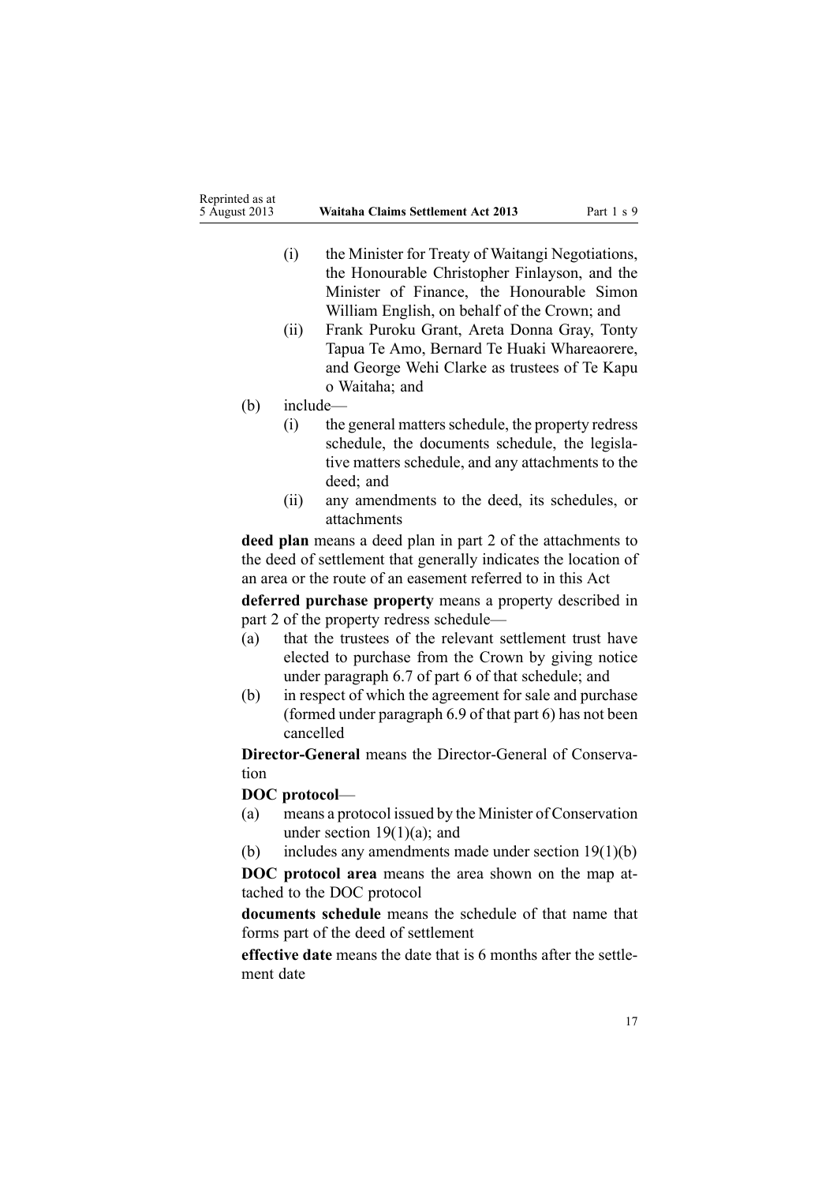- (i) the Minister for Treaty of Waitangi Negotiations, the Honourable Christopher Finlayson, and the Minister of Finance, the Honourable Simon William English, on behalf of the Crown; and
- (ii) Frank Puroku Grant, Areta Donna Gray, Tonty Tapua Te Amo, Bernard Te Huaki Whareaorere, and George Wehi Clarke as trustees of Te Kapu o Waitaha; and

(b) include—

- (i) the general matters schedule, the property redress schedule, the documents schedule, the legislative matters schedule, and any attachments to the deed; and
- (ii) any amendments to the deed, its schedules, or attachments

**deed plan** means a deed plan in part 2 of the attachments to the deed of settlement that generally indicates the location of an area or the route of an easement referred to in this Act

**deferred purchase property** means a property described in part 2 of the property redress schedule—

(a) that the trustees of the relevant settlement trust have elected to purchase from the Crown by giving notice under paragraph 6.7 of part 6 of that schedule; and

(b) in respect of which the agreement for sale and purchase (formed under paragraph 6.9 of that part 6) has not been cancelled

**Director-General** means the Director-General of Conservation

**DOC protocol**—

(a) means a protocol issued by the Minister of Conservation under section 19(1)(a); and

(b) includes any amendments made under section 19(1)(b)

**DOC protocol area** means the area shown on the map attached to the DOC protocol

**documents schedule** means the schedule of that name that forms part of the deed of settlement

**effective date** means the date that is 6 months after the settlement date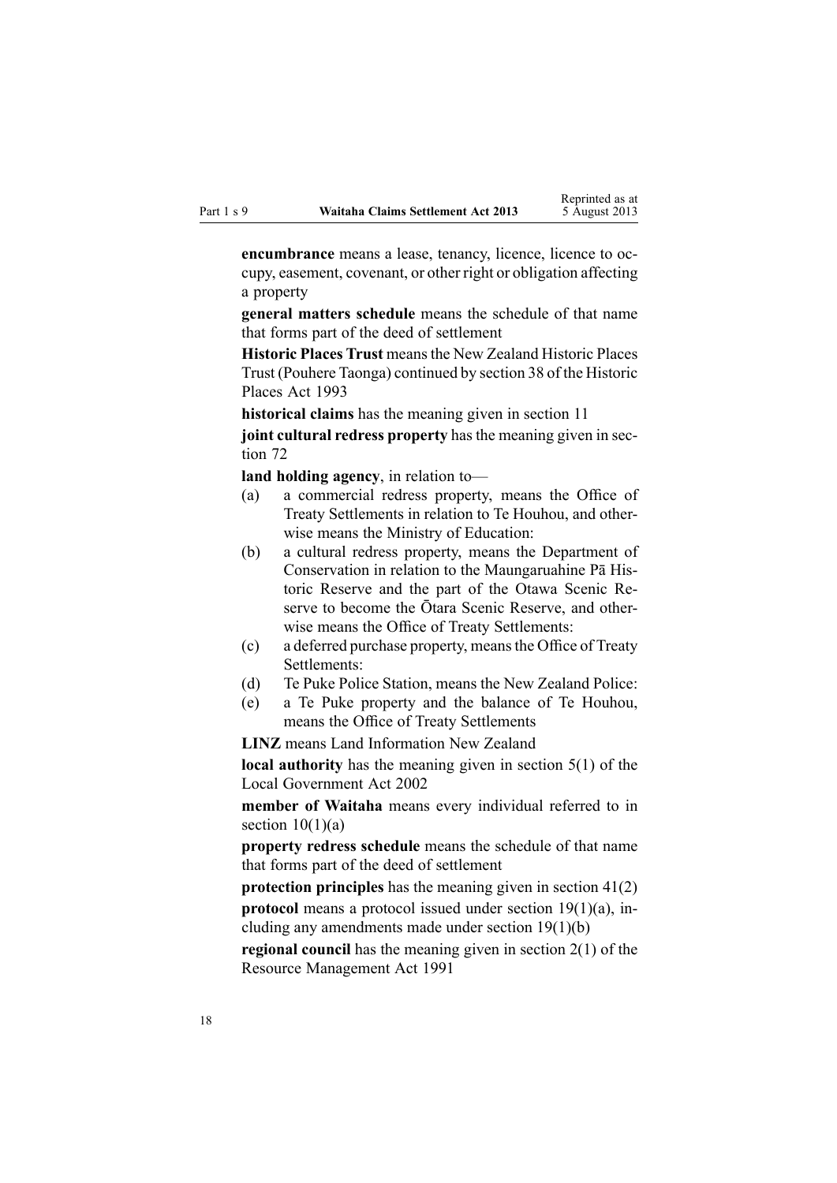**encumbrance** means a lease, tenancy, licence, licence to occupy, easement, covenant, or other right or obligation affecting a property

**general matters schedule** means the schedule of that name that forms part of the deed of settlement

**Historic Places Trust** means the New Zealand Historic Places Trust (Pouhere Taonga) continued by section 38 of the Historic Places Act 1993

**historical claims** has the meaning given in section 11

**joint cultural redress property** has the meaning given in section 72

**land holding agency**, in relation to—

- (a) a commercial redress property, means the Office of Treaty Settlements in relation to Te Houhou, and otherwise means the Ministry of Education:
- (b) a cultural redress property, means the Department of Conservation in relation to the Maungaruahine Pā Historic Reserve and the part of the Otawa Scenic Reserve to become the Ōtara Scenic Reserve, and otherwise means the Office of Treaty Settlements:
- (c) a deferred purchase property, means the Office of Treaty Settlements:
- (d) Te Puke Police Station, means the New Zealand Police:
- (e) a Te Puke property and the balance of Te Houhou, means the Office of Treaty Settlements

**LINZ** means Land Information New Zealand

**local authority** has the meaning given in section 5(1) of the Local Government Act 2002

**member of Waitaha** means every individual referred to in section 10(1)(a)

**property redress schedule** means the schedule of that name that forms part of the deed of settlement

**protection principles** has the meaning given in section 41(2)

**protocol** means a protocol issued under section 19(1)(a), including any amendments made under section 19(1)(b)

**regional council** has the meaning given in section 2(1) of the Resource Management Act 1991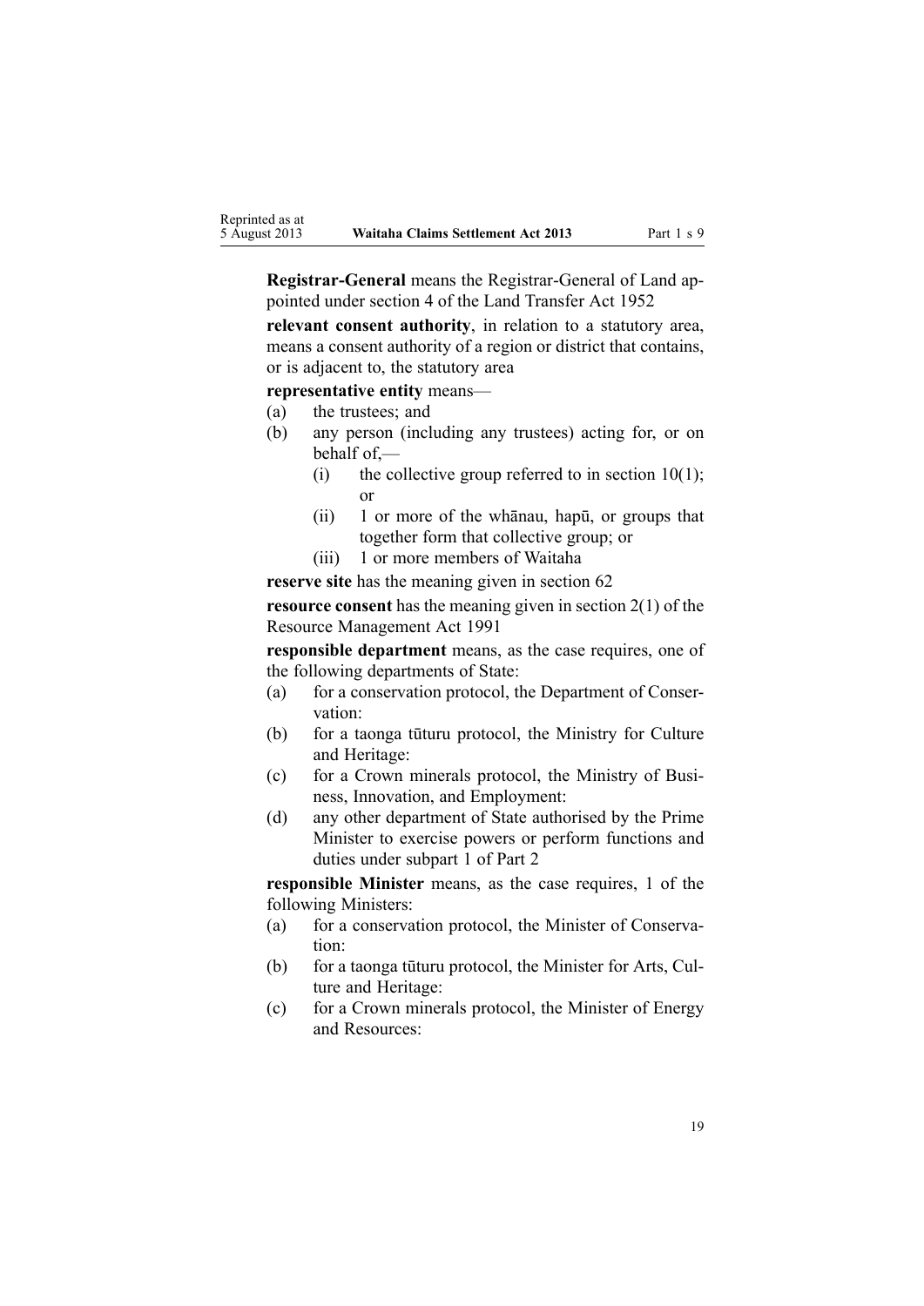**Registrar-General** means the Registrar-General of Land appointed under section 4 of the Land Transfer Act 1952

**relevant consent authority**, in relation to a statutory area, means a consent authority of a region or district that contains, or is adjacent to, the statutory area

**representative entity** means—

(a) the trustees; and

(b) any person (including any trustees) acting for, or on behalf of,—

  (i) the collective group referred to in section 10(1); or

  (ii) 1 or more of the whānau, hapū, or groups that together form that collective group; or

  (iii) 1 or more members of Waitaha

**reserve site** has the meaning given in section 62

**resource consent** has the meaning given in section 2(1) of the Resource Management Act 1991

**responsible department** means, as the case requires, one of the following departments of State:

(a) for a conservation protocol, the Department of Conservation:

(b) for a taonga tūturu protocol, the Ministry for Culture and Heritage:

(c) for a Crown minerals protocol, the Ministry of Business, Innovation, and Employment:

(d) any other department of State authorised by the Prime Minister to exercise powers or perform functions and duties under subpart 1 of Part 2

**responsible Minister** means, as the case requires, 1 of the following Ministers:

(a) for a conservation protocol, the Minister of Conservation:

(b) for a taonga tūturu protocol, the Minister for Arts, Culture and Heritage:

(c) for a Crown minerals protocol, the Minister of Energy and Resources: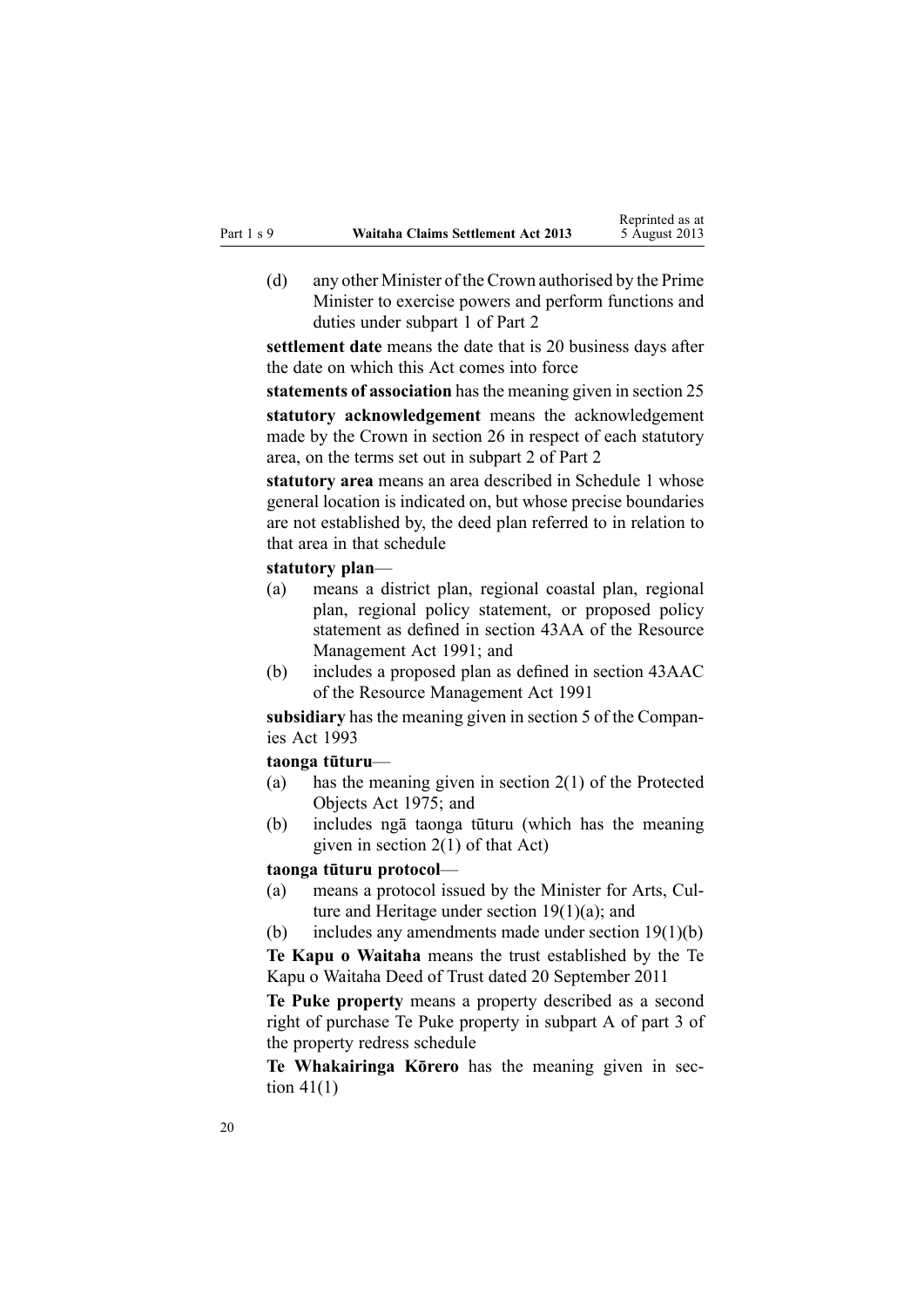(d) any other Minister of the Crown authorised by the Prime Minister to exercise powers and perform functions and duties under subpart 1 of Part 2

**settlement date** means the date that is 20 business days after the date on which this Act comes into force

**statements of association** has the meaning given in section 25

**statutory acknowledgement** means the acknowledgement made by the Crown in section 26 in respect of each statutory area, on the terms set out in subpart 2 of Part 2

**statutory area** means an area described in Schedule 1 whose general location is indicated on, but whose precise boundaries are not established by, the deed plan referred to in relation to that area in that schedule

**statutory plan**—

(a) means a district plan, regional coastal plan, regional plan, regional policy statement, or proposed policy statement as defined in section 43AA of the Resource Management Act 1991; and

(b) includes a proposed plan as defined in section 43AAC of the Resource Management Act 1991

**subsidiary** has the meaning given in section 5 of the Companies Act 1993

**taonga tūturu**—

(a) has the meaning given in section 2(1) of the Protected Objects Act 1975; and

(b) includes ngā taonga tūturu (which has the meaning given in section 2(1) of that Act)

**taonga tūturu protocol**—

(a) means a protocol issued by the Minister for Arts, Culture and Heritage under section 19(1)(a); and

(b) includes any amendments made under section 19(1)(b)

**Te Kapu o Waitaha** means the trust established by the Te Kapu o Waitaha Deed of Trust dated 20 September 2011

**Te Puke property** means a property described as a second right of purchase Te Puke property in subpart A of part 3 of the property redress schedule

**Te Whakairinga Kōrero** has the meaning given in section 41(1)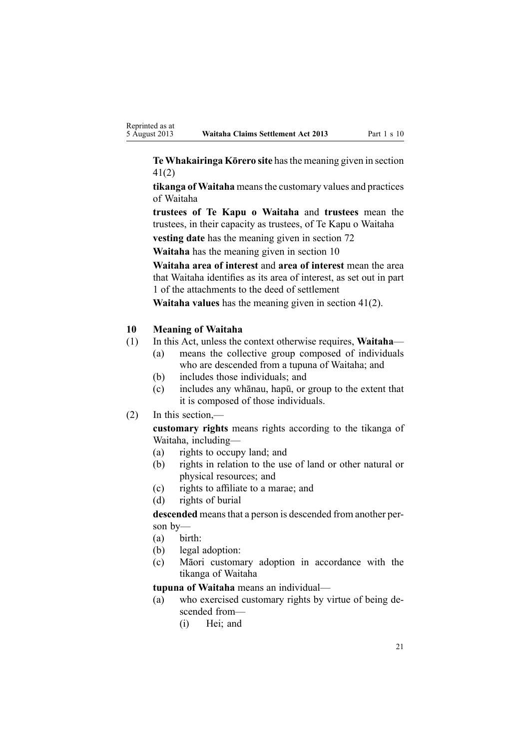**Te Whakairinga Kōrero site** has the meaning given in section 41(2)

**tikanga of Waitaha** means the customary values and practices of Waitaha

**trustees of Te Kapu o Waitaha** and **trustees** mean the trustees, in their capacity as trustees, of Te Kapu o Waitaha

**vesting date** has the meaning given in section 72

**Waitaha** has the meaning given in section 10

**Waitaha area of interest** and **area of interest** mean the area that Waitaha identifies as its area of interest, as set out in part 1 of the attachments to the deed of settlement

**Waitaha values** has the meaning given in section 41(2).

### 10 Meaning of Waitaha

(1) In this Act, unless the context otherwise requires, **Waitaha**—
   - (a) means the collective group composed of individuals who are descended from a tupuna of Waitaha; and
   - (b) includes those individuals; and
   - (c) includes any whānau, hapū, or group to the extent that it is composed of those individuals.

(2) In this section,—

**customary rights** means rights according to the tikanga of Waitaha, including—
   - (a) rights to occupy land; and
   - (b) rights in relation to the use of land or other natural or physical resources; and
   - (c) rights to affiliate to a marae; and
   - (d) rights of burial

**descended** means that a person is descended from another person by—
   - (a) birth:
   - (b) legal adoption:
   - (c) Māori customary adoption in accordance with the tikanga of Waitaha

**tupuna of Waitaha** means an individual—
   - (a) who exercised customary rights by virtue of being descended from—
      - (i) Hei; and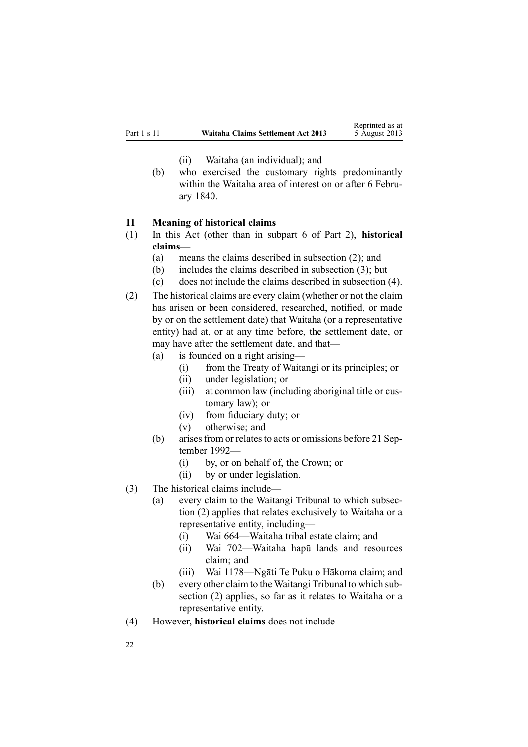(ii) Waitaha (an individual); and

(b) who exercised the customary rights predominantly within the Waitaha area of interest on or after 6 February 1840.

### 11 Meaning of historical claims

(1) In this Act (other than in subpart 6 of Part 2), **historical claims**—

(a) means the claims described in subsection (2); and

(b) includes the claims described in subsection (3); but

(c) does not include the claims described in subsection (4).

(2) The historical claims are every claim (whether or not the claim has arisen or been considered, researched, notified, or made by or on the settlement date) that Waitaha (or a representative entity) had at, or at any time before, the settlement date, or may have after the settlement date, and that—

(a) is founded on a right arising—

(i) from the Treaty of Waitangi or its principles; or

(ii) under legislation; or

(iii) at common law (including aboriginal title or customary law); or

(iv) from fiduciary duty; or

(v) otherwise; and

(b) arises from or relates to acts or omissions before 21 September 1992—

(i) by, or on behalf of, the Crown; or

(ii) by or under legislation.

(3) The historical claims include—

(a) every claim to the Waitangi Tribunal to which subsection (2) applies that relates exclusively to Waitaha or a representative entity, including—

(i) Wai 664—Waitaha tribal estate claim; and

(ii) Wai 702—Waitaha hapū lands and resources claim; and

(iii) Wai 1178—Ngāti Te Puku o Hākoma claim; and

(b) every other claim to the Waitangi Tribunal to which subsection (2) applies, so far as it relates to Waitaha or a representative entity.

(4) However, **historical claims** does not include—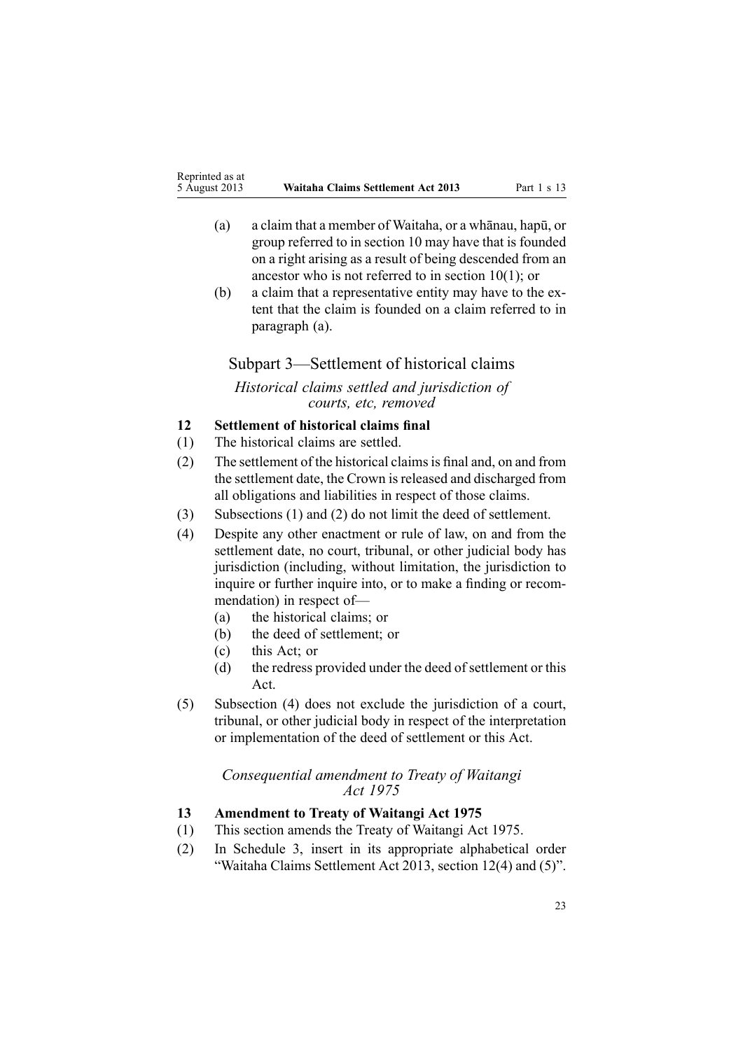(a) a claim that a member of Waitaha, or a whānau, hapū, or group referred to in section 10 may have that is founded on a right arising as a result of being descended from an ancestor who is not referred to in section 10(1); or

(b) a claim that a representative entity may have to the extent that the claim is founded on a claim referred to in paragraph (a).

## Subpart 3—Settlement of historical claims

### *Historical claims settled and jurisdiction of courts, etc, removed*

**12 Settlement of historical claims final**

(1) The historical claims are settled.

(2) The settlement of the historical claims is final and, on and from the settlement date, the Crown is released and discharged from all obligations and liabilities in respect of those claims.

(3) Subsections (1) and (2) do not limit the deed of settlement.

(4) Despite any other enactment or rule of law, on and from the settlement date, no court, tribunal, or other judicial body has jurisdiction (including, without limitation, the jurisdiction to inquire or further inquire into, or to make a finding or recommendation) in respect of—

(a) the historical claims; or

(b) the deed of settlement; or

(c) this Act; or

(d) the redress provided under the deed of settlement or this Act.

(5) Subsection (4) does not exclude the jurisdiction of a court, tribunal, or other judicial body in respect of the interpretation or implementation of the deed of settlement or this Act.

### *Consequential amendment to Treaty of Waitangi Act 1975*

**13 Amendment to Treaty of Waitangi Act 1975**

(1) This section amends the Treaty of Waitangi Act 1975.

(2) In Schedule 3, insert in its appropriate alphabetical order "Waitaha Claims Settlement Act 2013, section 12(4) and (5)".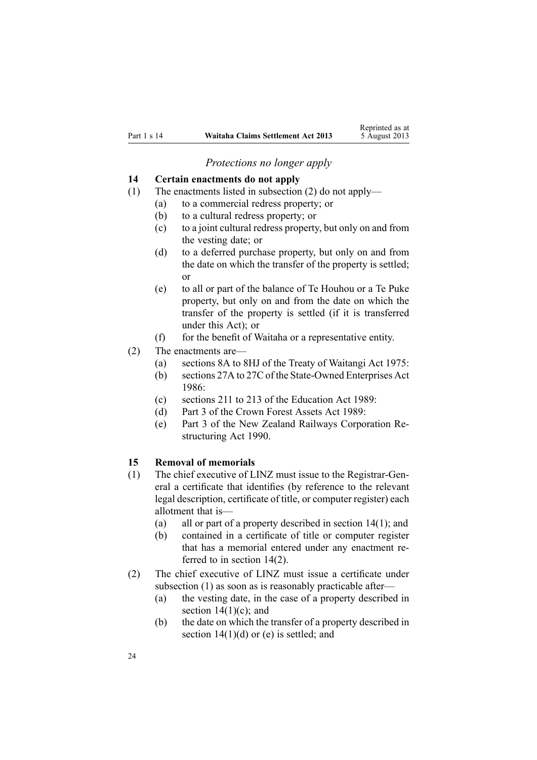*Protections no longer apply*

### 14 Certain enactments do not apply

(1) The enactments listed in subsection (2) do not apply—

- (a) to a commercial redress property; or
- (b) to a cultural redress property; or
- (c) to a joint cultural redress property, but only on and from the vesting date; or
- (d) to a deferred purchase property, but only on and from the date on which the transfer of the property is settled; or
- (e) to all or part of the balance of Te Houhou or a Te Puke property, but only on and from the date on which the transfer of the property is settled (if it is transferred under this Act); or
- (f) for the benefit of Waitaha or a representative entity.

(2) The enactments are—

- (a) sections 8A to 8HJ of the Treaty of Waitangi Act 1975:
- (b) sections 27A to 27C of the State-Owned Enterprises Act 1986:
- (c) sections 211 to 213 of the Education Act 1989:
- (d) Part 3 of the Crown Forest Assets Act 1989:
- (e) Part 3 of the New Zealand Railways Corporation Restructuring Act 1990.

### 15 Removal of memorials

(1) The chief executive of LINZ must issue to the Registrar-General a certificate that identifies (by reference to the relevant legal description, certificate of title, or computer register) each allotment that is—

- (a) all or part of a property described in section 14(1); and
- (b) contained in a certificate of title or computer register that has a memorial entered under any enactment referred to in section 14(2).

(2) The chief executive of LINZ must issue a certificate under subsection (1) as soon as is reasonably practicable after—

- (a) the vesting date, in the case of a property described in section 14(1)(c); and
- (b) the date on which the transfer of a property described in section 14(1)(d) or (e) is settled; and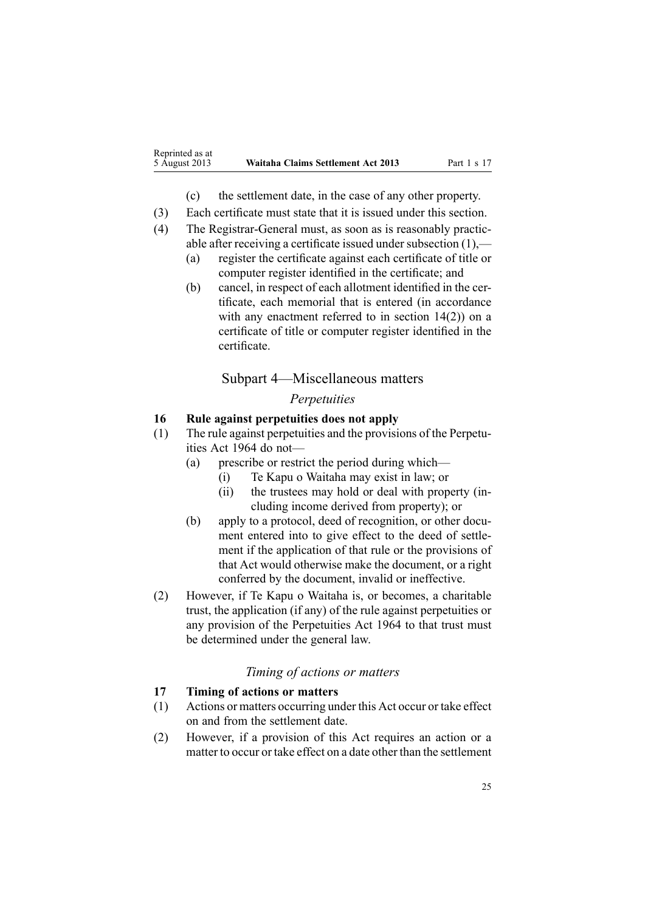(c) the settlement date, in the case of any other property.

(3) Each certificate must state that it is issued under this section.

(4) The Registrar-General must, as soon as is reasonably practicable after receiving a certificate issued under subsection (1),—

(a) register the certificate against each certificate of title or computer register identified in the certificate; and

(b) cancel, in respect of each allotment identified in the certificate, each memorial that is entered (in accordance with any enactment referred to in section 14(2)) on a certificate of title or computer register identified in the certificate.

## Subpart 4—Miscellaneous matters

### *Perpetuities*

**16 Rule against perpetuities does not apply**

(1) The rule against perpetuities and the provisions of the Perpetuities Act 1964 do not—

(a) prescribe or restrict the period during which—

(i) Te Kapu o Waitaha may exist in law; or

(ii) the trustees may hold or deal with property (including income derived from property); or

(b) apply to a protocol, deed of recognition, or other document entered into to give effect to the deed of settlement if the application of that rule or the provisions of that Act would otherwise make the document, or a right conferred by the document, invalid or ineffective.

(2) However, if Te Kapu o Waitaha is, or becomes, a charitable trust, the application (if any) of the rule against perpetuities or any provision of the Perpetuities Act 1964 to that trust must be determined under the general law.

### *Timing of actions or matters*

**17 Timing of actions or matters**

(1) Actions or matters occurring under this Act occur or take effect on and from the settlement date.

(2) However, if a provision of this Act requires an action or a matter to occur or take effect on a date other than the settlement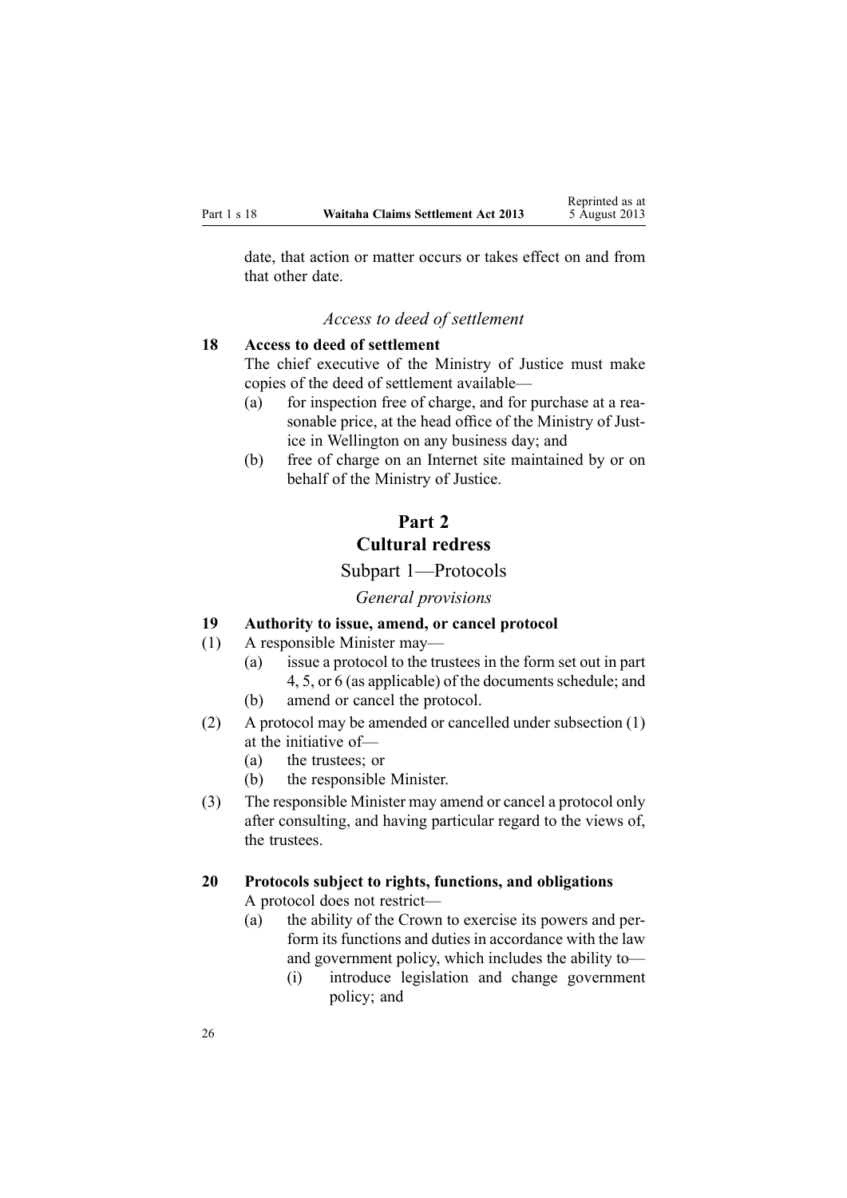date, that action or matter occurs or takes effect on and from that other date.

*Access to deed of settlement*

**18 Access to deed of settlement**

The chief executive of the Ministry of Justice must make copies of the deed of settlement available—

(a) for inspection free of charge, and for purchase at a reasonable price, at the head office of the Ministry of Justice in Wellington on any business day; and

(b) free of charge on an Internet site maintained by or on behalf of the Ministry of Justice.

# Part 2
# Cultural redress

## Subpart 1—Protocols

*General provisions*

**19 Authority to issue, amend, or cancel protocol**

(1) A responsible Minister may—

(a) issue a protocol to the trustees in the form set out in part 4, 5, or 6 (as applicable) of the documents schedule; and

(b) amend or cancel the protocol.

(2) A protocol may be amended or cancelled under subsection (1) at the initiative of—

(a) the trustees; or

(b) the responsible Minister.

(3) The responsible Minister may amend or cancel a protocol only after consulting, and having particular regard to the views of, the trustees.

**20 Protocols subject to rights, functions, and obligations**

A protocol does not restrict—

(a) the ability of the Crown to exercise its powers and perform its functions and duties in accordance with the law and government policy, which includes the ability to—

(i) introduce legislation and change government policy; and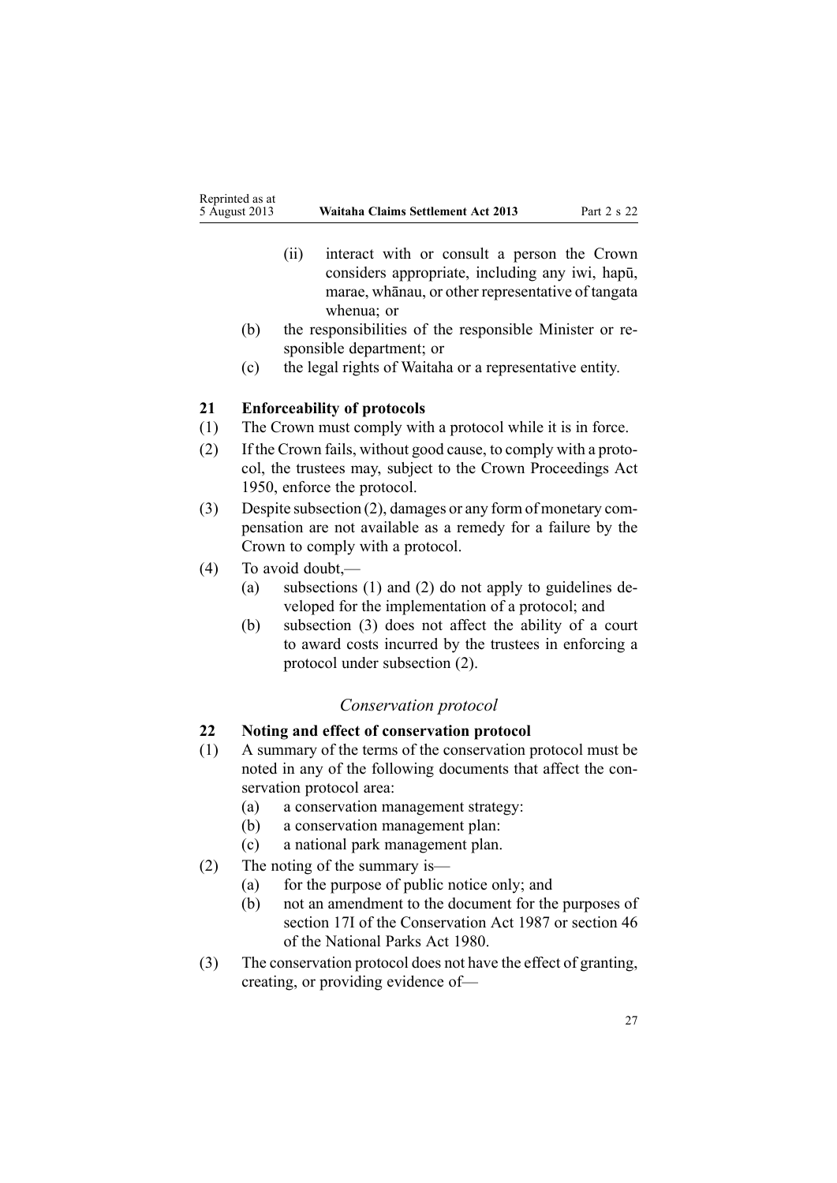(ii) interact with or consult a person the Crown considers appropriate, including any iwi, hapū, marae, whānau, or other representative of tangata whenua; or

(b) the responsibilities of the responsible Minister or responsible department; or

(c) the legal rights of Waitaha or a representative entity.

### 21 Enforceability of protocols

(1) The Crown must comply with a protocol while it is in force.

(2) If the Crown fails, without good cause, to comply with a protocol, the trustees may, subject to the Crown Proceedings Act 1950, enforce the protocol.

(3) Despite subsection (2), damages or any form of monetary compensation are not available as a remedy for a failure by the Crown to comply with a protocol.

(4) To avoid doubt,—

(a) subsections (1) and (2) do not apply to guidelines developed for the implementation of a protocol; and

(b) subsection (3) does not affect the ability of a court to award costs incurred by the trustees in enforcing a protocol under subsection (2).

*Conservation protocol*

### 22 Noting and effect of conservation protocol

(1) A summary of the terms of the conservation protocol must be noted in any of the following documents that affect the conservation protocol area:

(a) a conservation management strategy:

(b) a conservation management plan:

(c) a national park management plan.

(2) The noting of the summary is—

(a) for the purpose of public notice only; and

(b) not an amendment to the document for the purposes of section 17I of the Conservation Act 1987 or section 46 of the National Parks Act 1980.

(3) The conservation protocol does not have the effect of granting, creating, or providing evidence of—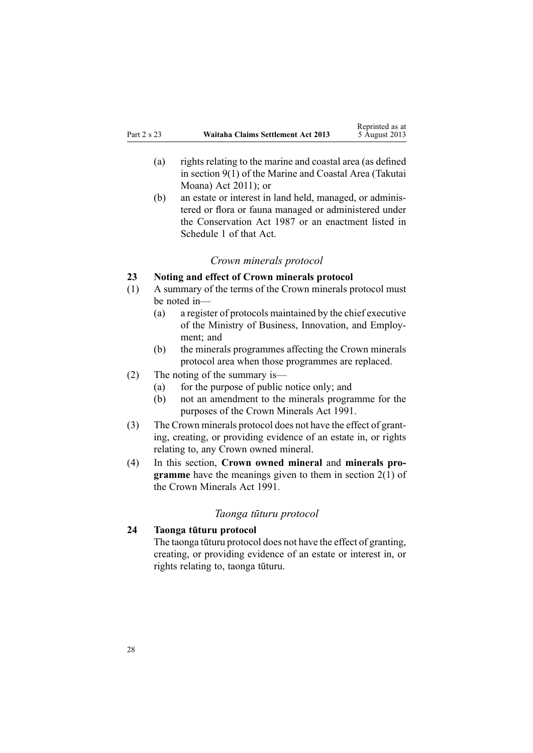(a) rights relating to the marine and coastal area (as defined in section 9(1) of the Marine and Coastal Area (Takutai Moana) Act 2011); or

(b) an estate or interest in land held, managed, or administered or flora or fauna managed or administered under the Conservation Act 1987 or an enactment listed in Schedule 1 of that Act.

### *Crown minerals protocol*

**23 Noting and effect of Crown minerals protocol**

(1) A summary of the terms of the Crown minerals protocol must be noted in—

(a) a register of protocols maintained by the chief executive of the Ministry of Business, Innovation, and Employment; and

(b) the minerals programmes affecting the Crown minerals protocol area when those programmes are replaced.

(2) The noting of the summary is—

(a) for the purpose of public notice only; and

(b) not an amendment to the minerals programme for the purposes of the Crown Minerals Act 1991.

(3) The Crown minerals protocol does not have the effect of granting, creating, or providing evidence of an estate in, or rights relating to, any Crown owned mineral.

(4) In this section, **Crown owned mineral** and **minerals programme** have the meanings given to them in section 2(1) of the Crown Minerals Act 1991.

### *Taonga tūturu protocol*

**24 Taonga tūturu protocol**

The taonga tūturu protocol does not have the effect of granting, creating, or providing evidence of an estate or interest in, or rights relating to, taonga tūturu.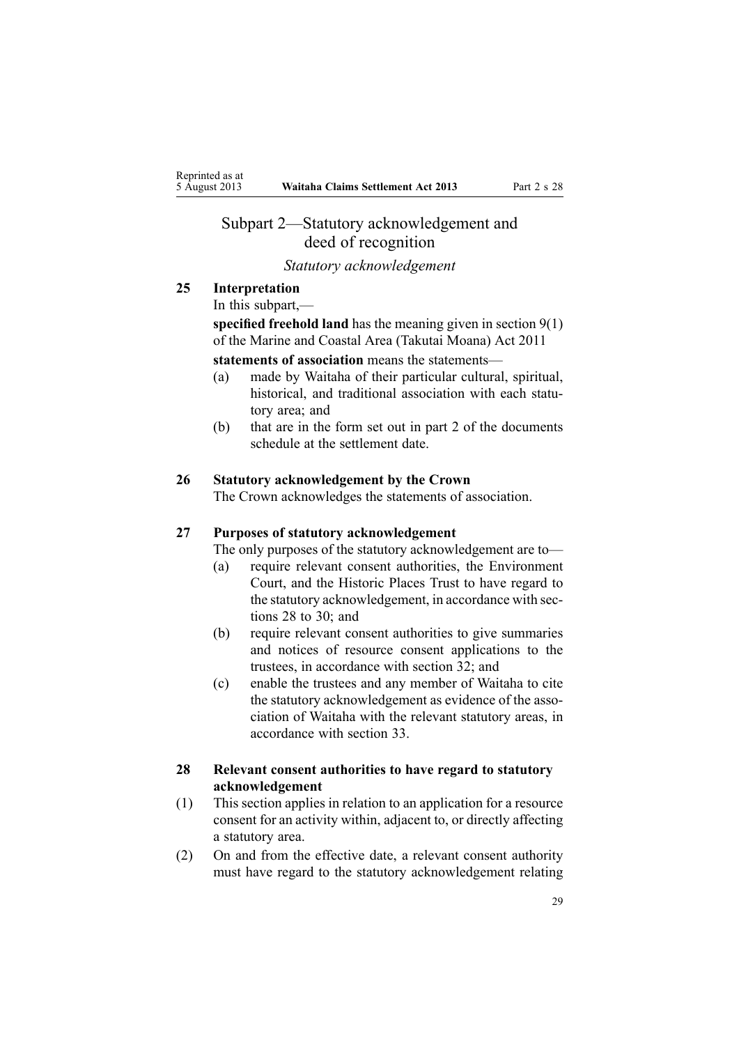## Subpart 2—Statutory acknowledgement and deed of recognition

*Statutory acknowledgement*

### 25 Interpretation

In this subpart,—

**specified freehold land** has the meaning given in section 9(1) of the Marine and Coastal Area (Takutai Moana) Act 2011

**statements of association** means the statements—

- (a) made by Waitaha of their particular cultural, spiritual, historical, and traditional association with each statutory area; and
- (b) that are in the form set out in part 2 of the documents schedule at the settlement date.

### 26 Statutory acknowledgement by the Crown

The Crown acknowledges the statements of association.

### 27 Purposes of statutory acknowledgement

The only purposes of the statutory acknowledgement are to—

- (a) require relevant consent authorities, the Environment Court, and the Historic Places Trust to have regard to the statutory acknowledgement, in accordance with sections 28 to 30; and
- (b) require relevant consent authorities to give summaries and notices of resource consent applications to the trustees, in accordance with section 32; and
- (c) enable the trustees and any member of Waitaha to cite the statutory acknowledgement as evidence of the association of Waitaha with the relevant statutory areas, in accordance with section 33.

### 28 Relevant consent authorities to have regard to statutory acknowledgement

(1) This section applies in relation to an application for a resource consent for an activity within, adjacent to, or directly affecting a statutory area.

(2) On and from the effective date, a relevant consent authority must have regard to the statutory acknowledgement relating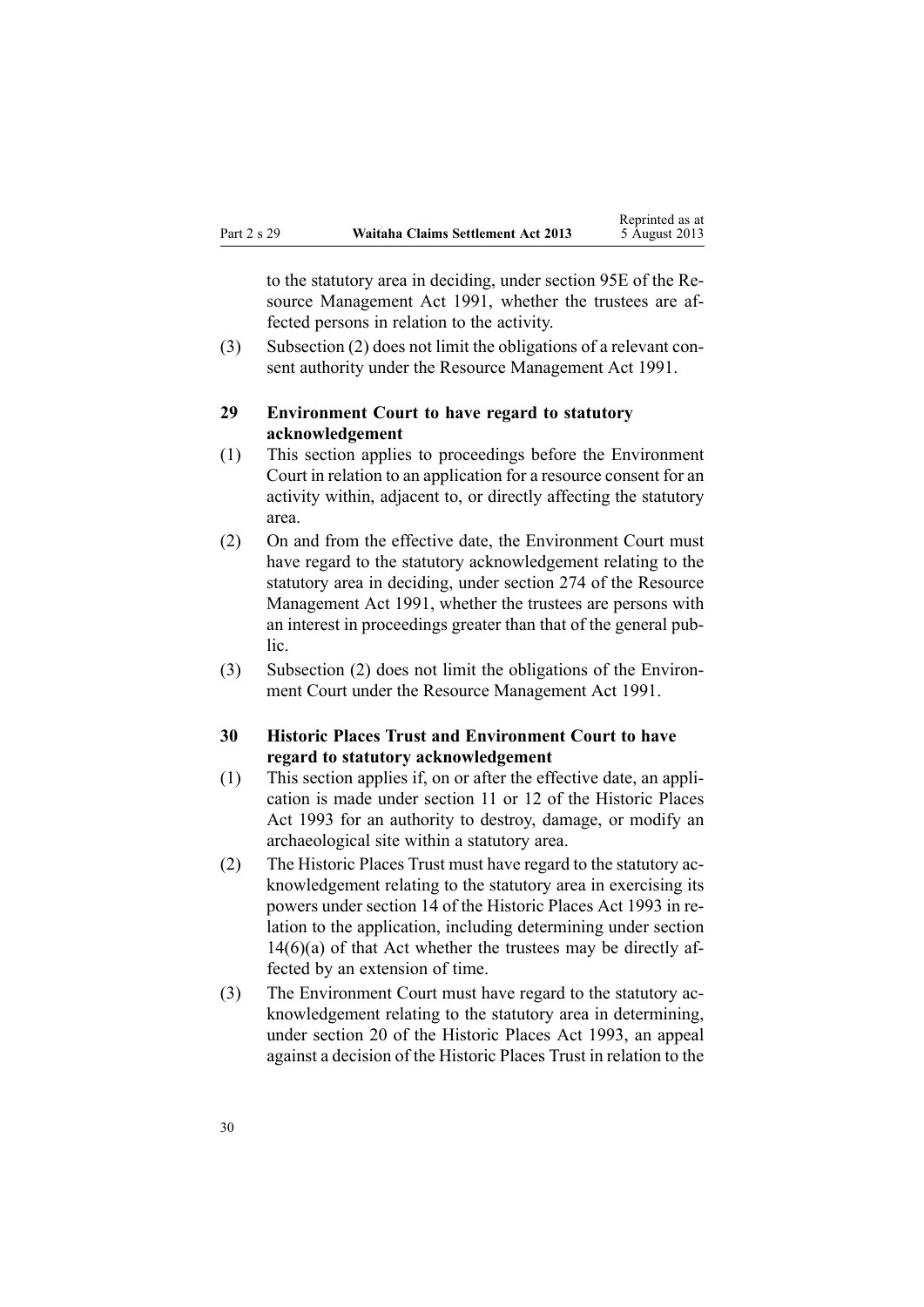to the statutory area in deciding, under section 95E of the Resource Management Act 1991, whether the trustees are affected persons in relation to the activity.

(3) Subsection (2) does not limit the obligations of a relevant consent authority under the Resource Management Act 1991.

### 29 Environment Court to have regard to statutory acknowledgement

(1) This section applies to proceedings before the Environment Court in relation to an application for a resource consent for an activity within, adjacent to, or directly affecting the statutory area.

(2) On and from the effective date, the Environment Court must have regard to the statutory acknowledgement relating to the statutory area in deciding, under section 274 of the Resource Management Act 1991, whether the trustees are persons with an interest in proceedings greater than that of the general public.

(3) Subsection (2) does not limit the obligations of the Environment Court under the Resource Management Act 1991.

### 30 Historic Places Trust and Environment Court to have regard to statutory acknowledgement

(1) This section applies if, on or after the effective date, an application is made under section 11 or 12 of the Historic Places Act 1993 for an authority to destroy, damage, or modify an archaeological site within a statutory area.

(2) The Historic Places Trust must have regard to the statutory acknowledgement relating to the statutory area in exercising its powers under section 14 of the Historic Places Act 1993 in relation to the application, including determining under section 14(6)(a) of that Act whether the trustees may be directly affected by an extension of time.

(3) The Environment Court must have regard to the statutory acknowledgement relating to the statutory area in determining, under section 20 of the Historic Places Act 1993, an appeal against a decision of the Historic Places Trust in relation to the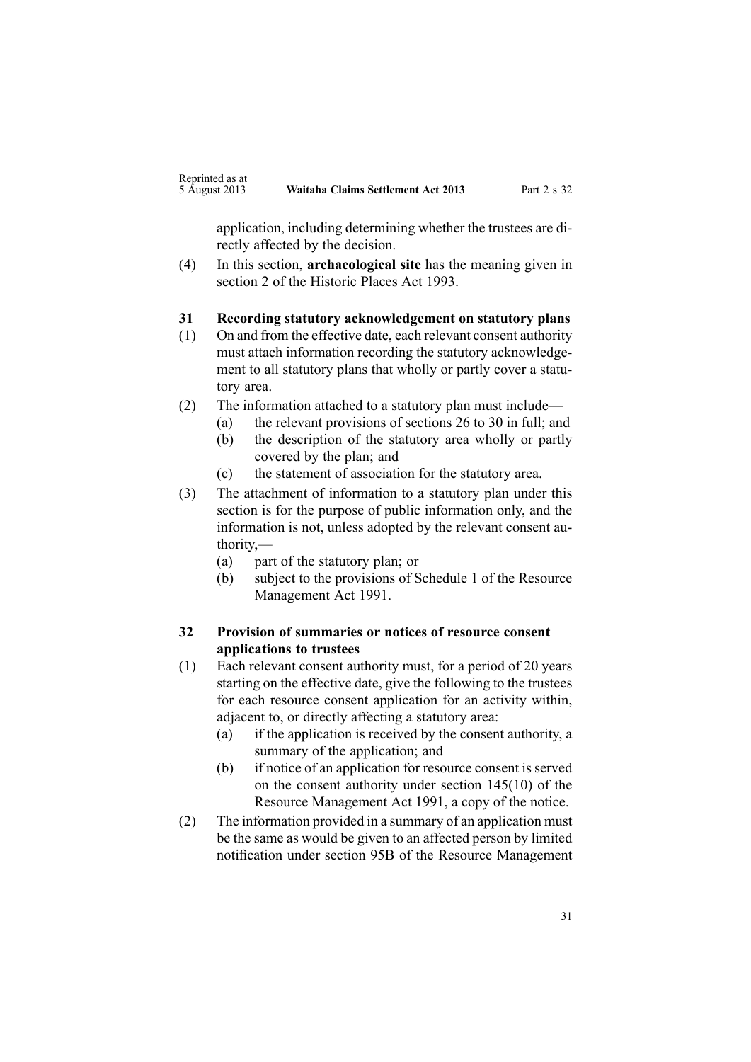application, including determining whether the trustees are directly affected by the decision.

(4) In this section, **archaeological site** has the meaning given in section 2 of the Historic Places Act 1993.

### 31 Recording statutory acknowledgement on statutory plans

(1) On and from the effective date, each relevant consent authority must attach information recording the statutory acknowledgement to all statutory plans that wholly or partly cover a statutory area.

(2) The information attached to a statutory plan must include—

- (a) the relevant provisions of sections 26 to 30 in full; and
- (b) the description of the statutory area wholly or partly covered by the plan; and
- (c) the statement of association for the statutory area.

(3) The attachment of information to a statutory plan under this section is for the purpose of public information only, and the information is not, unless adopted by the relevant consent authority,—

- (a) part of the statutory plan; or
- (b) subject to the provisions of Schedule 1 of the Resource Management Act 1991.

### 32 Provision of summaries or notices of resource consent applications to trustees

(1) Each relevant consent authority must, for a period of 20 years starting on the effective date, give the following to the trustees for each resource consent application for an activity within, adjacent to, or directly affecting a statutory area:

- (a) if the application is received by the consent authority, a summary of the application; and
- (b) if notice of an application for resource consent is served on the consent authority under section 145(10) of the Resource Management Act 1991, a copy of the notice.

(2) The information provided in a summary of an application must be the same as would be given to an affected person by limited notification under section 95B of the Resource Management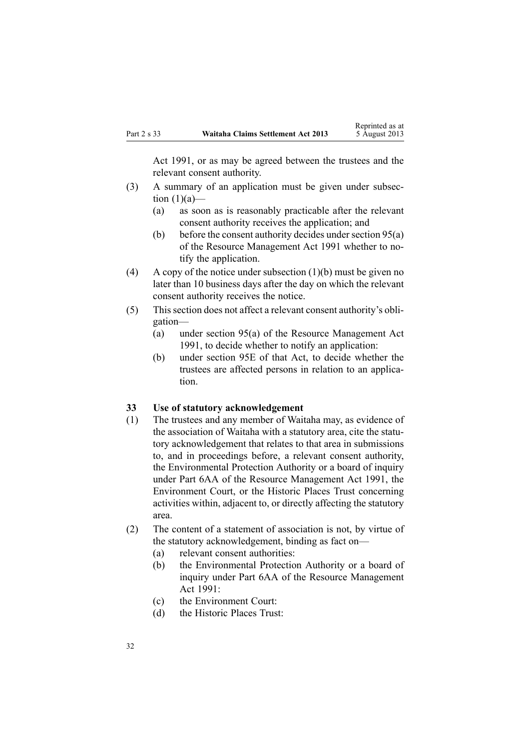Act 1991, or as may be agreed between the trustees and the relevant consent authority.

(3) A summary of an application must be given under subsection (1)(a)—

   (a) as soon as is reasonably practicable after the relevant consent authority receives the application; and

   (b) before the consent authority decides under section 95(a) of the Resource Management Act 1991 whether to notify the application.

(4) A copy of the notice under subsection (1)(b) must be given no later than 10 business days after the day on which the relevant consent authority receives the notice.

(5) This section does not affect a relevant consent authority's obligation—

   (a) under section 95(a) of the Resource Management Act 1991, to decide whether to notify an application:

   (b) under section 95E of that Act, to decide whether the trustees are affected persons in relation to an application.

### 33 Use of statutory acknowledgement

(1) The trustees and any member of Waitaha may, as evidence of the association of Waitaha with a statutory area, cite the statutory acknowledgement that relates to that area in submissions to, and in proceedings before, a relevant consent authority, the Environmental Protection Authority or a board of inquiry under Part 6AA of the Resource Management Act 1991, the Environment Court, or the Historic Places Trust concerning activities within, adjacent to, or directly affecting the statutory area.

(2) The content of a statement of association is not, by virtue of the statutory acknowledgement, binding as fact on—

   (a) relevant consent authorities:

   (b) the Environmental Protection Authority or a board of inquiry under Part 6AA of the Resource Management Act 1991:

   (c) the Environment Court:

   (d) the Historic Places Trust: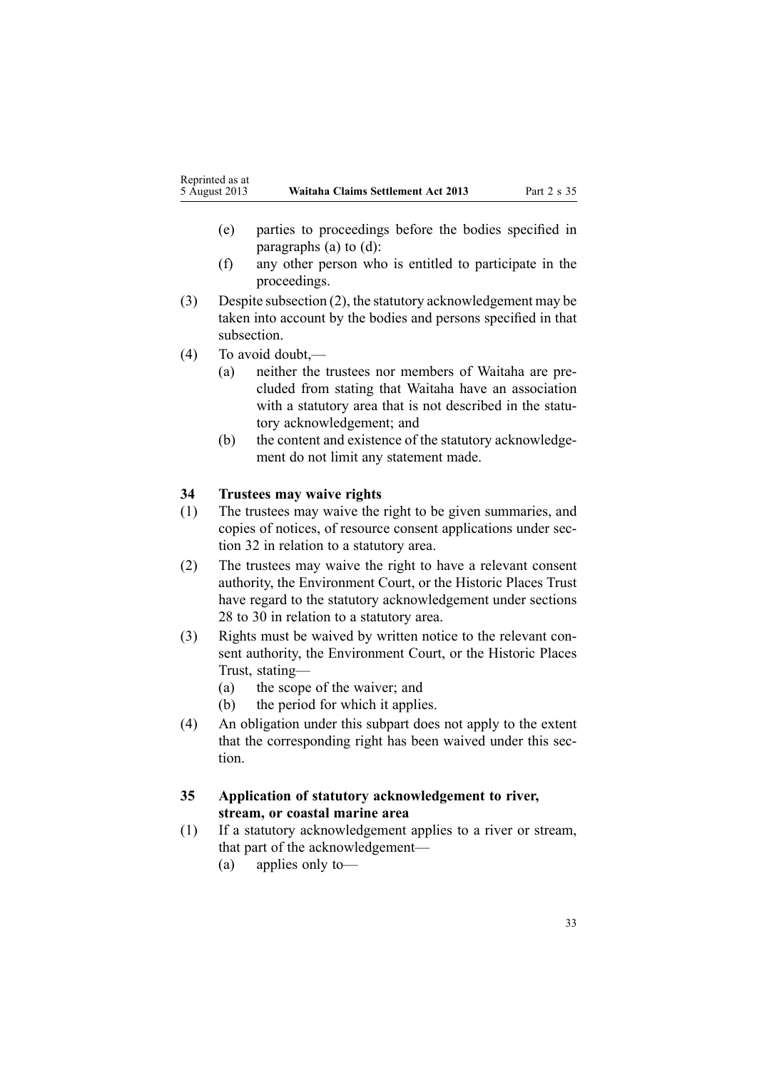(e) parties to proceedings before the bodies specified in paragraphs (a) to (d):

(f) any other person who is entitled to participate in the proceedings.

(3) Despite subsection (2), the statutory acknowledgement may be taken into account by the bodies and persons specified in that subsection.

(4) To avoid doubt,—

(a) neither the trustees nor members of Waitaha are precluded from stating that Waitaha have an association with a statutory area that is not described in the statutory acknowledgement; and

(b) the content and existence of the statutory acknowledgement do not limit any statement made.

**34 Trustees may waive rights**

(1) The trustees may waive the right to be given summaries, and copies of notices, of resource consent applications under section 32 in relation to a statutory area.

(2) The trustees may waive the right to have a relevant consent authority, the Environment Court, or the Historic Places Trust have regard to the statutory acknowledgement under sections 28 to 30 in relation to a statutory area.

(3) Rights must be waived by written notice to the relevant consent authority, the Environment Court, or the Historic Places Trust, stating—

(a) the scope of the waiver; and

(b) the period for which it applies.

(4) An obligation under this subpart does not apply to the extent that the corresponding right has been waived under this section.

**35 Application of statutory acknowledgement to river, stream, or coastal marine area**

(1) If a statutory acknowledgement applies to a river or stream, that part of the acknowledgement—

(a) applies only to—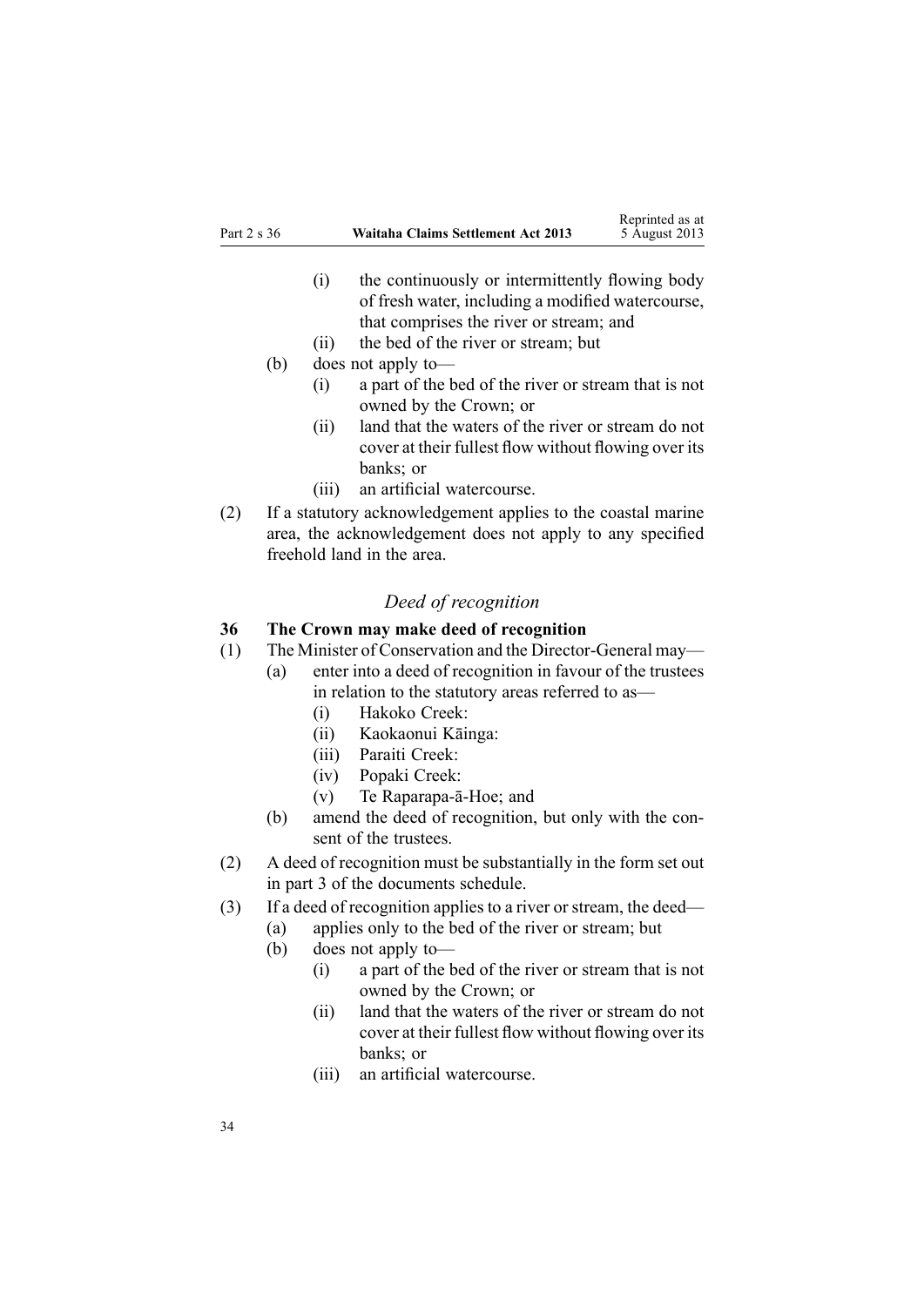(i) the continuously or intermittently flowing body of fresh water, including a modified watercourse, that comprises the river or stream; and

(ii) the bed of the river or stream; but

(b) does not apply to—

(i) a part of the bed of the river or stream that is not owned by the Crown; or

(ii) land that the waters of the river or stream do not cover at their fullest flow without flowing over its banks; or

(iii) an artificial watercourse.

(2) If a statutory acknowledgement applies to the coastal marine area, the acknowledgement does not apply to any specified freehold land in the area.

*Deed of recognition*

**36 The Crown may make deed of recognition**

(1) The Minister of Conservation and the Director-General may—

(a) enter into a deed of recognition in favour of the trustees in relation to the statutory areas referred to as—

(i) Hakoko Creek:

(ii) Kaokaonui Kāinga:

(iii) Paraiti Creek:

(iv) Popaki Creek:

(v) Te Raparapa-ā-Hoe; and

(b) amend the deed of recognition, but only with the consent of the trustees.

(2) A deed of recognition must be substantially in the form set out in part 3 of the documents schedule.

(3) If a deed of recognition applies to a river or stream, the deed—

(a) applies only to the bed of the river or stream; but

(b) does not apply to—

(i) a part of the bed of the river or stream that is not owned by the Crown; or

(ii) land that the waters of the river or stream do not cover at their fullest flow without flowing over its banks; or

(iii) an artificial watercourse.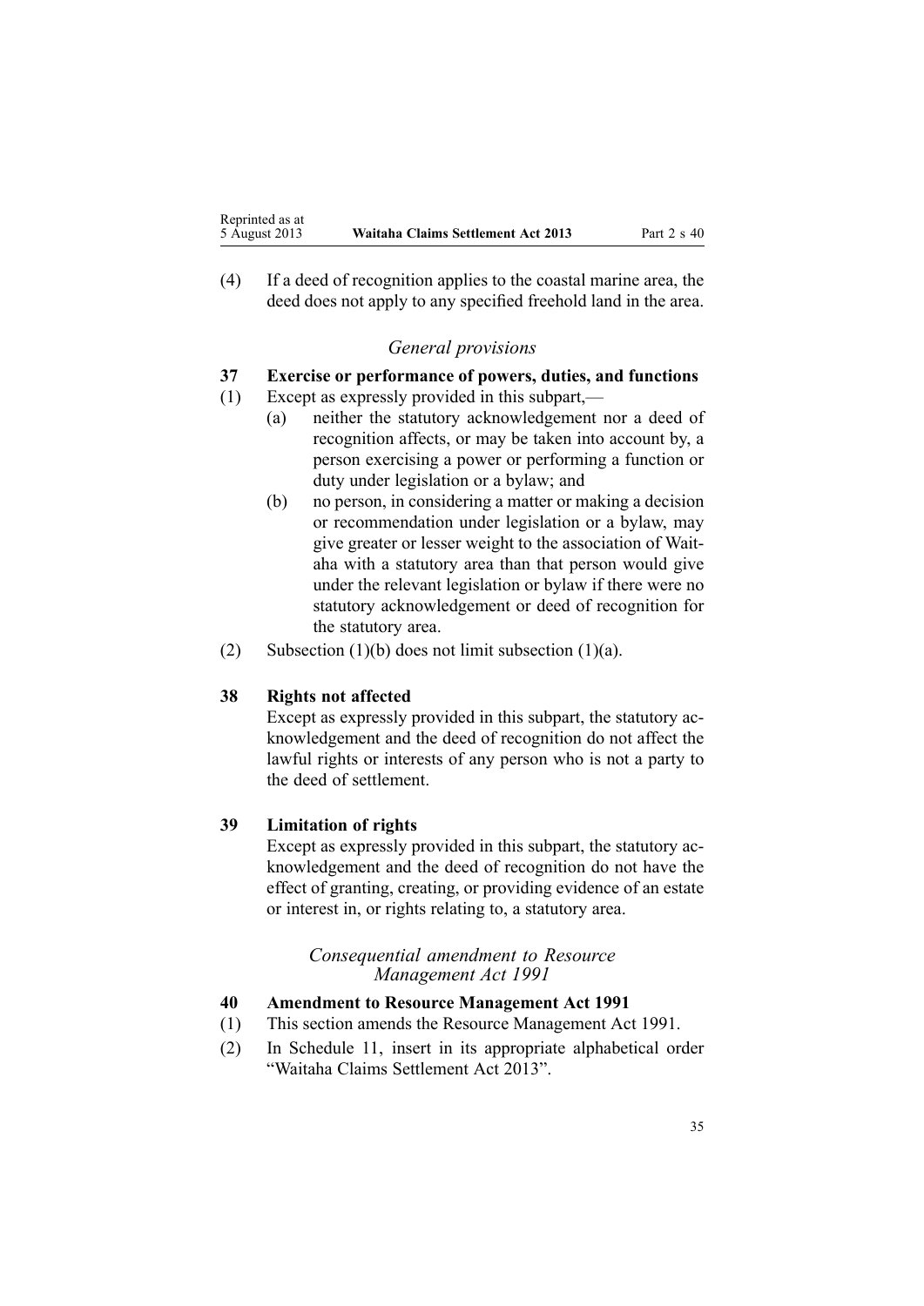(4) If a deed of recognition applies to the coastal marine area, the deed does not apply to any specified freehold land in the area.

*General provisions*

**37 Exercise or performance of powers, duties, and functions**

(1) Except as expressly provided in this subpart,—

  (a) neither the statutory acknowledgement nor a deed of recognition affects, or may be taken into account by, a person exercising a power or performing a function or duty under legislation or a bylaw; and

  (b) no person, in considering a matter or making a decision or recommendation under legislation or a bylaw, may give greater or lesser weight to the association of Waitaha with a statutory area than that person would give under the relevant legislation or bylaw if there were no statutory acknowledgement or deed of recognition for the statutory area.

(2) Subsection (1)(b) does not limit subsection (1)(a).

**38 Rights not affected**

Except as expressly provided in this subpart, the statutory acknowledgement and the deed of recognition do not affect the lawful rights or interests of any person who is not a party to the deed of settlement.

**39 Limitation of rights**

Except as expressly provided in this subpart, the statutory acknowledgement and the deed of recognition do not have the effect of granting, creating, or providing evidence of an estate or interest in, or rights relating to, a statutory area.

*Consequential amendment to Resource Management Act 1991*

**40 Amendment to Resource Management Act 1991**

(1) This section amends the Resource Management Act 1991.

(2) In Schedule 11, insert in its appropriate alphabetical order "Waitaha Claims Settlement Act 2013".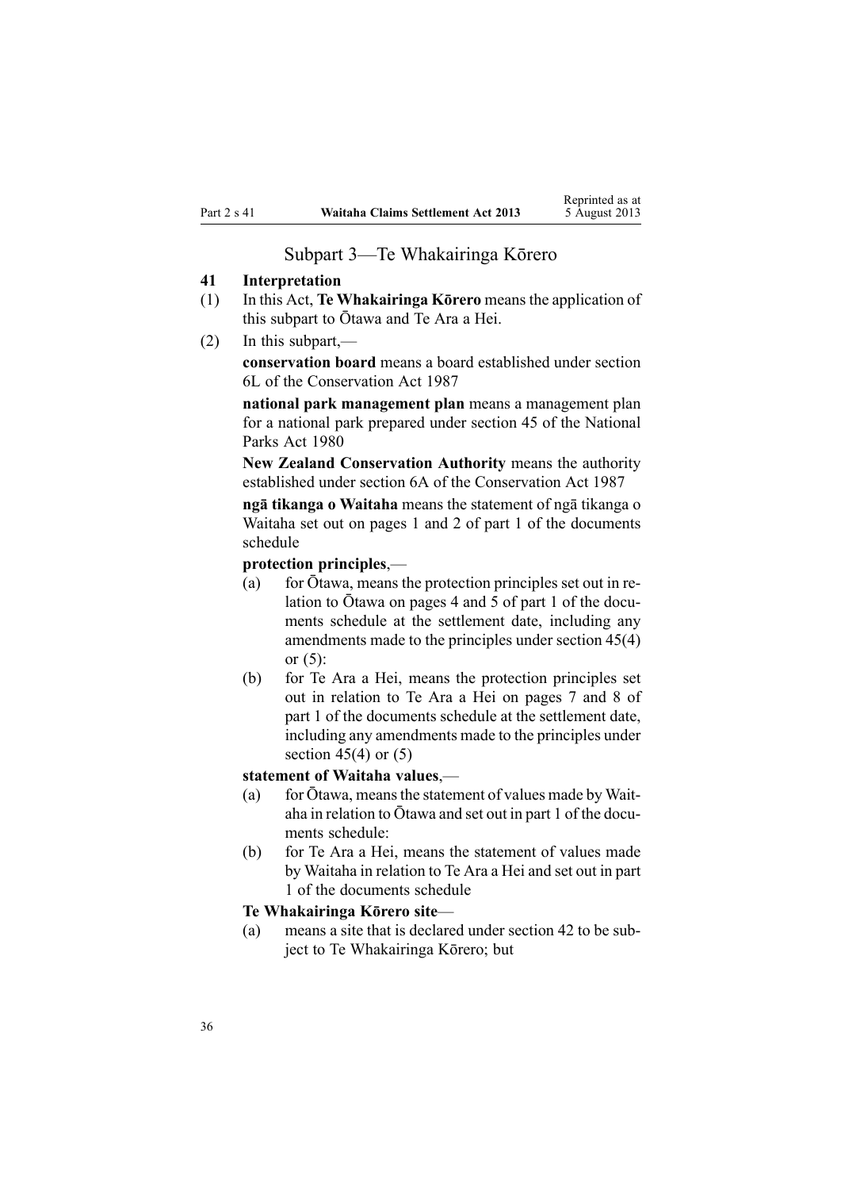## Subpart 3—Te Whakairinga Kōrero

### 41 Interpretation

(1) In this Act, **Te Whakairinga Kōrero** means the application of this subpart to Ōtawa and Te Ara a Hei.

(2) In this subpart,—

**conservation board** means a board established under section 6L of the Conservation Act 1987

**national park management plan** means a management plan for a national park prepared under section 45 of the National Parks Act 1980

**New Zealand Conservation Authority** means the authority established under section 6A of the Conservation Act 1987

**ngā tikanga o Waitaha** means the statement of ngā tikanga o Waitaha set out on pages 1 and 2 of part 1 of the documents schedule

**protection principles**,—

(a) for Ōtawa, means the protection principles set out in relation to Ōtawa on pages 4 and 5 of part 1 of the documents schedule at the settlement date, including any amendments made to the principles under section 45(4) or (5):

(b) for Te Ara a Hei, means the protection principles set out in relation to Te Ara a Hei on pages 7 and 8 of part 1 of the documents schedule at the settlement date, including any amendments made to the principles under section 45(4) or (5)

**statement of Waitaha values**,—

(a) for Ōtawa, means the statement of values made by Waitaha in relation to Ōtawa and set out in part 1 of the documents schedule:

(b) for Te Ara a Hei, means the statement of values made by Waitaha in relation to Te Ara a Hei and set out in part 1 of the documents schedule

**Te Whakairinga Kōrero site**—

(a) means a site that is declared under section 42 to be subject to Te Whakairinga Kōrero; but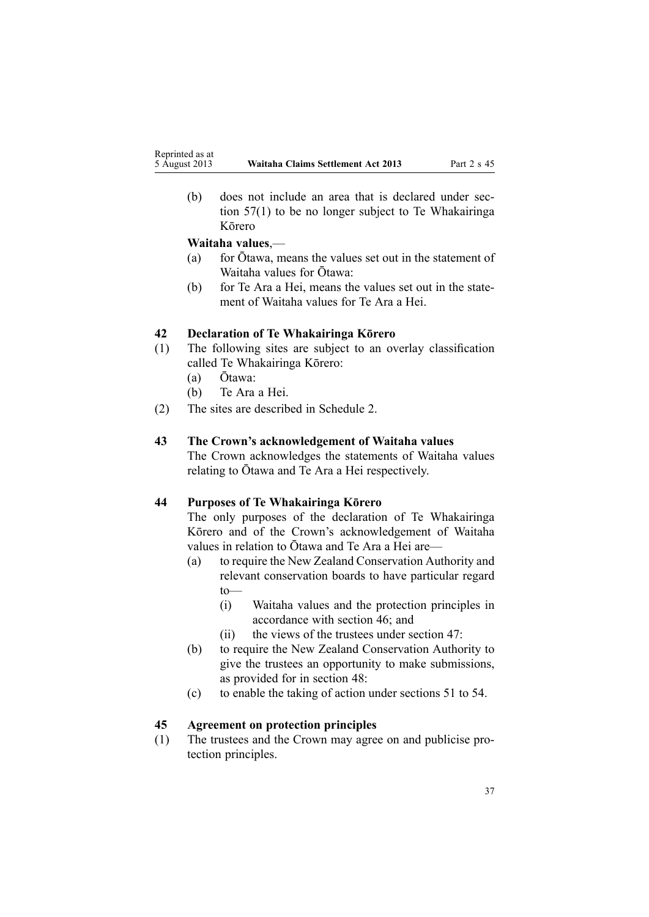(b) does not include an area that is declared under section 57(1) to be no longer subject to Te Whakairinga Kōrero

**Waitaha values**,—

(a) for Ōtawa, means the values set out in the statement of Waitaha values for Ōtawa:

(b) for Te Ara a Hei, means the values set out in the statement of Waitaha values for Te Ara a Hei.

### 42 Declaration of Te Whakairinga Kōrero

(1) The following sites are subject to an overlay classification called Te Whakairinga Kōrero:

(a) Ōtawa:

(b) Te Ara a Hei.

(2) The sites are described in Schedule 2.

### 43 The Crown's acknowledgement of Waitaha values

The Crown acknowledges the statements of Waitaha values relating to Ōtawa and Te Ara a Hei respectively.

### 44 Purposes of Te Whakairinga Kōrero

The only purposes of the declaration of Te Whakairinga Kōrero and of the Crown's acknowledgement of Waitaha values in relation to Ōtawa and Te Ara a Hei are—

(a) to require the New Zealand Conservation Authority and relevant conservation boards to have particular regard to—

(i) Waitaha values and the protection principles in accordance with section 46; and

(ii) the views of the trustees under section 47:

(b) to require the New Zealand Conservation Authority to give the trustees an opportunity to make submissions, as provided for in section 48:

(c) to enable the taking of action under sections 51 to 54.

### 45 Agreement on protection principles

(1) The trustees and the Crown may agree on and publicise protection principles.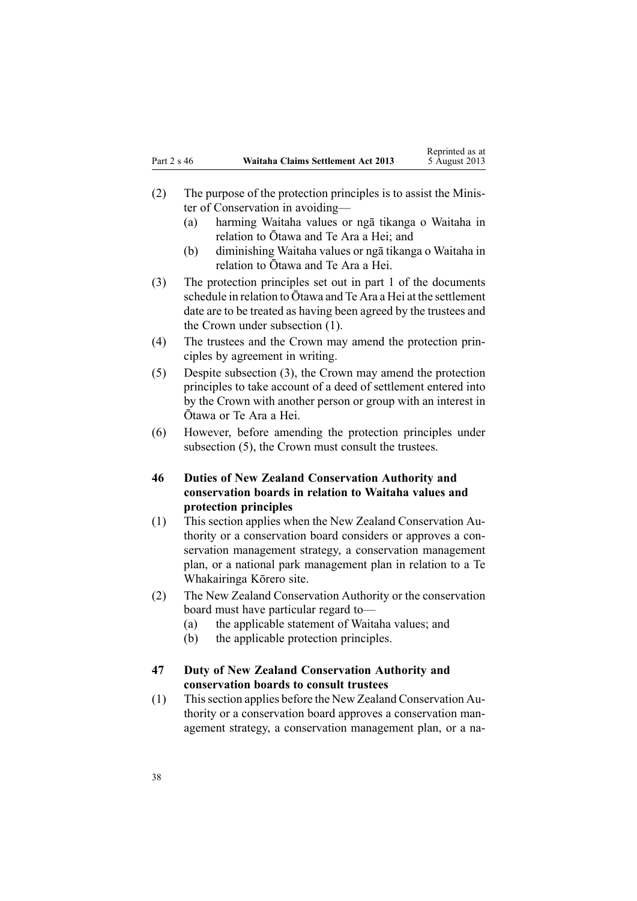(2) The purpose of the protection principles is to assist the Minister of Conservation in avoiding—

  (a) harming Waitaha values or ngā tikanga o Waitaha in relation to Ōtawa and Te Ara a Hei; and

  (b) diminishing Waitaha values or ngā tikanga o Waitaha in relation to Ōtawa and Te Ara a Hei.

(3) The protection principles set out in part 1 of the documents schedule in relation to Ōtawa and Te Ara a Hei at the settlement date are to be treated as having been agreed by the trustees and the Crown under subsection (1).

(4) The trustees and the Crown may amend the protection principles by agreement in writing.

(5) Despite subsection (3), the Crown may amend the protection principles to take account of a deed of settlement entered into by the Crown with another person or group with an interest in Ōtawa or Te Ara a Hei.

(6) However, before amending the protection principles under subsection (5), the Crown must consult the trustees.

### 46 Duties of New Zealand Conservation Authority and conservation boards in relation to Waitaha values and protection principles

(1) This section applies when the New Zealand Conservation Authority or a conservation board considers or approves a conservation management strategy, a conservation management plan, or a national park management plan in relation to a Te Whakairinga Kōrero site.

(2) The New Zealand Conservation Authority or the conservation board must have particular regard to—

  (a) the applicable statement of Waitaha values; and

  (b) the applicable protection principles.

### 47 Duty of New Zealand Conservation Authority and conservation boards to consult trustees

(1) This section applies before the New Zealand Conservation Authority or a conservation board approves a conservation management strategy, a conservation management plan, or a na-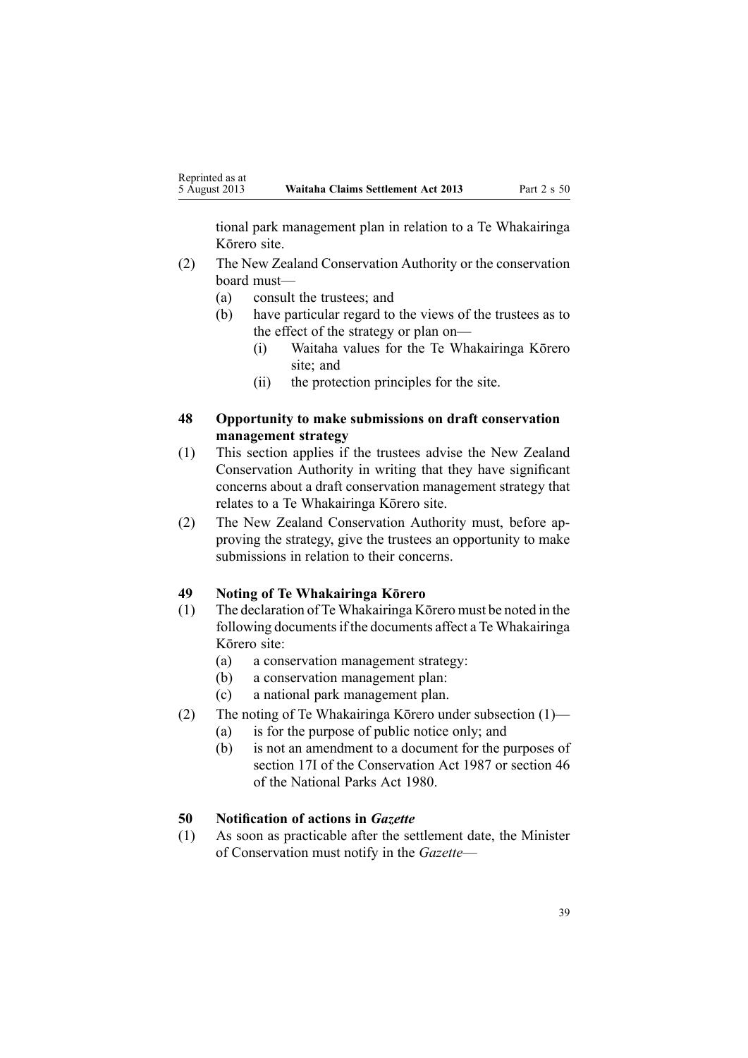tional park management plan in relation to a Te Whakairinga Kōrero site.

(2) The New Zealand Conservation Authority or the conservation board must—

(a) consult the trustees; and

(b) have particular regard to the views of the trustees as to the effect of the strategy or plan on—

(i) Waitaha values for the Te Whakairinga Kōrero site; and

(ii) the protection principles for the site.

### 48 Opportunity to make submissions on draft conservation management strategy

(1) This section applies if the trustees advise the New Zealand Conservation Authority in writing that they have significant concerns about a draft conservation management strategy that relates to a Te Whakairinga Kōrero site.

(2) The New Zealand Conservation Authority must, before approving the strategy, give the trustees an opportunity to make submissions in relation to their concerns.

### 49 Noting of Te Whakairinga Kōrero

(1) The declaration of Te Whakairinga Kōrero must be noted in the following documents if the documents affect a Te Whakairinga Kōrero site:

(a) a conservation management strategy:

(b) a conservation management plan:

(c) a national park management plan.

(2) The noting of Te Whakairinga Kōrero under subsection (1)—

(a) is for the purpose of public notice only; and

(b) is not an amendment to a document for the purposes of section 17I of the Conservation Act 1987 or section 46 of the National Parks Act 1980.

### 50 Notification of actions in *Gazette*

(1) As soon as practicable after the settlement date, the Minister of Conservation must notify in the *Gazette*—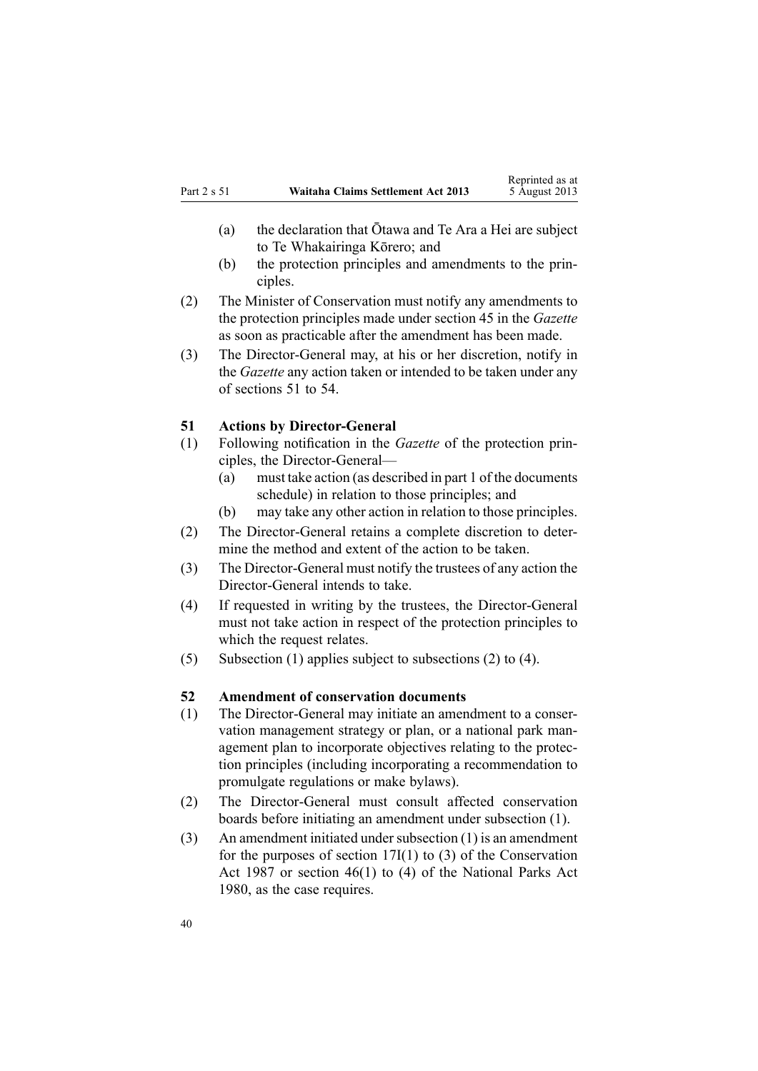(a) the declaration that Ōtawa and Te Ara a Hei are subject to Te Whakairinga Kōrero; and

(b) the protection principles and amendments to the principles.

(2) The Minister of Conservation must notify any amendments to the protection principles made under section 45 in the *Gazette* as soon as practicable after the amendment has been made.

(3) The Director-General may, at his or her discretion, notify in the *Gazette* any action taken or intended to be taken under any of sections 51 to 54.

### 51 Actions by Director-General

(1) Following notification in the *Gazette* of the protection principles, the Director-General—

(a) must take action (as described in part 1 of the documents schedule) in relation to those principles; and

(b) may take any other action in relation to those principles.

(2) The Director-General retains a complete discretion to determine the method and extent of the action to be taken.

(3) The Director-General must notify the trustees of any action the Director-General intends to take.

(4) If requested in writing by the trustees, the Director-General must not take action in respect of the protection principles to which the request relates.

(5) Subsection (1) applies subject to subsections (2) to (4).

### 52 Amendment of conservation documents

(1) The Director-General may initiate an amendment to a conservation management strategy or plan, or a national park management plan to incorporate objectives relating to the protection principles (including incorporating a recommendation to promulgate regulations or make bylaws).

(2) The Director-General must consult affected conservation boards before initiating an amendment under subsection (1).

(3) An amendment initiated under subsection (1) is an amendment for the purposes of section 17I(1) to (3) of the Conservation Act 1987 or section 46(1) to (4) of the National Parks Act 1980, as the case requires.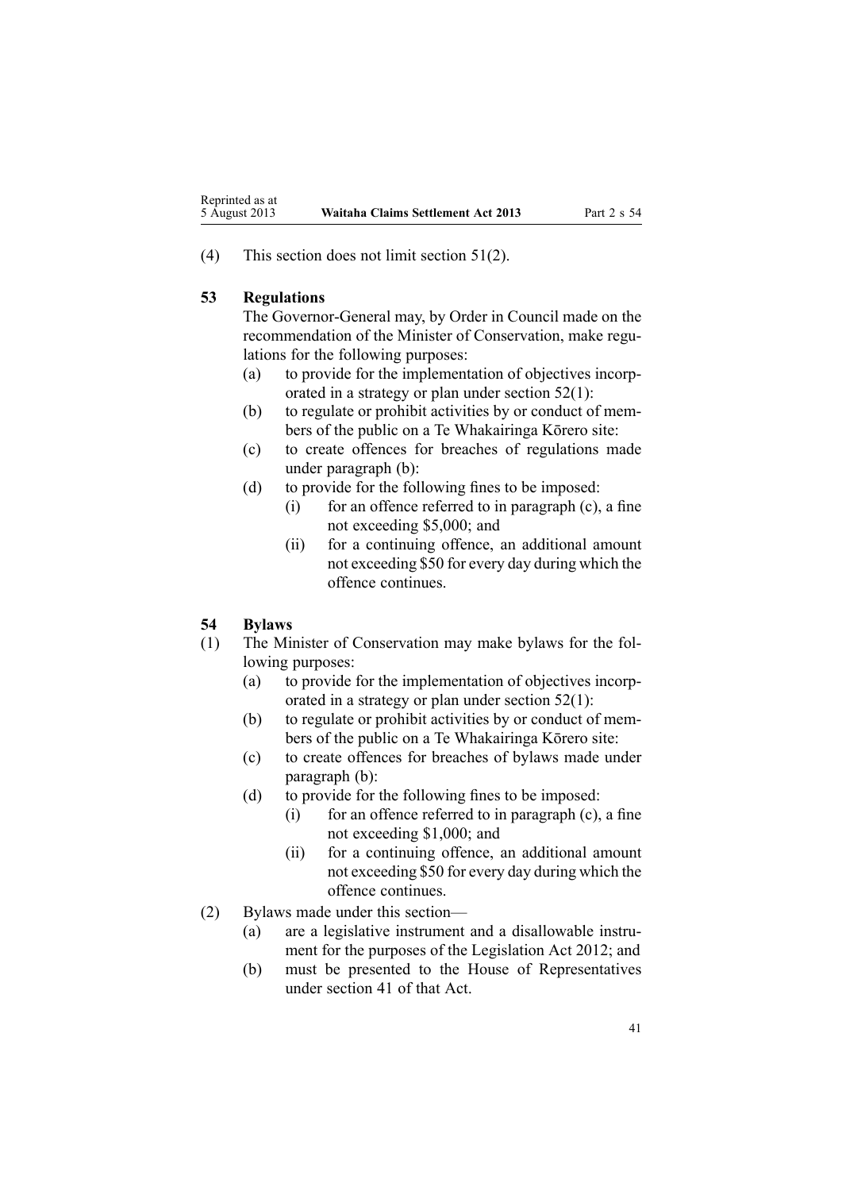(4) This section does not limit section 51(2).

### 53 Regulations

The Governor-General may, by Order in Council made on the recommendation of the Minister of Conservation, make regulations for the following purposes:

- (a) to provide for the implementation of objectives incorporated in a strategy or plan under section 52(1):
- (b) to regulate or prohibit activities by or conduct of members of the public on a Te Whakairinga Kōrero site:
- (c) to create offences for breaches of regulations made under paragraph (b):
- (d) to provide for the following fines to be imposed:
  - (i) for an offence referred to in paragraph (c), a fine not exceeding $5,000; and
  - (ii) for a continuing offence, an additional amount not exceeding $50 for every day during which the offence continues.

### 54 Bylaws

(1) The Minister of Conservation may make bylaws for the following purposes:

- (a) to provide for the implementation of objectives incorporated in a strategy or plan under section 52(1):
- (b) to regulate or prohibit activities by or conduct of members of the public on a Te Whakairinga Kōrero site:
- (c) to create offences for breaches of bylaws made under paragraph (b):
- (d) to provide for the following fines to be imposed:
  - (i) for an offence referred to in paragraph (c), a fine not exceeding $1,000; and
  - (ii) for a continuing offence, an additional amount not exceeding $50 for every day during which the offence continues.

(2) Bylaws made under this section—

- (a) are a legislative instrument and a disallowable instrument for the purposes of the Legislation Act 2012; and
- (b) must be presented to the House of Representatives under section 41 of that Act.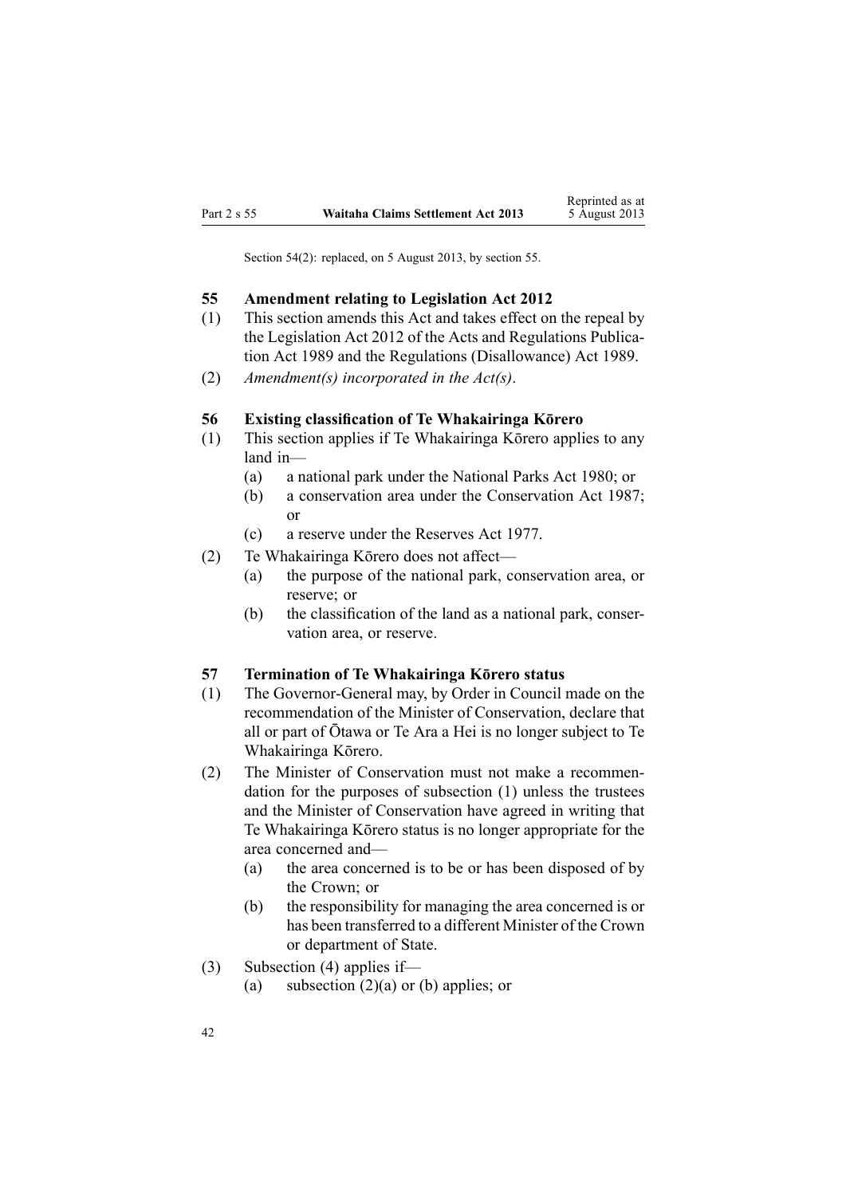Section 54(2): replaced, on 5 August 2013, by section 55.

### 55 Amendment relating to Legislation Act 2012

(1) This section amends this Act and takes effect on the repeal by the Legislation Act 2012 of the Acts and Regulations Publication Act 1989 and the Regulations (Disallowance) Act 1989.

(2) *Amendment(s) incorporated in the Act(s)*.

### 56 Existing classification of Te Whakairinga Kōrero

(1) This section applies if Te Whakairinga Kōrero applies to any land in—

- (a) a national park under the National Parks Act 1980; or
- (b) a conservation area under the Conservation Act 1987; or
- (c) a reserve under the Reserves Act 1977.

(2) Te Whakairinga Kōrero does not affect—

- (a) the purpose of the national park, conservation area, or reserve; or
- (b) the classification of the land as a national park, conservation area, or reserve.

### 57 Termination of Te Whakairinga Kōrero status

(1) The Governor-General may, by Order in Council made on the recommendation of the Minister of Conservation, declare that all or part of Ōtawa or Te Ara a Hei is no longer subject to Te Whakairinga Kōrero.

(2) The Minister of Conservation must not make a recommendation for the purposes of subsection (1) unless the trustees and the Minister of Conservation have agreed in writing that Te Whakairinga Kōrero status is no longer appropriate for the area concerned and—

- (a) the area concerned is to be or has been disposed of by the Crown; or
- (b) the responsibility for managing the area concerned is or has been transferred to a different Minister of the Crown or department of State.

(3) Subsection (4) applies if—

- (a) subsection (2)(a) or (b) applies; or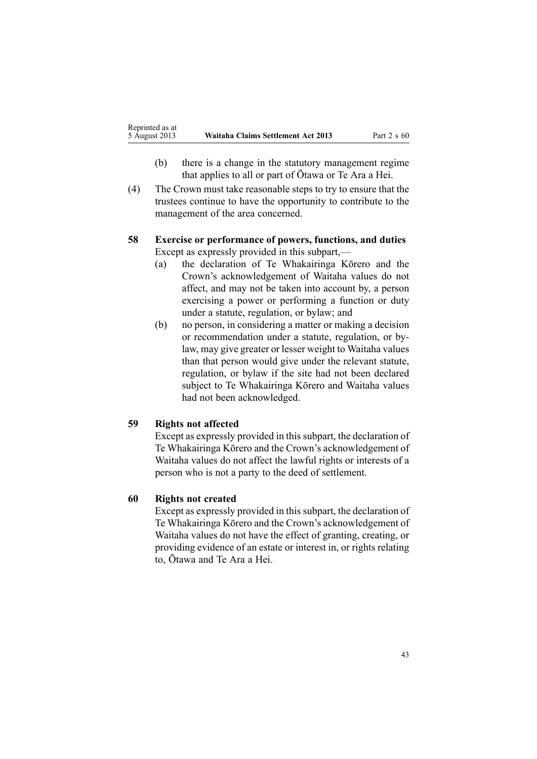(b) there is a change in the statutory management regime that applies to all or part of Ōtawa or Te Ara a Hei.

(4) The Crown must take reasonable steps to try to ensure that the trustees continue to have the opportunity to contribute to the management of the area concerned.

**58 Exercise or performance of powers, functions, and duties**

Except as expressly provided in this subpart,—

(a) the declaration of Te Whakairinga Kōrero and the Crown's acknowledgement of Waitaha values do not affect, and may not be taken into account by, a person exercising a power or performing a function or duty under a statute, regulation, or bylaw; and

(b) no person, in considering a matter or making a decision or recommendation under a statute, regulation, or bylaw, may give greater or lesser weight to Waitaha values than that person would give under the relevant statute, regulation, or bylaw if the site had not been declared subject to Te Whakairinga Kōrero and Waitaha values had not been acknowledged.

**59 Rights not affected**

Except as expressly provided in this subpart, the declaration of Te Whakairinga Kōrero and the Crown's acknowledgement of Waitaha values do not affect the lawful rights or interests of a person who is not a party to the deed of settlement.

**60 Rights not created**

Except as expressly provided in this subpart, the declaration of Te Whakairinga Kōrero and the Crown's acknowledgement of Waitaha values do not have the effect of granting, creating, or providing evidence of an estate or interest in, or rights relating to, Ōtawa and Te Ara a Hei.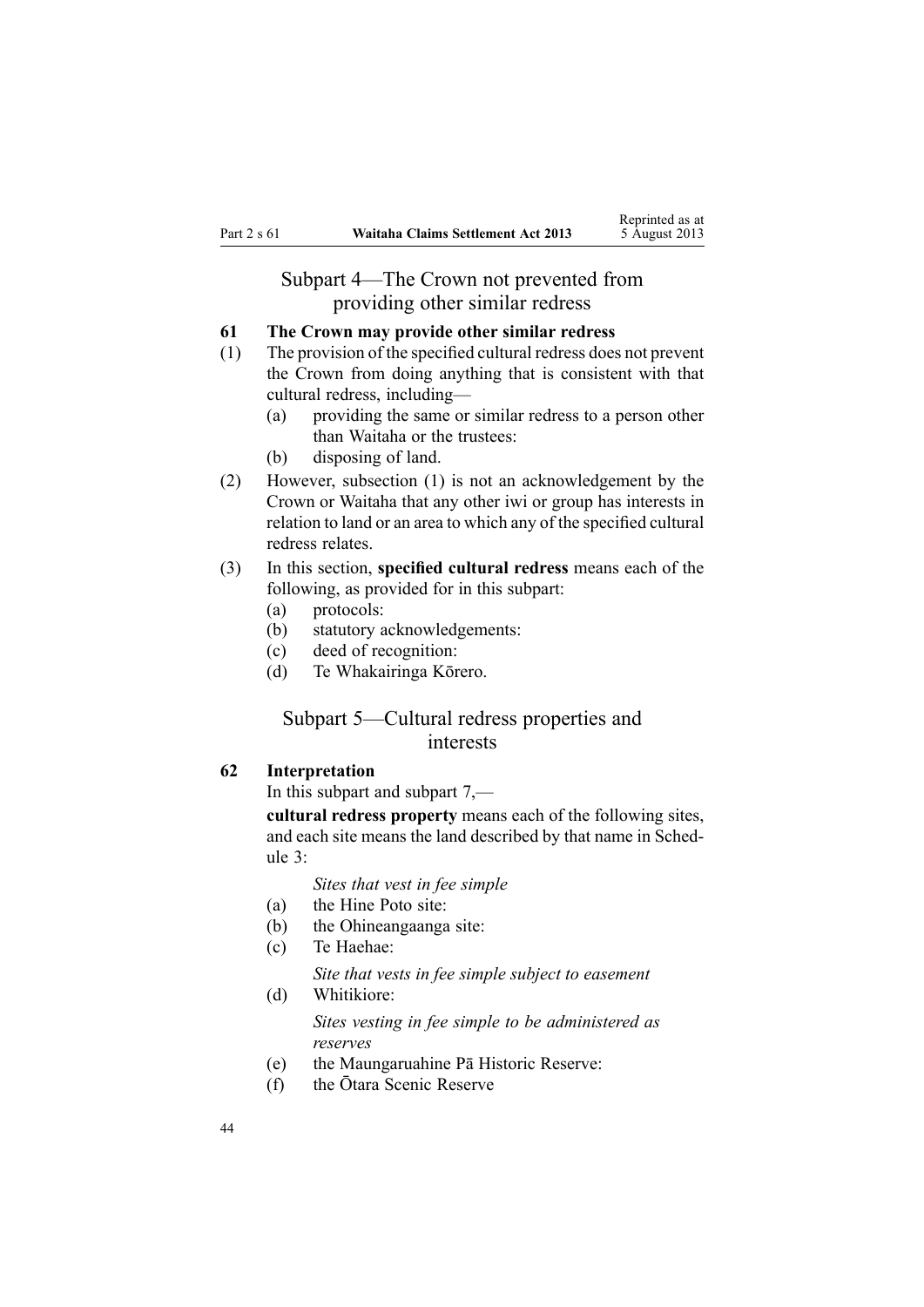## Subpart 4—The Crown not prevented from providing other similar redress

### 61 The Crown may provide other similar redress

(1) The provision of the specified cultural redress does not prevent the Crown from doing anything that is consistent with that cultural redress, including—

  (a) providing the same or similar redress to a person other than Waitaha or the trustees:

  (b) disposing of land.

(2) However, subsection (1) is not an acknowledgement by the Crown or Waitaha that any other iwi or group has interests in relation to land or an area to which any of the specified cultural redress relates.

(3) In this section, **specified cultural redress** means each of the following, as provided for in this subpart:

  (a) protocols:

  (b) statutory acknowledgements:

  (c) deed of recognition:

  (d) Te Whakairinga Kōrero.

## Subpart 5—Cultural redress properties and interests

### 62 Interpretation

In this subpart and subpart 7,—

**cultural redress property** means each of the following sites, and each site means the land described by that name in Schedule 3:

*Sites that vest in fee simple*

  (a) the Hine Poto site:

  (b) the Ohineangaanga site:

  (c) Te Haehae:

*Site that vests in fee simple subject to easement*

  (d) Whitikiore:

*Sites vesting in fee simple to be administered as reserves*

  (e) the Maungaruahine Pā Historic Reserve:

  (f) the Ōtara Scenic Reserve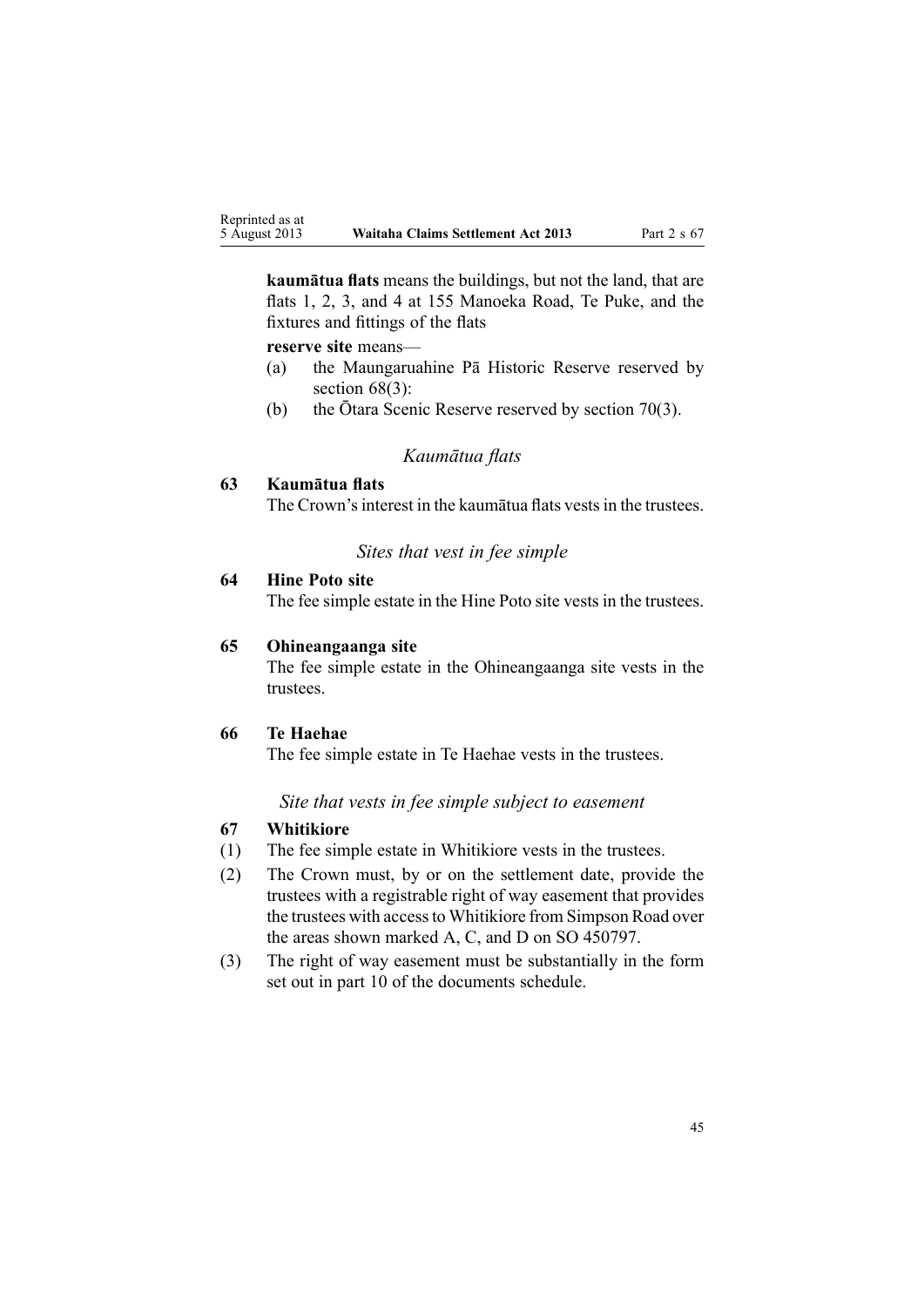**kaumātua flats** means the buildings, but not the land, that are flats 1, 2, 3, and 4 at 155 Manoeka Road, Te Puke, and the fixtures and fittings of the flats

**reserve site** means—

(a) the Maungaruahine Pā Historic Reserve reserved by section 68(3):

(b) the Ōtara Scenic Reserve reserved by section 70(3).

*Kaumātua flats*

**63 Kaumātua flats**

The Crown's interest in the kaumātua flats vests in the trustees.

*Sites that vest in fee simple*

**64 Hine Poto site**

The fee simple estate in the Hine Poto site vests in the trustees.

**65 Ohineangaanga site**

The fee simple estate in the Ohineangaanga site vests in the trustees.

**66 Te Haehae**

The fee simple estate in Te Haehae vests in the trustees.

*Site that vests in fee simple subject to easement*

**67 Whitikiore**

(1) The fee simple estate in Whitikiore vests in the trustees.

(2) The Crown must, by or on the settlement date, provide the trustees with a registrable right of way easement that provides the trustees with access to Whitikiore from Simpson Road over the areas shown marked A, C, and D on SO 450797.

(3) The right of way easement must be substantially in the form set out in part 10 of the documents schedule.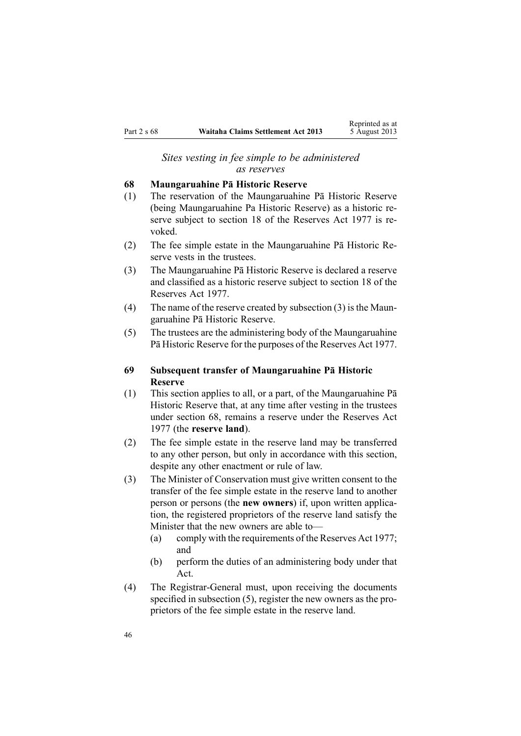*Sites vesting in fee simple to be administered as reserves*

**68 Maungaruahine Pā Historic Reserve**

(1) The reservation of the Maungaruahine Pā Historic Reserve (being Maungaruahine Pa Historic Reserve) as a historic reserve subject to section 18 of the Reserves Act 1977 is revoked.

(2) The fee simple estate in the Maungaruahine Pā Historic Reserve vests in the trustees.

(3) The Maungaruahine Pā Historic Reserve is declared a reserve and classified as a historic reserve subject to section 18 of the Reserves Act 1977.

(4) The name of the reserve created by subsection (3) is the Maungaruahine Pā Historic Reserve.

(5) The trustees are the administering body of the Maungaruahine Pā Historic Reserve for the purposes of the Reserves Act 1977.

**69 Subsequent transfer of Maungaruahine Pā Historic Reserve**

(1) This section applies to all, or a part, of the Maungaruahine Pā Historic Reserve that, at any time after vesting in the trustees under section 68, remains a reserve under the Reserves Act 1977 (the **reserve land**).

(2) The fee simple estate in the reserve land may be transferred to any other person, but only in accordance with this section, despite any other enactment or rule of law.

(3) The Minister of Conservation must give written consent to the transfer of the fee simple estate in the reserve land to another person or persons (the **new owners**) if, upon written application, the registered proprietors of the reserve land satisfy the Minister that the new owners are able to—

(a) comply with the requirements of the Reserves Act 1977; and

(b) perform the duties of an administering body under that Act.

(4) The Registrar-General must, upon receiving the documents specified in subsection (5), register the new owners as the proprietors of the fee simple estate in the reserve land.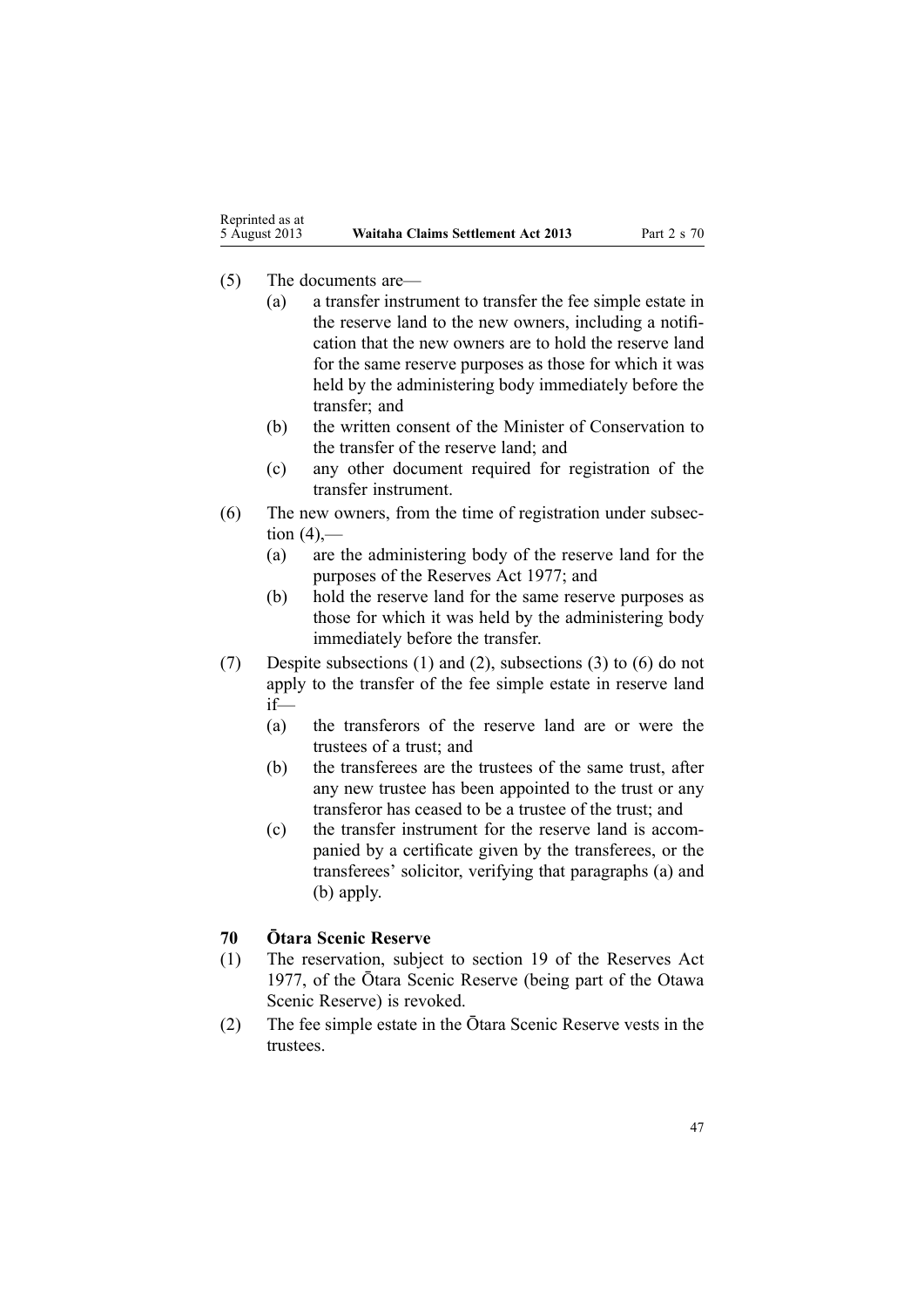(5) The documents are—

   (a) a transfer instrument to transfer the fee simple estate in the reserve land to the new owners, including a notification that the new owners are to hold the reserve land for the same reserve purposes as those for which it was held by the administering body immediately before the transfer; and

   (b) the written consent of the Minister of Conservation to the transfer of the reserve land; and

   (c) any other document required for registration of the transfer instrument.

(6) The new owners, from the time of registration under subsection (4),—

   (a) are the administering body of the reserve land for the purposes of the Reserves Act 1977; and

   (b) hold the reserve land for the same reserve purposes as those for which it was held by the administering body immediately before the transfer.

(7) Despite subsections (1) and (2), subsections (3) to (6) do not apply to the transfer of the fee simple estate in reserve land if—

   (a) the transferors of the reserve land are or were the trustees of a trust; and

   (b) the transferees are the trustees of the same trust, after any new trustee has been appointed to the trust or any transferor has ceased to be a trustee of the trust; and

   (c) the transfer instrument for the reserve land is accompanied by a certificate given by the transferees, or the transferees' solicitor, verifying that paragraphs (a) and (b) apply.

### 70 Ōtara Scenic Reserve

(1) The reservation, subject to section 19 of the Reserves Act 1977, of the Ōtara Scenic Reserve (being part of the Otawa Scenic Reserve) is revoked.

(2) The fee simple estate in the Ōtara Scenic Reserve vests in the trustees.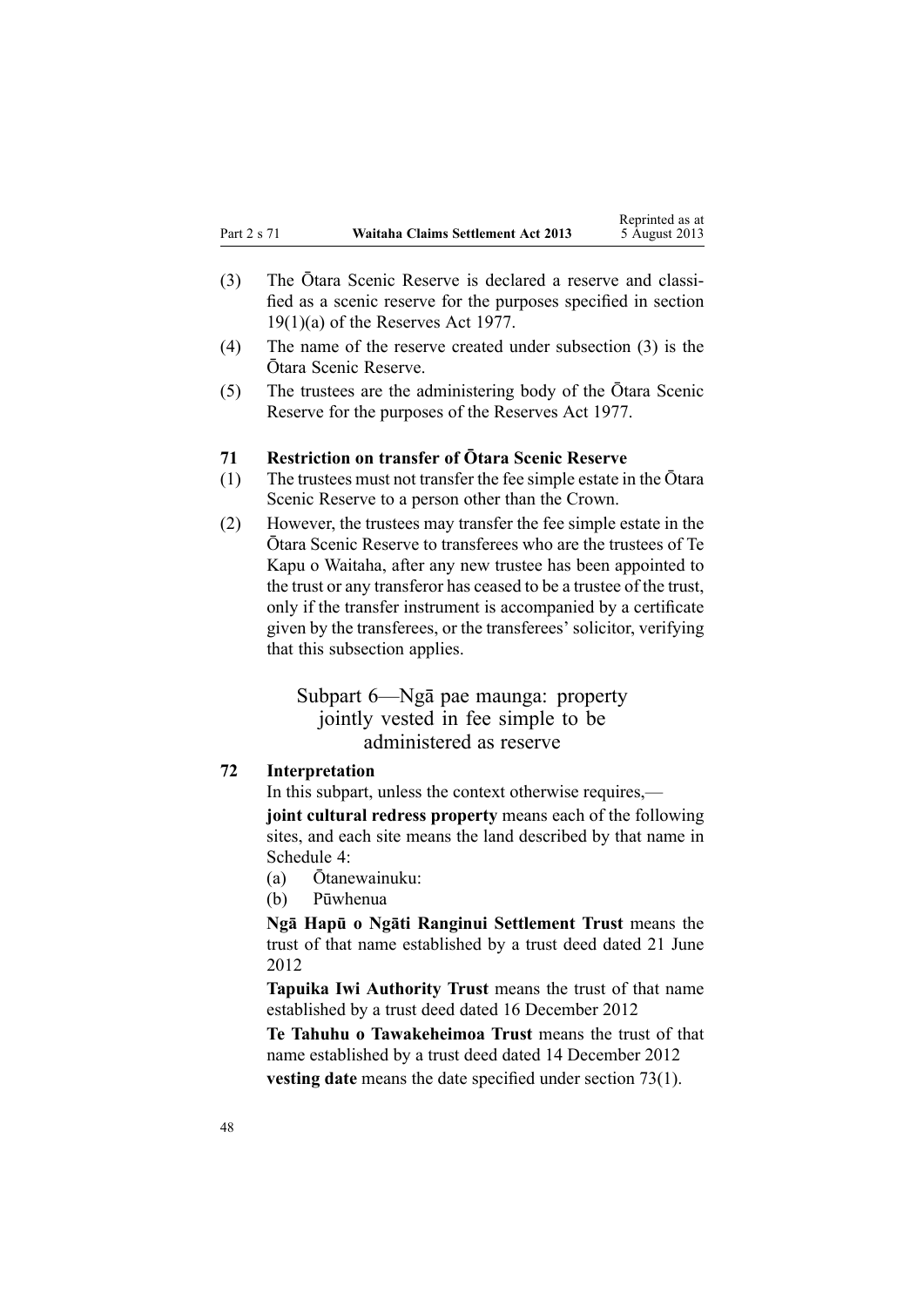(3) The Ōtara Scenic Reserve is declared a reserve and classified as a scenic reserve for the purposes specified in section 19(1)(a) of the Reserves Act 1977.

(4) The name of the reserve created under subsection (3) is the Ōtara Scenic Reserve.

(5) The trustees are the administering body of the Ōtara Scenic Reserve for the purposes of the Reserves Act 1977.

### 71 Restriction on transfer of Ōtara Scenic Reserve

(1) The trustees must not transfer the fee simple estate in the Ōtara Scenic Reserve to a person other than the Crown.

(2) However, the trustees may transfer the fee simple estate in the Ōtara Scenic Reserve to transferees who are the trustees of Te Kapu o Waitaha, after any new trustee has been appointed to the trust or any transferor has ceased to be a trustee of the trust, only if the transfer instrument is accompanied by a certificate given by the transferees, or the transferees' solicitor, verifying that this subsection applies.

## Subpart 6—Ngā pae maunga: property jointly vested in fee simple to be administered as reserve

### 72 Interpretation

In this subpart, unless the context otherwise requires,—

**joint cultural redress property** means each of the following sites, and each site means the land described by that name in Schedule 4:

(a) Ōtanewainuku:

(b) Pūwhenua

**Ngā Hapū o Ngāti Ranginui Settlement Trust** means the trust of that name established by a trust deed dated 21 June 2012

**Tapuika Iwi Authority Trust** means the trust of that name established by a trust deed dated 16 December 2012

**Te Tahuhu o Tawakeheimoa Trust** means the trust of that name established by a trust deed dated 14 December 2012

**vesting date** means the date specified under section 73(1).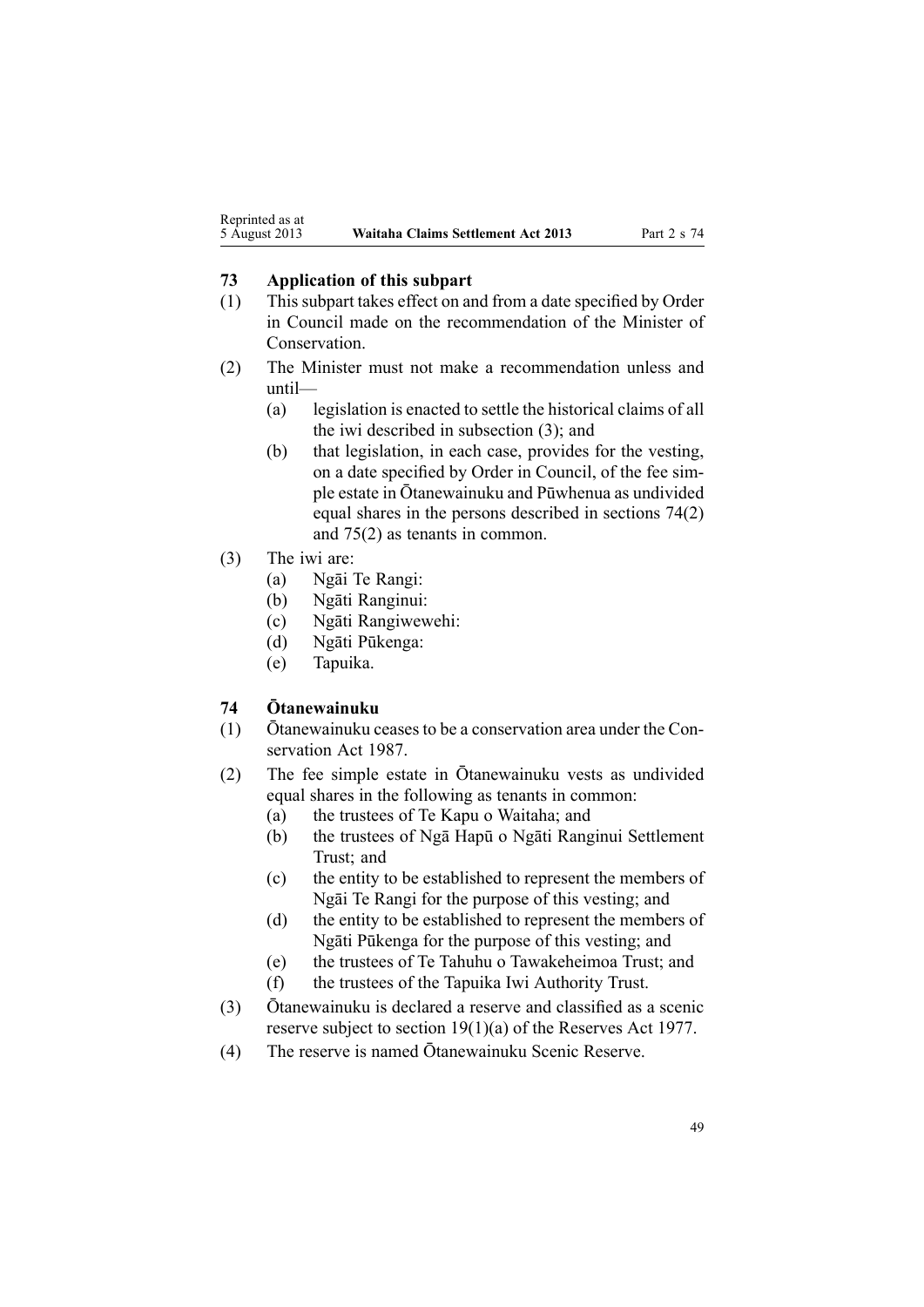### 73 Application of this subpart

(1) This subpart takes effect on and from a date specified by Order in Council made on the recommendation of the Minister of Conservation.

(2) The Minister must not make a recommendation unless and until—

  (a) legislation is enacted to settle the historical claims of all the iwi described in subsection (3); and

  (b) that legislation, in each case, provides for the vesting, on a date specified by Order in Council, of the fee simple estate in Ōtanewainuku and Pūwhenua as undivided equal shares in the persons described in sections 74(2) and 75(2) as tenants in common.

(3) The iwi are:

  (a) Ngāi Te Rangi:

  (b) Ngāti Ranginui:

  (c) Ngāti Rangiwewehi:

  (d) Ngāti Pūkenga:

  (e) Tapuika.

### 74 Ōtanewainuku

(1) Ōtanewainuku ceases to be a conservation area under the Conservation Act 1987.

(2) The fee simple estate in Ōtanewainuku vests as undivided equal shares in the following as tenants in common:

  (a) the trustees of Te Kapu o Waitaha; and

  (b) the trustees of Ngā Hapū o Ngāti Ranginui Settlement Trust; and

  (c) the entity to be established to represent the members of Ngāi Te Rangi for the purpose of this vesting; and

  (d) the entity to be established to represent the members of Ngāti Pūkenga for the purpose of this vesting; and

  (e) the trustees of Te Tahuhu o Tawakeheimoa Trust; and

  (f) the trustees of the Tapuika Iwi Authority Trust.

(3) Ōtanewainuku is declared a reserve and classified as a scenic reserve subject to section 19(1)(a) of the Reserves Act 1977.

(4) The reserve is named Ōtanewainuku Scenic Reserve.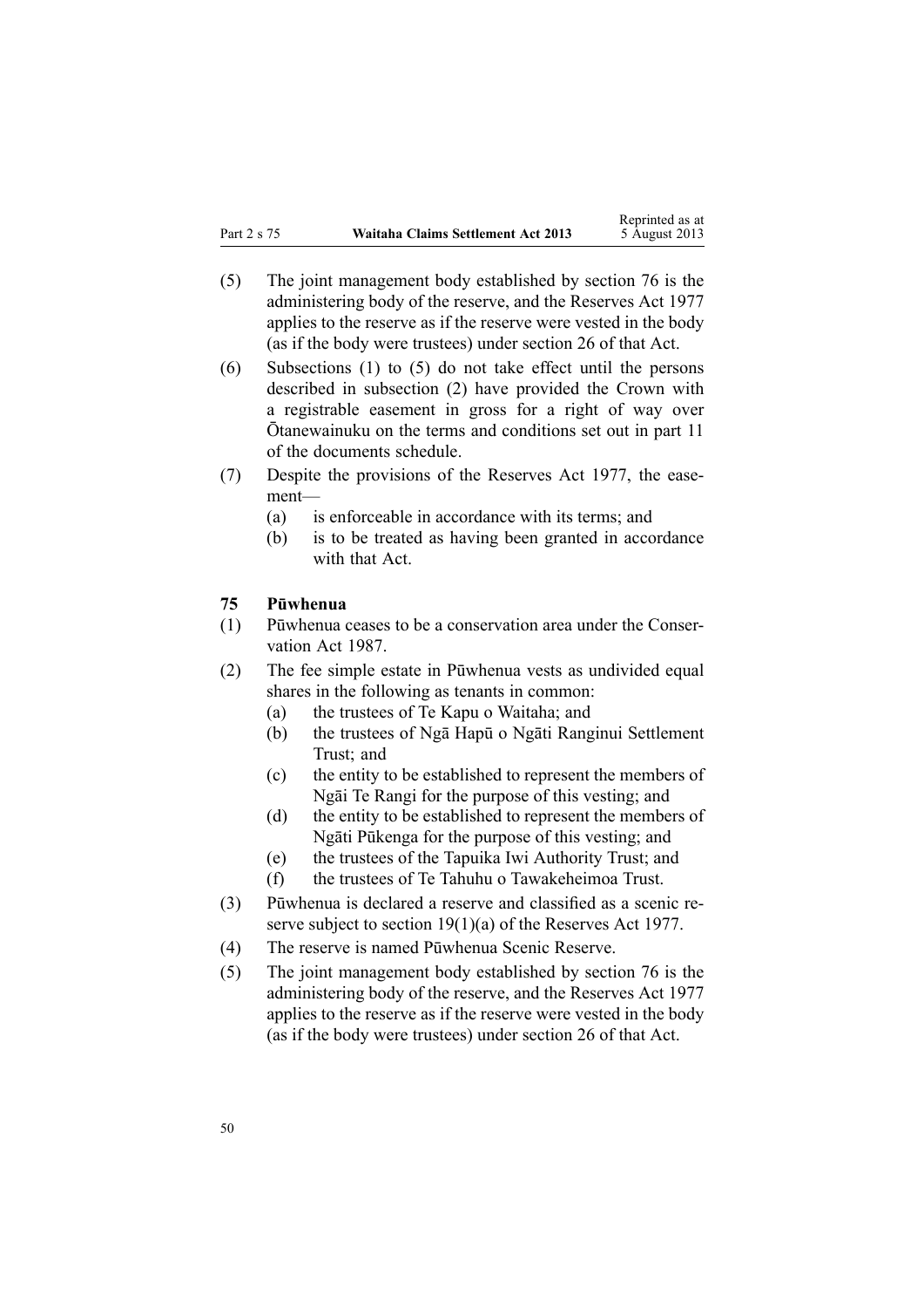(5) The joint management body established by section 76 is the administering body of the reserve, and the Reserves Act 1977 applies to the reserve as if the reserve were vested in the body (as if the body were trustees) under section 26 of that Act.

(6) Subsections (1) to (5) do not take effect until the persons described in subsection (2) have provided the Crown with a registrable easement in gross for a right of way over Ōtanewainuku on the terms and conditions set out in part 11 of the documents schedule.

(7) Despite the provisions of the Reserves Act 1977, the easement—

   (a) is enforceable in accordance with its terms; and

   (b) is to be treated as having been granted in accordance with that Act.

### 75 Pūwhenua

(1) Pūwhenua ceases to be a conservation area under the Conservation Act 1987.

(2) The fee simple estate in Pūwhenua vests as undivided equal shares in the following as tenants in common:

   (a) the trustees of Te Kapu o Waitaha; and

   (b) the trustees of Ngā Hapū o Ngāti Ranginui Settlement Trust; and

   (c) the entity to be established to represent the members of Ngāi Te Rangi for the purpose of this vesting; and

   (d) the entity to be established to represent the members of Ngāti Pūkenga for the purpose of this vesting; and

   (e) the trustees of the Tapuika Iwi Authority Trust; and

   (f) the trustees of Te Tahuhu o Tawakeheimoa Trust.

(3) Pūwhenua is declared a reserve and classified as a scenic reserve subject to section 19(1)(a) of the Reserves Act 1977.

(4) The reserve is named Pūwhenua Scenic Reserve.

(5) The joint management body established by section 76 is the administering body of the reserve, and the Reserves Act 1977 applies to the reserve as if the reserve were vested in the body (as if the body were trustees) under section 26 of that Act.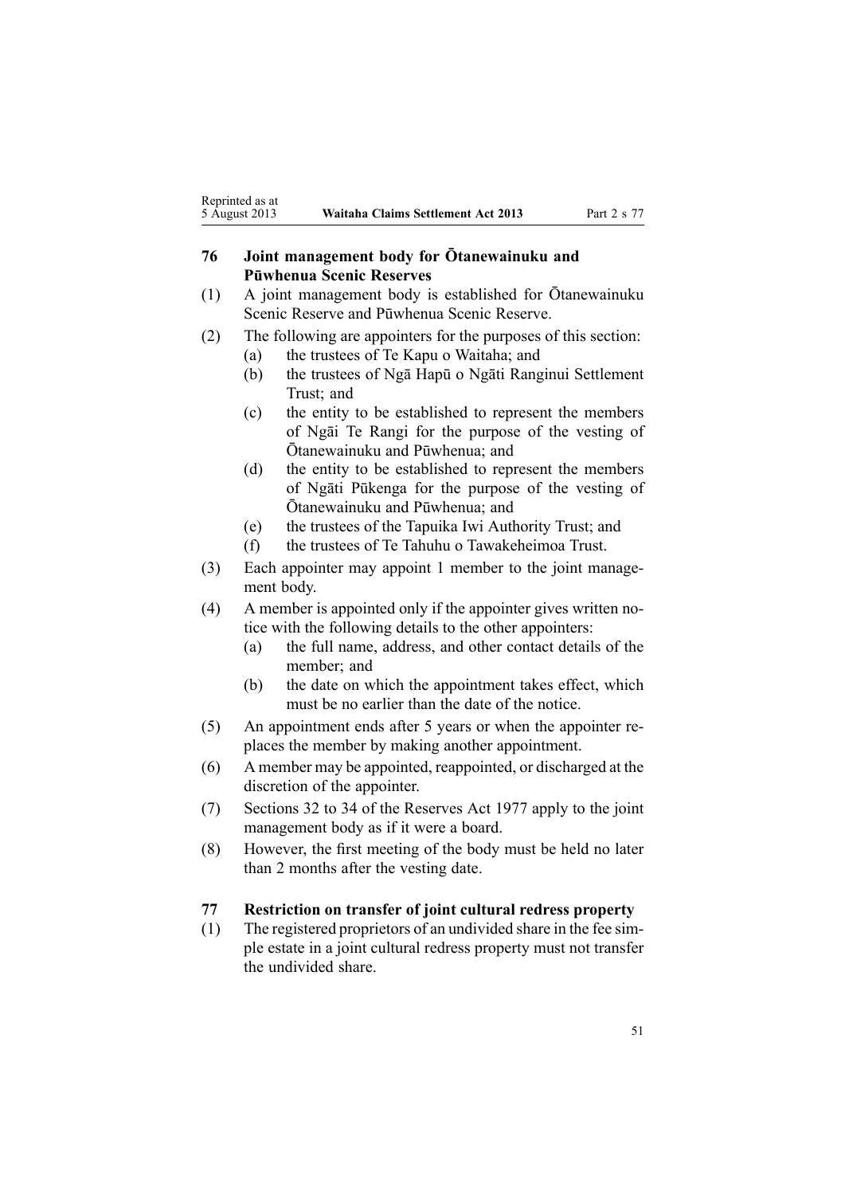### 76 Joint management body for Ōtanewainuku and Pūwhenua Scenic Reserves

(1) A joint management body is established for Ōtanewainuku Scenic Reserve and Pūwhenua Scenic Reserve.

(2) The following are appointers for the purposes of this section:

- (a) the trustees of Te Kapu o Waitaha; and
- (b) the trustees of Ngā Hapū o Ngāti Ranginui Settlement Trust; and
- (c) the entity to be established to represent the members of Ngāi Te Rangi for the purpose of the vesting of Ōtanewainuku and Pūwhenua; and
- (d) the entity to be established to represent the members of Ngāti Pūkenga for the purpose of the vesting of Ōtanewainuku and Pūwhenua; and
- (e) the trustees of the Tapuika Iwi Authority Trust; and
- (f) the trustees of Te Tahuhu o Tawakeheimoa Trust.

(3) Each appointer may appoint 1 member to the joint management body.

(4) A member is appointed only if the appointer gives written notice with the following details to the other appointers:

- (a) the full name, address, and other contact details of the member; and
- (b) the date on which the appointment takes effect, which must be no earlier than the date of the notice.

(5) An appointment ends after 5 years or when the appointer replaces the member by making another appointment.

(6) A member may be appointed, reappointed, or discharged at the discretion of the appointer.

(7) Sections 32 to 34 of the Reserves Act 1977 apply to the joint management body as if it were a board.

(8) However, the first meeting of the body must be held no later than 2 months after the vesting date.

### 77 Restriction on transfer of joint cultural redress property

(1) The registered proprietors of an undivided share in the fee simple estate in a joint cultural redress property must not transfer the undivided share.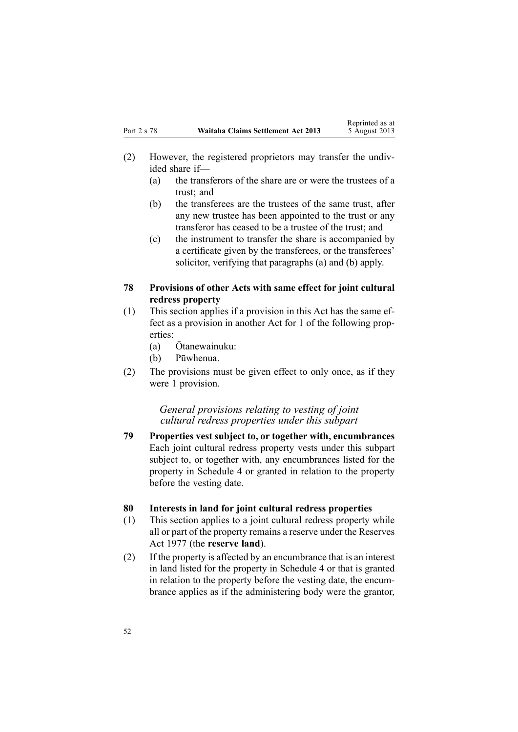(2) However, the registered proprietors may transfer the undivided share if—

   (a) the transferors of the share are or were the trustees of a trust; and

   (b) the transferees are the trustees of the same trust, after any new trustee has been appointed to the trust or any transferor has ceased to be a trustee of the trust; and

   (c) the instrument to transfer the share is accompanied by a certificate given by the transferees, or the transferees' solicitor, verifying that paragraphs (a) and (b) apply.

**78 Provisions of other Acts with same effect for joint cultural redress property**

(1) This section applies if a provision in this Act has the same effect as a provision in another Act for 1 of the following properties:

   (a) Ōtanewainuku:

   (b) Pūwhenua.

(2) The provisions must be given effect to only once, as if they were 1 provision.

*General provisions relating to vesting of joint cultural redress properties under this subpart*

**79 Properties vest subject to, or together with, encumbrances**

Each joint cultural redress property vests under this subpart subject to, or together with, any encumbrances listed for the property in Schedule 4 or granted in relation to the property before the vesting date.

**80 Interests in land for joint cultural redress properties**

(1) This section applies to a joint cultural redress property while all or part of the property remains a reserve under the Reserves Act 1977 (the **reserve land**).

(2) If the property is affected by an encumbrance that is an interest in land listed for the property in Schedule 4 or that is granted in relation to the property before the vesting date, the encumbrance applies as if the administering body were the grantor,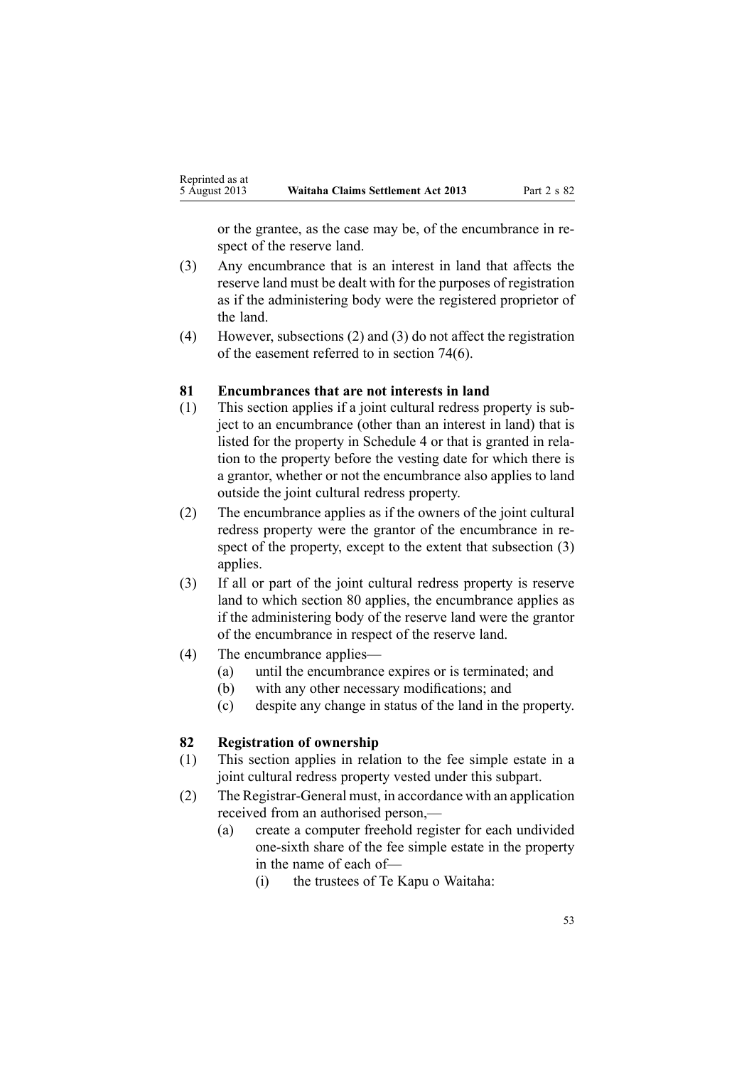or the grantee, as the case may be, of the encumbrance in respect of the reserve land.

(3) Any encumbrance that is an interest in land that affects the reserve land must be dealt with for the purposes of registration as if the administering body were the registered proprietor of the land.

(4) However, subsections (2) and (3) do not affect the registration of the easement referred to in section 74(6).

### 81 Encumbrances that are not interests in land

(1) This section applies if a joint cultural redress property is subject to an encumbrance (other than an interest in land) that is listed for the property in Schedule 4 or that is granted in relation to the property before the vesting date for which there is a grantor, whether or not the encumbrance also applies to land outside the joint cultural redress property.

(2) The encumbrance applies as if the owners of the joint cultural redress property were the grantor of the encumbrance in respect of the property, except to the extent that subsection (3) applies.

(3) If all or part of the joint cultural redress property is reserve land to which section 80 applies, the encumbrance applies as if the administering body of the reserve land were the grantor of the encumbrance in respect of the reserve land.

(4) The encumbrance applies—
  - (a) until the encumbrance expires or is terminated; and
  - (b) with any other necessary modifications; and
  - (c) despite any change in status of the land in the property.

### 82 Registration of ownership

(1) This section applies in relation to the fee simple estate in a joint cultural redress property vested under this subpart.

(2) The Registrar-General must, in accordance with an application received from an authorised person,—
  - (a) create a computer freehold register for each undivided one-sixth share of the fee simple estate in the property in the name of each of—
    - (i) the trustees of Te Kapu o Waitaha: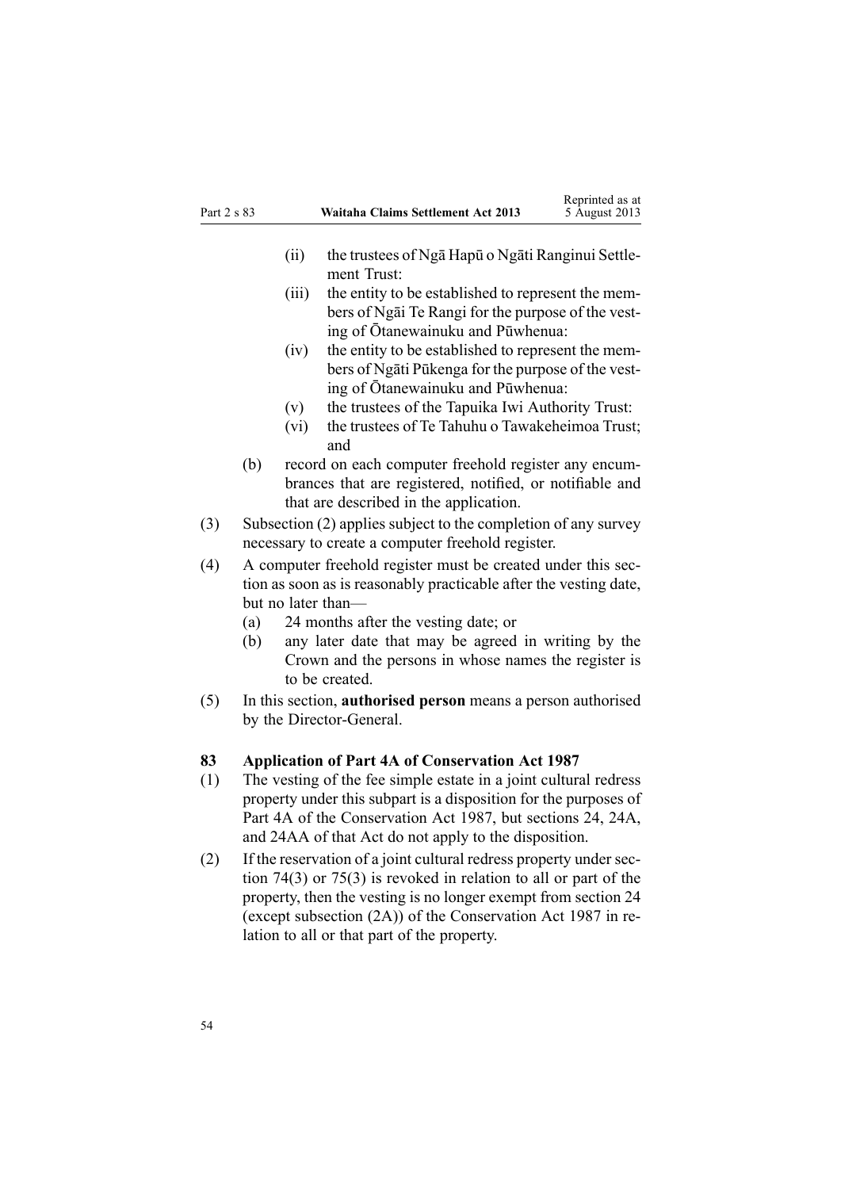(ii) the trustees of Ngā Hapū o Ngāti Ranginui Settlement Trust:

(iii) the entity to be established to represent the members of Ngāi Te Rangi for the purpose of the vesting of Ōtanewainuku and Pūwhenua:

(iv) the entity to be established to represent the members of Ngāti Pūkenga for the purpose of the vesting of Ōtanewainuku and Pūwhenua:

(v) the trustees of the Tapuika Iwi Authority Trust:

(vi) the trustees of Te Tahuhu o Tawakeheimoa Trust; and

(b) record on each computer freehold register any encumbrances that are registered, notified, or notifiable and that are described in the application.

(3) Subsection (2) applies subject to the completion of any survey necessary to create a computer freehold register.

(4) A computer freehold register must be created under this section as soon as is reasonably practicable after the vesting date, but no later than—

(a) 24 months after the vesting date; or

(b) any later date that may be agreed in writing by the Crown and the persons in whose names the register is to be created.

(5) In this section, **authorised person** means a person authorised by the Director-General.

### 83 Application of Part 4A of Conservation Act 1987

(1) The vesting of the fee simple estate in a joint cultural redress property under this subpart is a disposition for the purposes of Part 4A of the Conservation Act 1987, but sections 24, 24A, and 24AA of that Act do not apply to the disposition.

(2) If the reservation of a joint cultural redress property under section 74(3) or 75(3) is revoked in relation to all or part of the property, then the vesting is no longer exempt from section 24 (except subsection (2A)) of the Conservation Act 1987 in relation to all or that part of the property.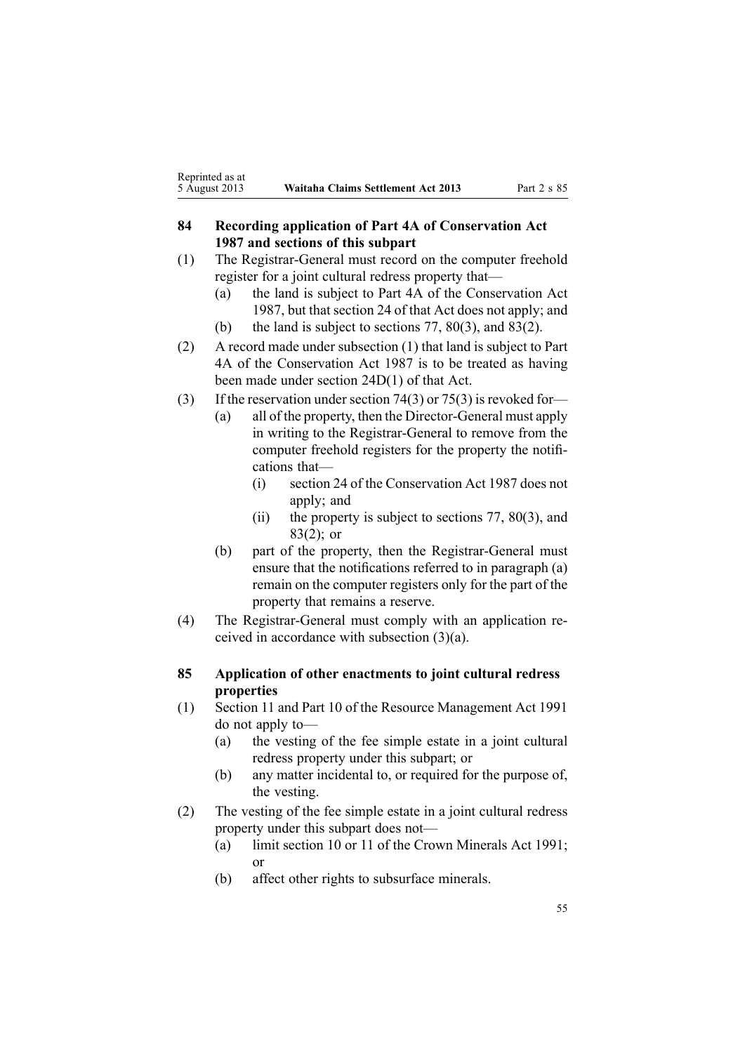### 84 Recording application of Part 4A of Conservation Act 1987 and sections of this subpart

(1) The Registrar-General must record on the computer freehold register for a joint cultural redress property that—

   (a) the land is subject to Part 4A of the Conservation Act 1987, but that section 24 of that Act does not apply; and

   (b) the land is subject to sections 77, 80(3), and 83(2).

(2) A record made under subsection (1) that land is subject to Part 4A of the Conservation Act 1987 is to be treated as having been made under section 24D(1) of that Act.

(3) If the reservation under section 74(3) or 75(3) is revoked for—

   (a) all of the property, then the Director-General must apply in writing to the Registrar-General to remove from the computer freehold registers for the property the notifications that—

      (i) section 24 of the Conservation Act 1987 does not apply; and

      (ii) the property is subject to sections 77, 80(3), and 83(2); or

   (b) part of the property, then the Registrar-General must ensure that the notifications referred to in paragraph (a) remain on the computer registers only for the part of the property that remains a reserve.

(4) The Registrar-General must comply with an application received in accordance with subsection (3)(a).

### 85 Application of other enactments to joint cultural redress properties

(1) Section 11 and Part 10 of the Resource Management Act 1991 do not apply to—

   (a) the vesting of the fee simple estate in a joint cultural redress property under this subpart; or

   (b) any matter incidental to, or required for the purpose of, the vesting.

(2) The vesting of the fee simple estate in a joint cultural redress property under this subpart does not—

   (a) limit section 10 or 11 of the Crown Minerals Act 1991; or

   (b) affect other rights to subsurface minerals.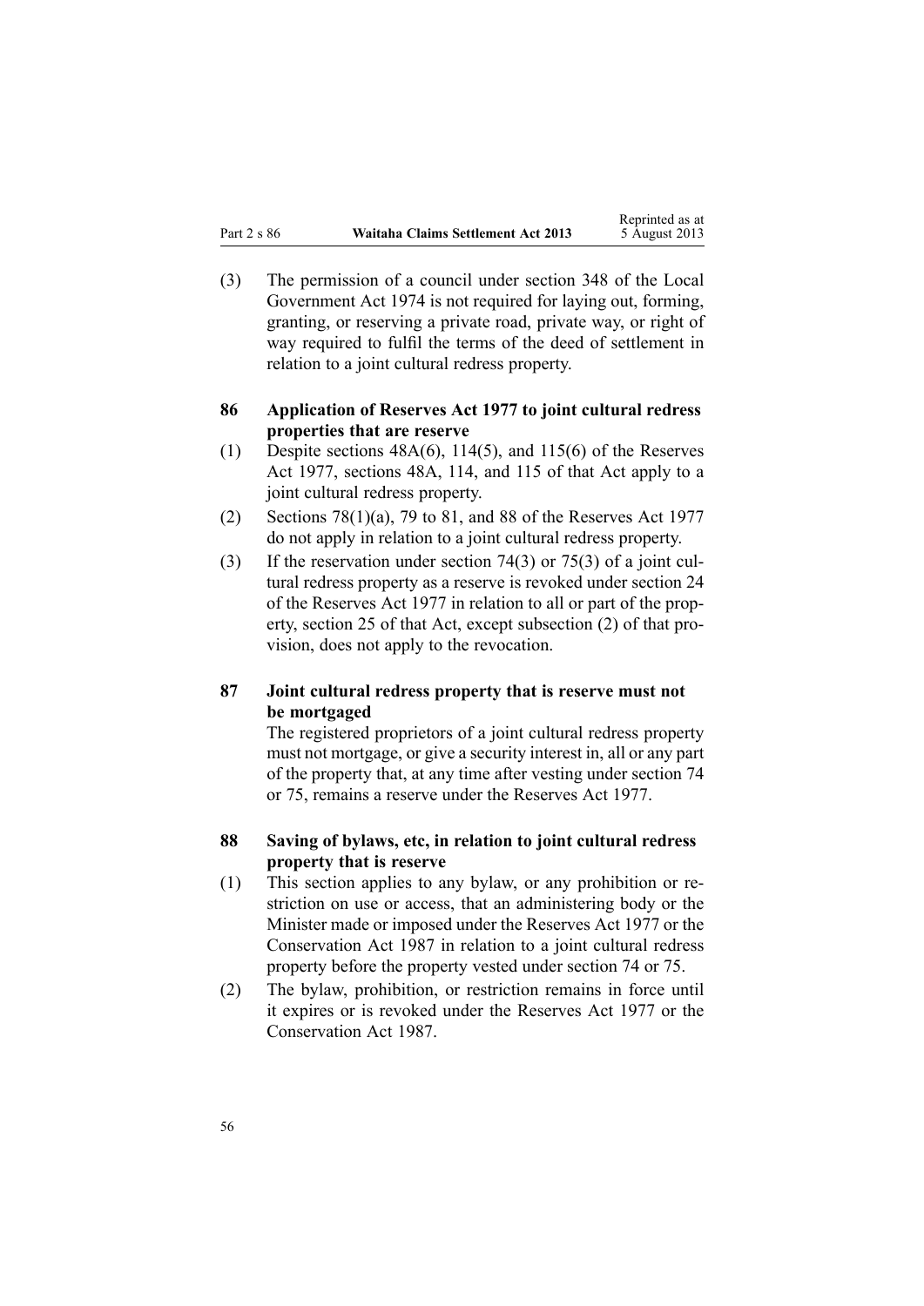(3) The permission of a council under section 348 of the Local Government Act 1974 is not required for laying out, forming, granting, or reserving a private road, private way, or right of way required to fulfil the terms of the deed of settlement in relation to a joint cultural redress property.

### 86 Application of Reserves Act 1977 to joint cultural redress properties that are reserve

(1) Despite sections 48A(6), 114(5), and 115(6) of the Reserves Act 1977, sections 48A, 114, and 115 of that Act apply to a joint cultural redress property.

(2) Sections 78(1)(a), 79 to 81, and 88 of the Reserves Act 1977 do not apply in relation to a joint cultural redress property.

(3) If the reservation under section 74(3) or 75(3) of a joint cultural redress property as a reserve is revoked under section 24 of the Reserves Act 1977 in relation to all or part of the property, section 25 of that Act, except subsection (2) of that provision, does not apply to the revocation.

### 87 Joint cultural redress property that is reserve must not be mortgaged

The registered proprietors of a joint cultural redress property must not mortgage, or give a security interest in, all or any part of the property that, at any time after vesting under section 74 or 75, remains a reserve under the Reserves Act 1977.

### 88 Saving of bylaws, etc, in relation to joint cultural redress property that is reserve

(1) This section applies to any bylaw, or any prohibition or restriction on use or access, that an administering body or the Minister made or imposed under the Reserves Act 1977 or the Conservation Act 1987 in relation to a joint cultural redress property before the property vested under section 74 or 75.

(2) The bylaw, prohibition, or restriction remains in force until it expires or is revoked under the Reserves Act 1977 or the Conservation Act 1987.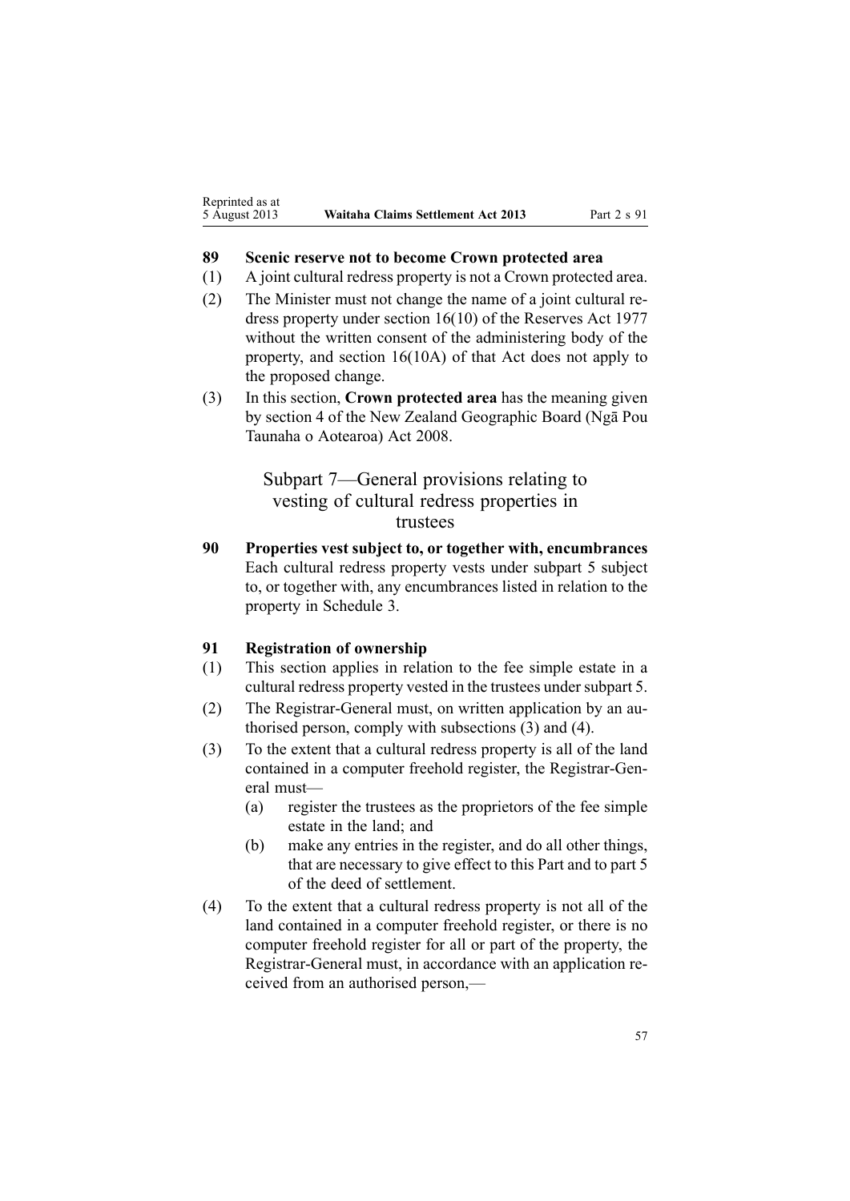### 89 Scenic reserve not to become Crown protected area

(1) A joint cultural redress property is not a Crown protected area.

(2) The Minister must not change the name of a joint cultural redress property under section 16(10) of the Reserves Act 1977 without the written consent of the administering body of the property, and section 16(10A) of that Act does not apply to the proposed change.

(3) In this section, **Crown protected area** has the meaning given by section 4 of the New Zealand Geographic Board (Ngā Pou Taunaha o Aotearoa) Act 2008.

## Subpart 7—General provisions relating to vesting of cultural redress properties in trustees

### 90 Properties vest subject to, or together with, encumbrances

Each cultural redress property vests under subpart 5 subject to, or together with, any encumbrances listed in relation to the property in Schedule 3.

### 91 Registration of ownership

(1) This section applies in relation to the fee simple estate in a cultural redress property vested in the trustees under subpart 5.

(2) The Registrar-General must, on written application by an authorised person, comply with subsections (3) and (4).

(3) To the extent that a cultural redress property is all of the land contained in a computer freehold register, the Registrar-General must—

- (a) register the trustees as the proprietors of the fee simple estate in the land; and
- (b) make any entries in the register, and do all other things, that are necessary to give effect to this Part and to part 5 of the deed of settlement.

(4) To the extent that a cultural redress property is not all of the land contained in a computer freehold register, or there is no computer freehold register for all or part of the property, the Registrar-General must, in accordance with an application received from an authorised person,—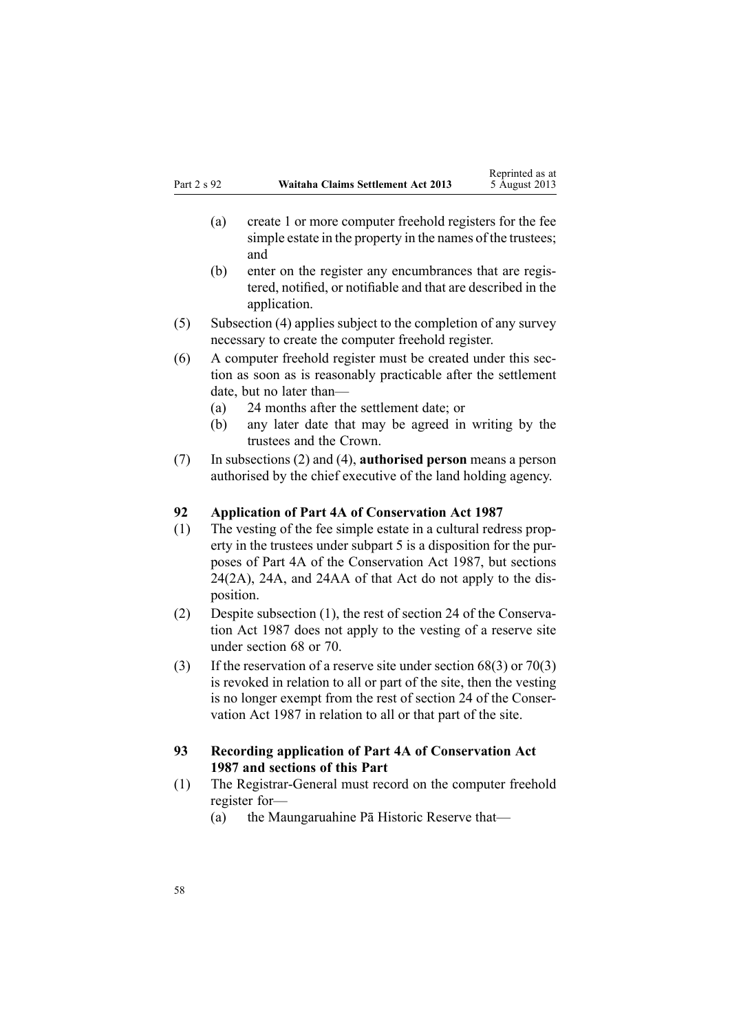(a) create 1 or more computer freehold registers for the fee simple estate in the property in the names of the trustees; and

(b) enter on the register any encumbrances that are registered, notified, or notifiable and that are described in the application.

(5) Subsection (4) applies subject to the completion of any survey necessary to create the computer freehold register.

(6) A computer freehold register must be created under this section as soon as is reasonably practicable after the settlement date, but no later than—

(a) 24 months after the settlement date; or

(b) any later date that may be agreed in writing by the trustees and the Crown.

(7) In subsections (2) and (4), **authorised person** means a person authorised by the chief executive of the land holding agency.

### 92 Application of Part 4A of Conservation Act 1987

(1) The vesting of the fee simple estate in a cultural redress property in the trustees under subpart 5 is a disposition for the purposes of Part 4A of the Conservation Act 1987, but sections 24(2A), 24A, and 24AA of that Act do not apply to the disposition.

(2) Despite subsection (1), the rest of section 24 of the Conservation Act 1987 does not apply to the vesting of a reserve site under section 68 or 70.

(3) If the reservation of a reserve site under section 68(3) or 70(3) is revoked in relation to all or part of the site, then the vesting is no longer exempt from the rest of section 24 of the Conservation Act 1987 in relation to all or that part of the site.

### 93 Recording application of Part 4A of Conservation Act 1987 and sections of this Part

(1) The Registrar-General must record on the computer freehold register for—

(a) the Maungaruahine Pā Historic Reserve that—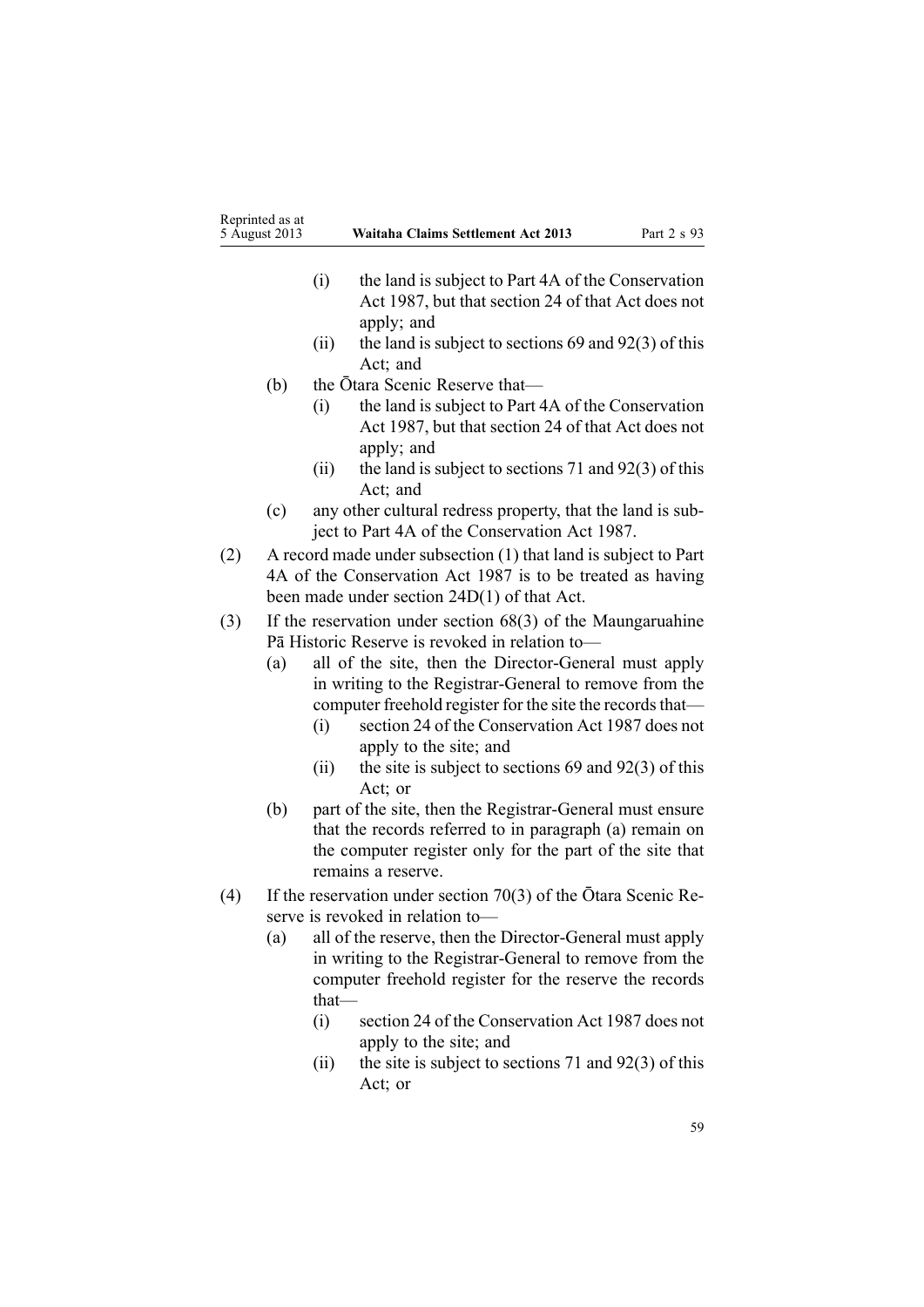(i) the land is subject to Part 4A of the Conservation Act 1987, but that section 24 of that Act does not apply; and

(ii) the land is subject to sections 69 and 92(3) of this Act; and

(b) the Ōtara Scenic Reserve that—

(i) the land is subject to Part 4A of the Conservation Act 1987, but that section 24 of that Act does not apply; and

(ii) the land is subject to sections 71 and 92(3) of this Act; and

(c) any other cultural redress property, that the land is subject to Part 4A of the Conservation Act 1987.

(2) A record made under subsection (1) that land is subject to Part 4A of the Conservation Act 1987 is to be treated as having been made under section 24D(1) of that Act.

(3) If the reservation under section 68(3) of the Maungaruahine Pā Historic Reserve is revoked in relation to—

(a) all of the site, then the Director-General must apply in writing to the Registrar-General to remove from the computer freehold register for the site the records that—

(i) section 24 of the Conservation Act 1987 does not apply to the site; and

(ii) the site is subject to sections 69 and 92(3) of this Act; or

(b) part of the site, then the Registrar-General must ensure that the records referred to in paragraph (a) remain on the computer register only for the part of the site that remains a reserve.

(4) If the reservation under section 70(3) of the Ōtara Scenic Reserve is revoked in relation to—

(a) all of the reserve, then the Director-General must apply in writing to the Registrar-General to remove from the computer freehold register for the reserve the records that—

(i) section 24 of the Conservation Act 1987 does not apply to the site; and

(ii) the site is subject to sections 71 and 92(3) of this Act; or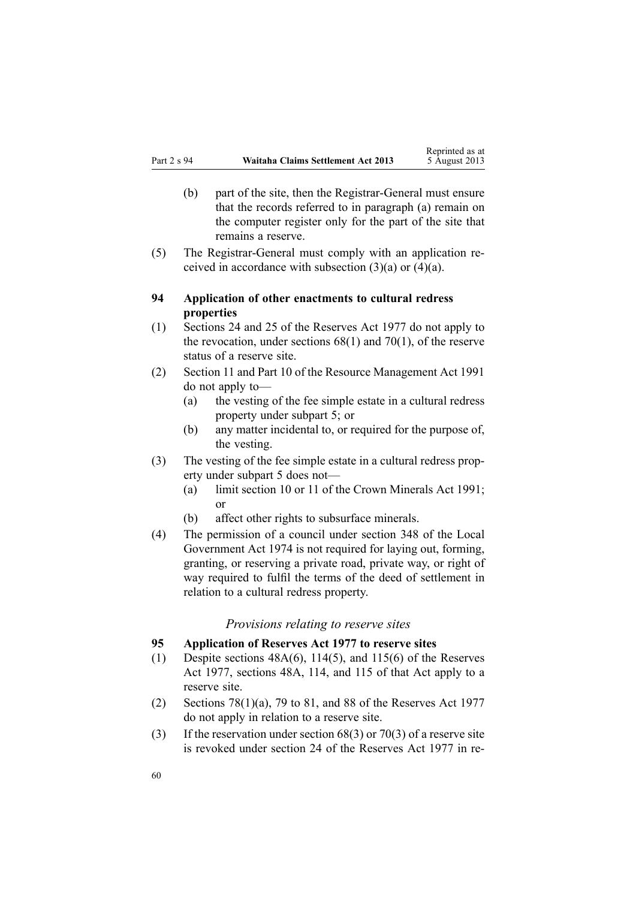(b) part of the site, then the Registrar-General must ensure that the records referred to in paragraph (a) remain on the computer register only for the part of the site that remains a reserve.

(5) The Registrar-General must comply with an application received in accordance with subsection (3)(a) or (4)(a).

**94 Application of other enactments to cultural redress properties**

(1) Sections 24 and 25 of the Reserves Act 1977 do not apply to the revocation, under sections 68(1) and 70(1), of the reserve status of a reserve site.

(2) Section 11 and Part 10 of the Resource Management Act 1991 do not apply to—

(a) the vesting of the fee simple estate in a cultural redress property under subpart 5; or

(b) any matter incidental to, or required for the purpose of, the vesting.

(3) The vesting of the fee simple estate in a cultural redress property under subpart 5 does not—

(a) limit section 10 or 11 of the Crown Minerals Act 1991; or

(b) affect other rights to subsurface minerals.

(4) The permission of a council under section 348 of the Local Government Act 1974 is not required for laying out, forming, granting, or reserving a private road, private way, or right of way required to fulfil the terms of the deed of settlement in relation to a cultural redress property.

*Provisions relating to reserve sites*

**95 Application of Reserves Act 1977 to reserve sites**

(1) Despite sections 48A(6), 114(5), and 115(6) of the Reserves Act 1977, sections 48A, 114, and 115 of that Act apply to a reserve site.

(2) Sections 78(1)(a), 79 to 81, and 88 of the Reserves Act 1977 do not apply in relation to a reserve site.

(3) If the reservation under section 68(3) or 70(3) of a reserve site is revoked under section 24 of the Reserves Act 1977 in re-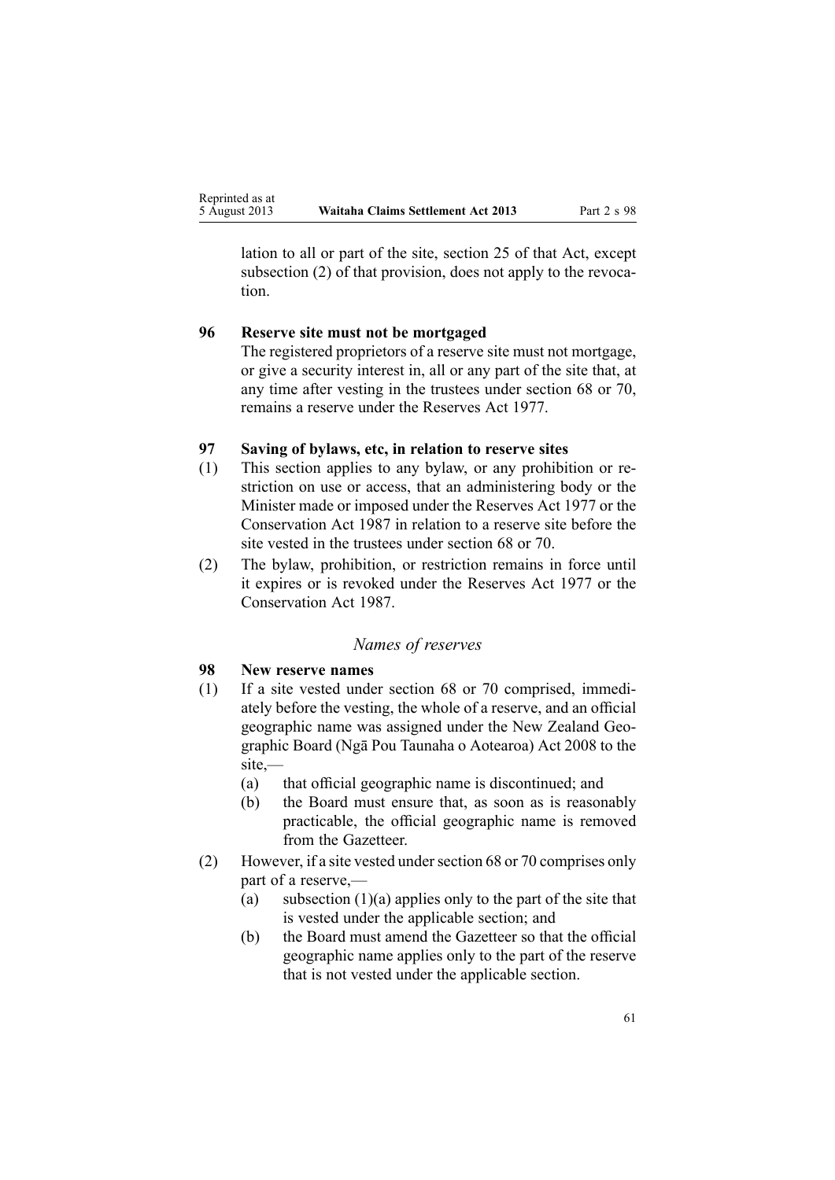lation to all or part of the site, section 25 of that Act, except subsection (2) of that provision, does not apply to the revocation.

**96 Reserve site must not be mortgaged**

The registered proprietors of a reserve site must not mortgage, or give a security interest in, all or any part of the site that, at any time after vesting in the trustees under section 68 or 70, remains a reserve under the Reserves Act 1977.

**97 Saving of bylaws, etc, in relation to reserve sites**

(1) This section applies to any bylaw, or any prohibition or restriction on use or access, that an administering body or the Minister made or imposed under the Reserves Act 1977 or the Conservation Act 1987 in relation to a reserve site before the site vested in the trustees under section 68 or 70.

(2) The bylaw, prohibition, or restriction remains in force until it expires or is revoked under the Reserves Act 1977 or the Conservation Act 1987.

*Names of reserves*

**98 New reserve names**

(1) If a site vested under section 68 or 70 comprised, immediately before the vesting, the whole of a reserve, and an official geographic name was assigned under the New Zealand Geographic Board (Ngā Pou Taunaha o Aotearoa) Act 2008 to the site,—

   (a) that official geographic name is discontinued; and

   (b) the Board must ensure that, as soon as is reasonably practicable, the official geographic name is removed from the Gazetteer.

(2) However, if a site vested under section 68 or 70 comprises only part of a reserve,—

   (a) subsection (1)(a) applies only to the part of the site that is vested under the applicable section; and

   (b) the Board must amend the Gazetteer so that the official geographic name applies only to the part of the reserve that is not vested under the applicable section.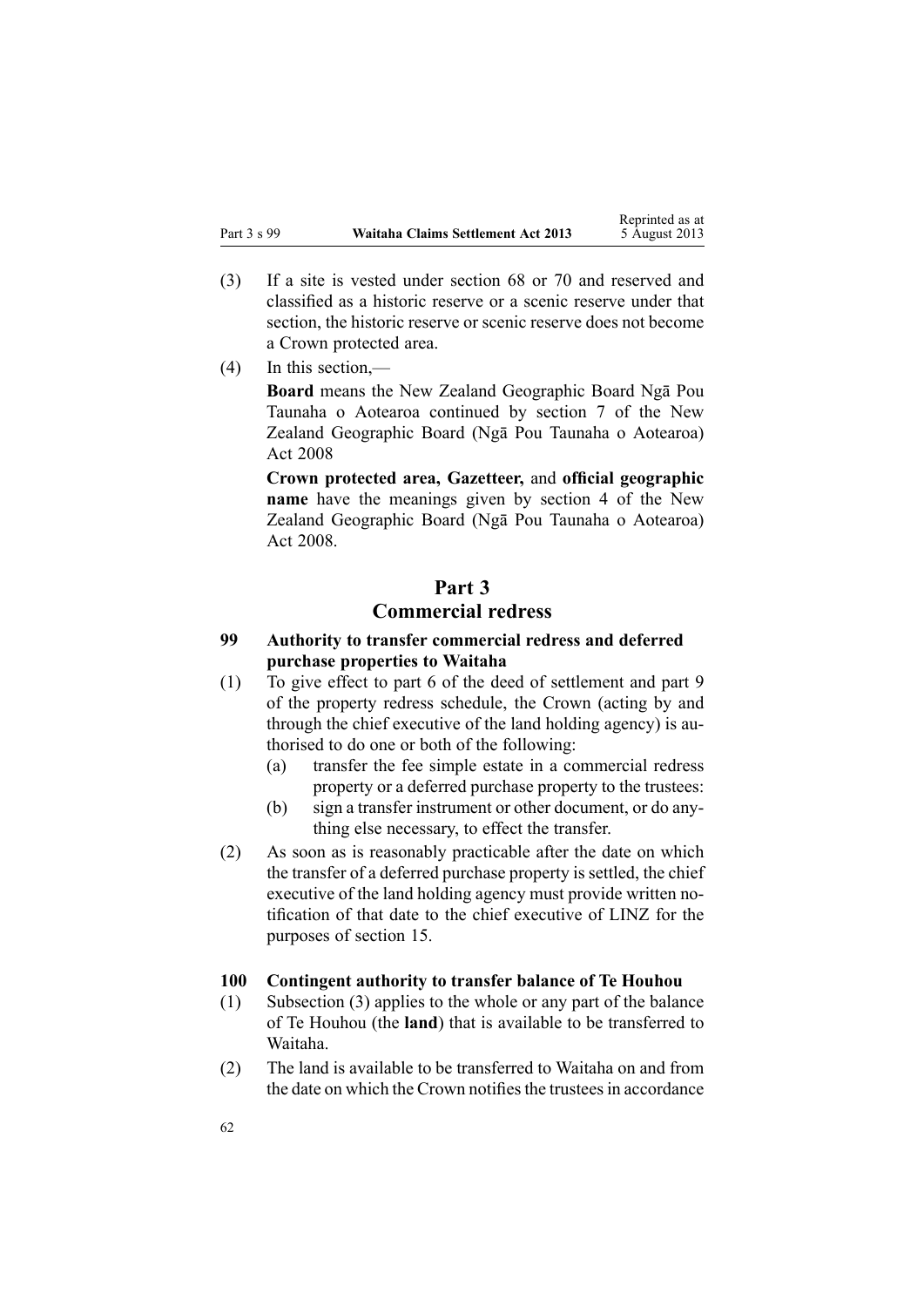(3) If a site is vested under section 68 or 70 and reserved and classified as a historic reserve or a scenic reserve under that section, the historic reserve or scenic reserve does not become a Crown protected area.

(4) In this section,—

**Board** means the New Zealand Geographic Board Ngā Pou Taunaha o Aotearoa continued by section 7 of the New Zealand Geographic Board (Ngā Pou Taunaha o Aotearoa) Act 2008

**Crown protected area, Gazetteer,** and **official geographic name** have the meanings given by section 4 of the New Zealand Geographic Board (Ngā Pou Taunaha o Aotearoa) Act 2008.

# Part 3
# Commercial redress

### 99 Authority to transfer commercial redress and deferred purchase properties to Waitaha

(1) To give effect to part 6 of the deed of settlement and part 9 of the property redress schedule, the Crown (acting by and through the chief executive of the land holding agency) is authorised to do one or both of the following:

   (a) transfer the fee simple estate in a commercial redress property or a deferred purchase property to the trustees:

   (b) sign a transfer instrument or other document, or do anything else necessary, to effect the transfer.

(2) As soon as is reasonably practicable after the date on which the transfer of a deferred purchase property is settled, the chief executive of the land holding agency must provide written notification of that date to the chief executive of LINZ for the purposes of section 15.

### 100 Contingent authority to transfer balance of Te Houhou

(1) Subsection (3) applies to the whole or any part of the balance of Te Houhou (the **land**) that is available to be transferred to Waitaha.

(2) The land is available to be transferred to Waitaha on and from the date on which the Crown notifies the trustees in accordance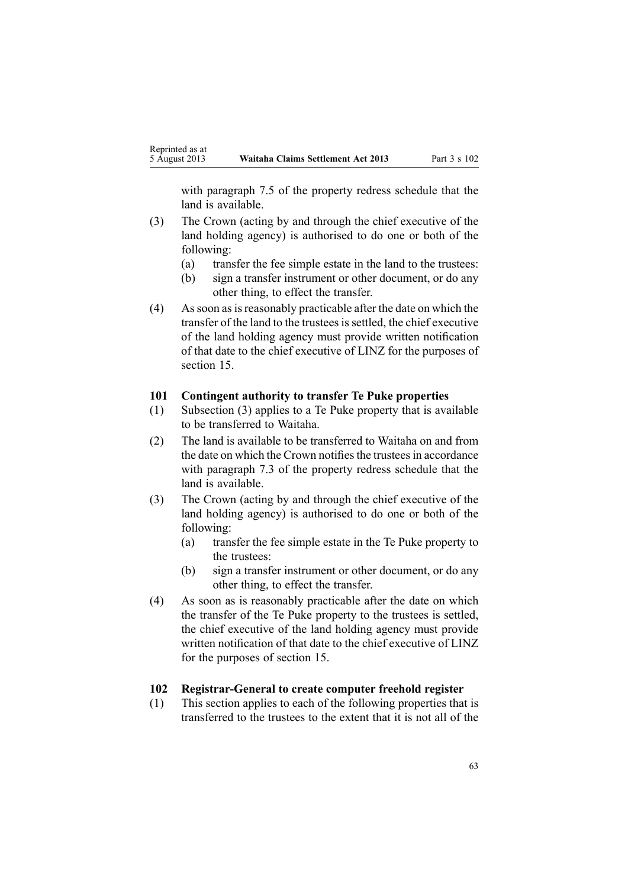with paragraph 7.5 of the property redress schedule that the land is available.

(3) The Crown (acting by and through the chief executive of the land holding agency) is authorised to do one or both of the following:

  (a) transfer the fee simple estate in the land to the trustees:

  (b) sign a transfer instrument or other document, or do any other thing, to effect the transfer.

(4) As soon as is reasonably practicable after the date on which the transfer of the land to the trustees is settled, the chief executive of the land holding agency must provide written notification of that date to the chief executive of LINZ for the purposes of section 15.

### 101 Contingent authority to transfer Te Puke properties

(1) Subsection (3) applies to a Te Puke property that is available to be transferred to Waitaha.

(2) The land is available to be transferred to Waitaha on and from the date on which the Crown notifies the trustees in accordance with paragraph 7.3 of the property redress schedule that the land is available.

(3) The Crown (acting by and through the chief executive of the land holding agency) is authorised to do one or both of the following:

  (a) transfer the fee simple estate in the Te Puke property to the trustees:

  (b) sign a transfer instrument or other document, or do any other thing, to effect the transfer.

(4) As soon as is reasonably practicable after the date on which the transfer of the Te Puke property to the trustees is settled, the chief executive of the land holding agency must provide written notification of that date to the chief executive of LINZ for the purposes of section 15.

### 102 Registrar-General to create computer freehold register

(1) This section applies to each of the following properties that is transferred to the trustees to the extent that it is not all of the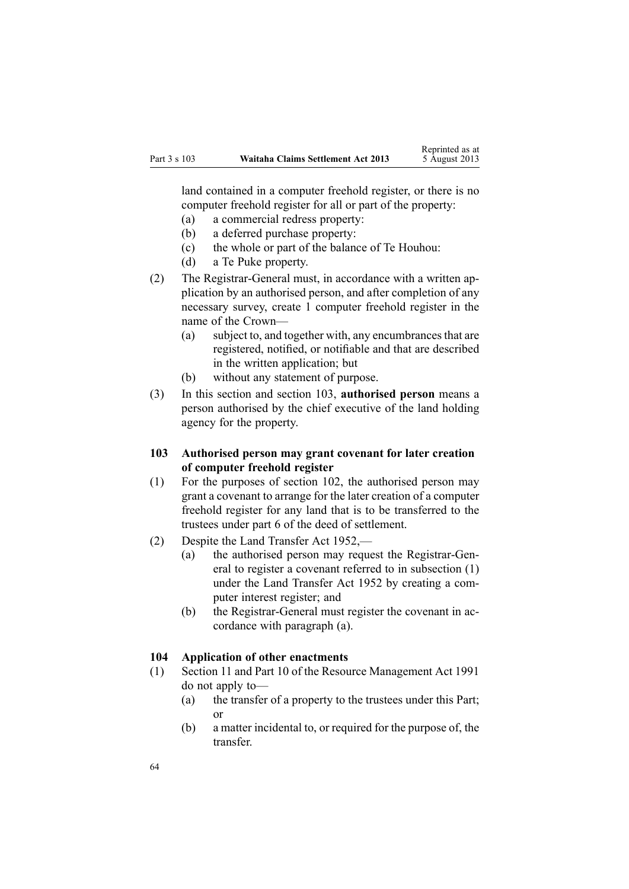land contained in a computer freehold register, or there is no computer freehold register for all or part of the property:

(a) a commercial redress property:

(b) a deferred purchase property:

(c) the whole or part of the balance of Te Houhou:

(d) a Te Puke property.

(2) The Registrar-General must, in accordance with a written application by an authorised person, and after completion of any necessary survey, create 1 computer freehold register in the name of the Crown—

(a) subject to, and together with, any encumbrances that are registered, notified, or notifiable and that are described in the written application; but

(b) without any statement of purpose.

(3) In this section and section 103, **authorised person** means a person authorised by the chief executive of the land holding agency for the property.

### 103 Authorised person may grant covenant for later creation of computer freehold register

(1) For the purposes of section 102, the authorised person may grant a covenant to arrange for the later creation of a computer freehold register for any land that is to be transferred to the trustees under part 6 of the deed of settlement.

(2) Despite the Land Transfer Act 1952,—

(a) the authorised person may request the Registrar-General to register a covenant referred to in subsection (1) under the Land Transfer Act 1952 by creating a computer interest register; and

(b) the Registrar-General must register the covenant in accordance with paragraph (a).

### 104 Application of other enactments

(1) Section 11 and Part 10 of the Resource Management Act 1991 do not apply to—

(a) the transfer of a property to the trustees under this Part; or

(b) a matter incidental to, or required for the purpose of, the transfer.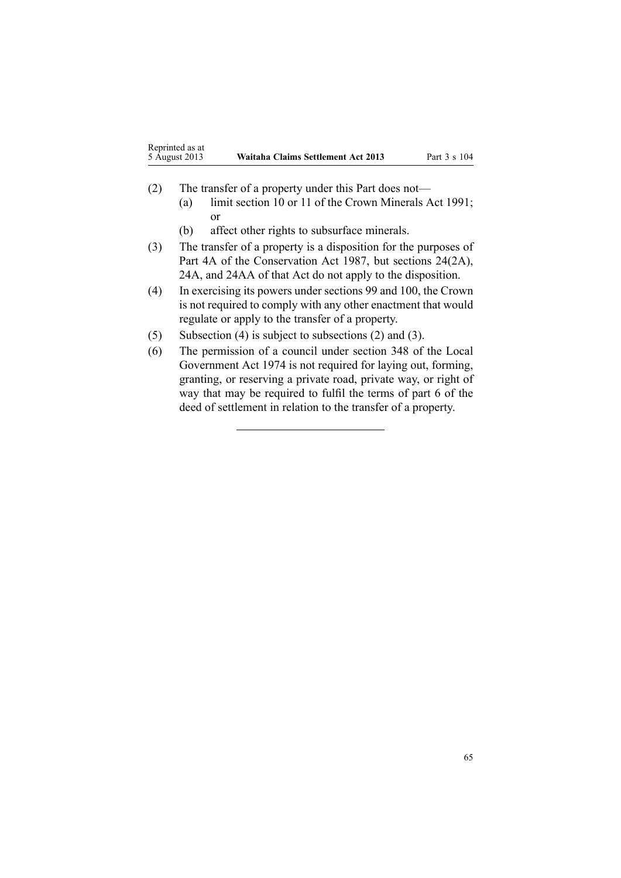(2) The transfer of a property under this Part does not—

(a) limit section 10 or 11 of the Crown Minerals Act 1991; or

(b) affect other rights to subsurface minerals.

(3) The transfer of a property is a disposition for the purposes of Part 4A of the Conservation Act 1987, but sections 24(2A), 24A, and 24AA of that Act do not apply to the disposition.

(4) In exercising its powers under sections 99 and 100, the Crown is not required to comply with any other enactment that would regulate or apply to the transfer of a property.

(5) Subsection (4) is subject to subsections (2) and (3).

(6) The permission of a council under section 348 of the Local Government Act 1974 is not required for laying out, forming, granting, or reserving a private road, private way, or right of way that may be required to fulfil the terms of part 6 of the deed of settlement in relation to the transfer of a property.

---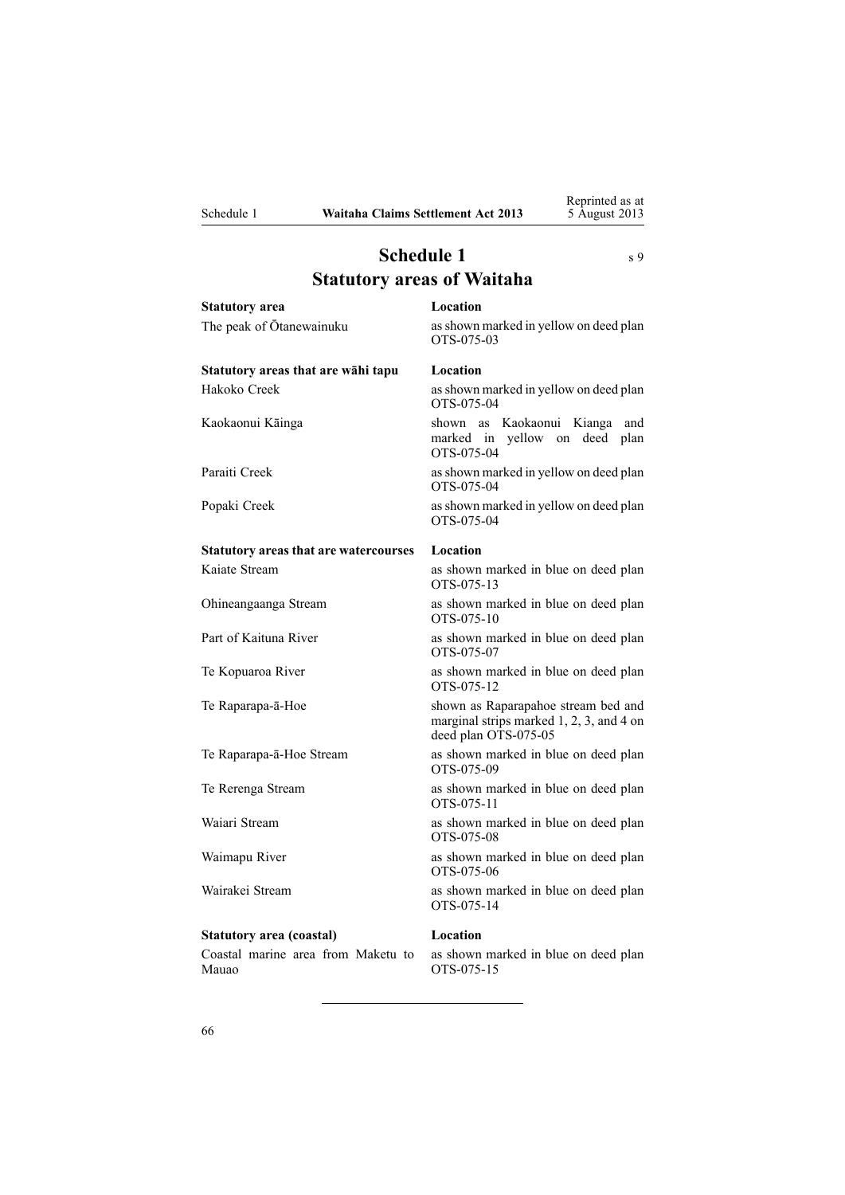# Schedule 1
# Statutory areas of Waitaha

s 9

| Statutory area | Location |
| --- | --- |
| The peak of Ōtanewainuku | as shown marked in yellow on deed plan OTS-075-03 |
| **Statutory areas that are wāhi tapu** | **Location** |
| Hakoko Creek | as shown marked in yellow on deed plan OTS-075-04 |
| Kaokaonui Kāinga | shown as Kaokaonui Kianga and marked in yellow on deed plan OTS-075-04 |
| Paraiti Creek | as shown marked in yellow on deed plan OTS-075-04 |
| Popaki Creek | as shown marked in yellow on deed plan OTS-075-04 |
| **Statutory areas that are watercourses** | **Location** |
| Kaiate Stream | as shown marked in blue on deed plan OTS-075-13 |
| Ohineangaanga Stream | as shown marked in blue on deed plan OTS-075-10 |
| Part of Kaituna River | as shown marked in blue on deed plan OTS-075-07 |
| Te Kopuaroa River | as shown marked in blue on deed plan OTS-075-12 |
| Te Raparapa-ā-Hoe | shown as Raparapahoe stream bed and marginal strips marked 1, 2, 3, and 4 on deed plan OTS-075-05 |
| Te Raparapa-ā-Hoe Stream | as shown marked in blue on deed plan OTS-075-09 |
| Te Rerenga Stream | as shown marked in blue on deed plan OTS-075-11 |
| Waiari Stream | as shown marked in blue on deed plan OTS-075-08 |
| Waimapu River | as shown marked in blue on deed plan OTS-075-06 |
| Wairakei Stream | as shown marked in blue on deed plan OTS-075-14 |
| **Statutory area (coastal)** | **Location** |
| Coastal marine area from Maketu to Mauao | as shown marked in blue on deed plan OTS-075-15 |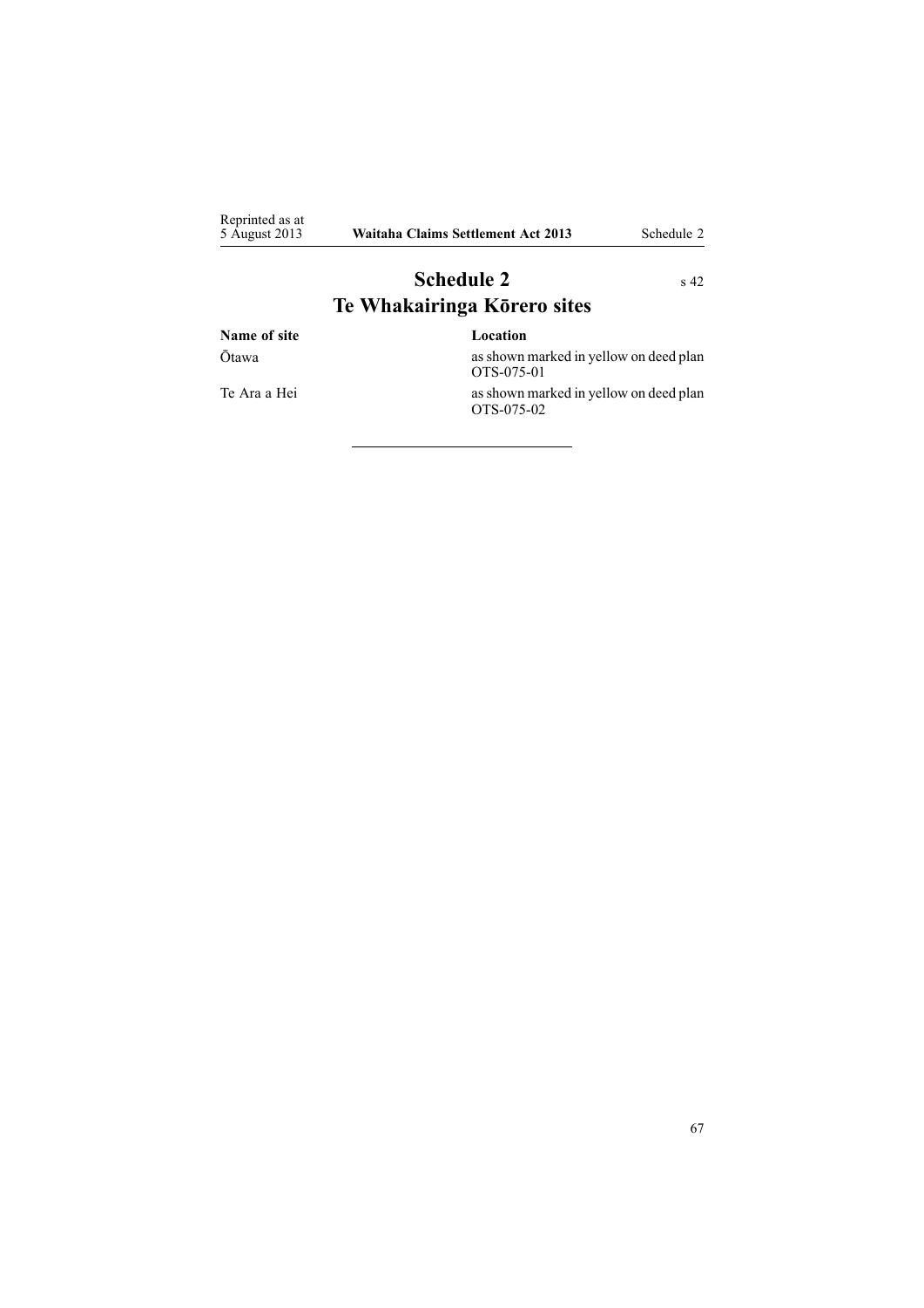# Schedule 2
s 42

## Te Whakairinga Kōrero sites

| Name of site | Location |
| --- | --- |
| Ōtawa | as shown marked in yellow on deed plan OTS-075-01 |
| Te Ara a Hei | as shown marked in yellow on deed plan OTS-075-02 |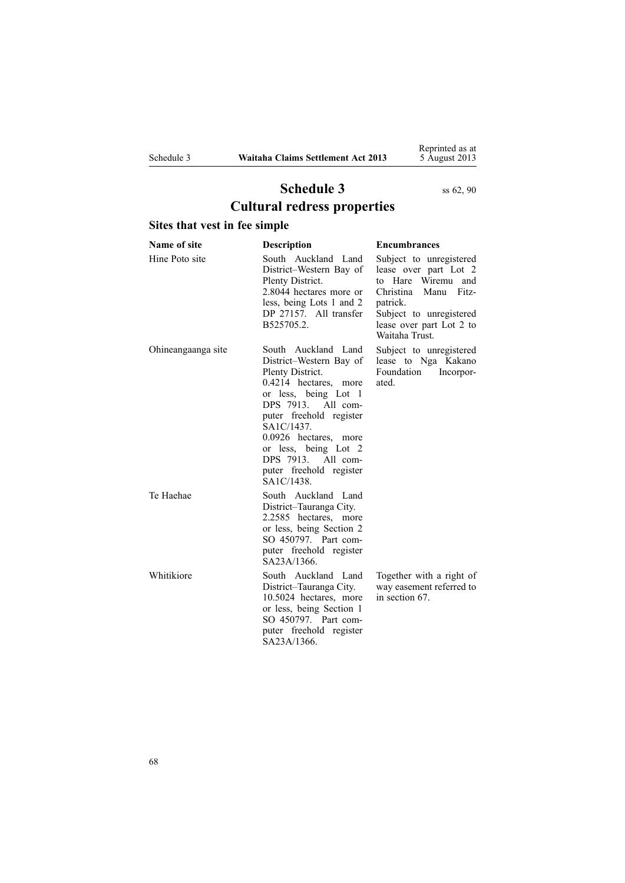# Schedule 3

ss 62, 90

## Cultural redress properties

### Sites that vest in fee simple

| Name of site | Description | Encumbrances |
|---|---|---|
| Hine Poto site | South Auckland Land District–Western Bay of Plenty District. 2.8044 hectares more or less, being Lots 1 and 2 DP 27157. All transfer B525705.2. | Subject to unregistered lease over part Lot 2 to Hare Wiremu and Christina Manu Fitzpatrick. Subject to unregistered lease over part Lot 2 to Waitaha Trust. |
| Ohineangaanga site | South Auckland Land District–Western Bay of Plenty District. 0.4214 hectares, more or less, being Lot 1 DPS 7913. All computer freehold register SA1C/1437. 0.0926 hectares, more or less, being Lot 2 DPS 7913. All computer freehold register SA1C/1438. | Subject to unregistered lease to Nga Kakano Foundation Incorporated. |
| Te Haehae | South Auckland Land District–Tauranga City. 2.2585 hectares, more or less, being Section 2 SO 450797. Part computer freehold register SA23A/1366. | |
| Whitikiore | South Auckland Land District–Tauranga City. 10.5024 hectares, more or less, being Section 1 SO 450797. Part computer freehold register SA23A/1366. | Together with a right of way easement referred to in section 67. |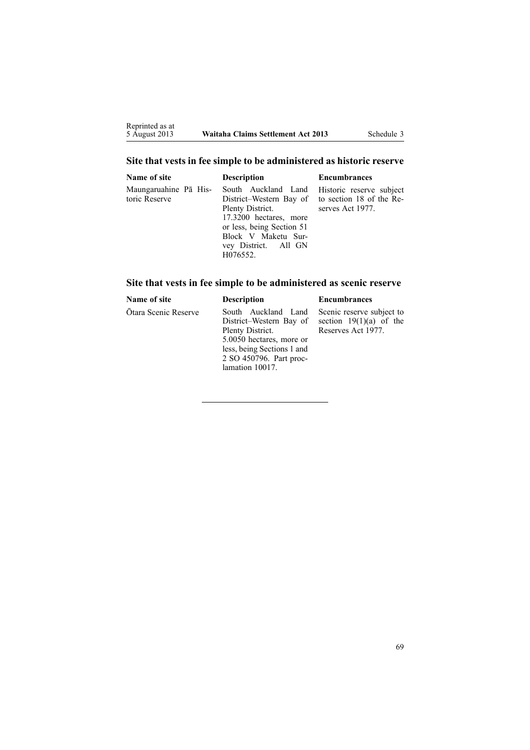## Site that vests in fee simple to be administered as historic reserve

| Name of site | Description | Encumbrances |
| --- | --- | --- |
| Maungaruahine Pā Historic Reserve | South Auckland Land District–Western Bay of Plenty District. 17.3200 hectares, more or less, being Section 51 Block V Maketu Survey District. All GN H076552. | Historic reserve subject to section 18 of the Reserves Act 1977. |

## Site that vests in fee simple to be administered as scenic reserve

| Name of site | Description | Encumbrances |
| --- | --- | --- |
| Ōtara Scenic Reserve | South Auckland Land District–Western Bay of Plenty District. 5.0050 hectares, more or less, being Sections 1 and 2 SO 450796. Part proclamation 10017. | Scenic reserve subject to section 19(1)(a) of the Reserves Act 1977. |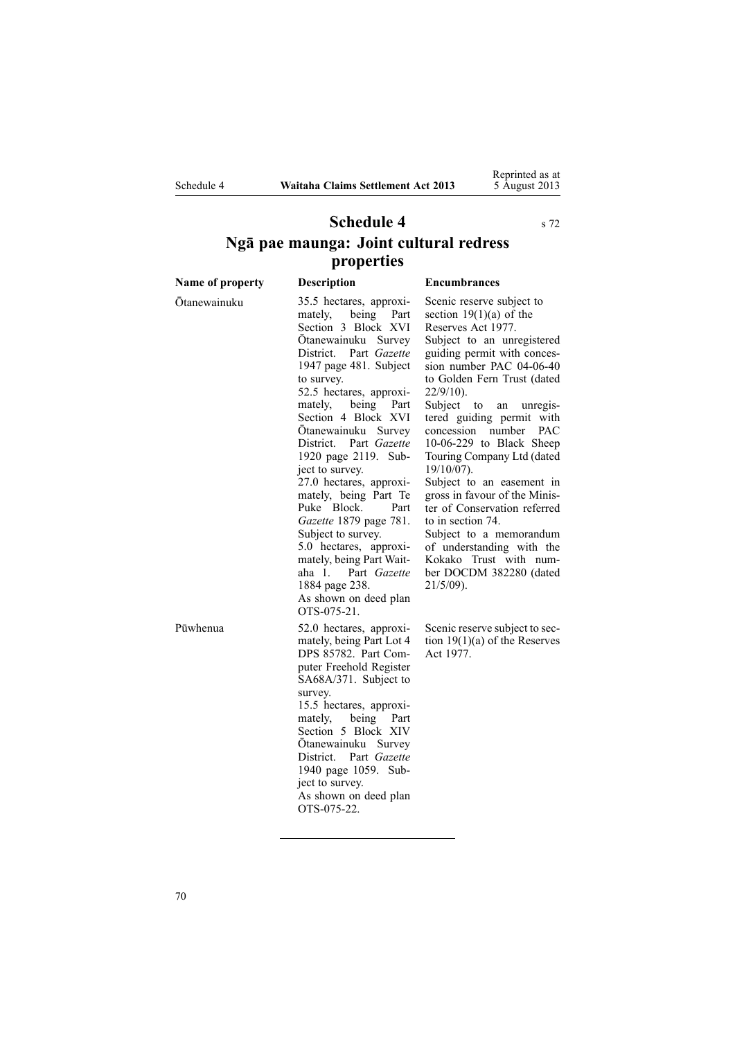# Schedule 4

s 72

## Ngā pae maunga: Joint cultural redress properties

| Name of property | Description | Encumbrances |
|---|---|---|
| Ōtanewainuku | 35.5 hectares, approximately, being Part Section 3 Block XVI Ōtanewainuku Survey District. Part *Gazette* 1947 page 481. Subject to survey.<br>52.5 hectares, approximately, being Part Section 4 Block XVI Ōtanewainuku Survey District. Part *Gazette* 1920 page 2119. Subject to survey.<br>27.0 hectares, approximately, being Part Te Puke Block. Part *Gazette* 1879 page 781. Subject to survey.<br>5.0 hectares, approximately, being Part Waitaha 1. Part *Gazette* 1884 page 238.<br>As shown on deed plan OTS-075-21. | Scenic reserve subject to section 19(1)(a) of the Reserves Act 1977.<br>Subject to an unregistered guiding permit with concession number PAC 04-06-40 to Golden Fern Trust (dated 22/9/10).<br>Subject to an unregistered guiding permit with concession number PAC 10-06-229 to Black Sheep Touring Company Ltd (dated 19/10/07).<br>Subject to an easement in gross in favour of the Minister of Conservation referred to in section 74.<br>Subject to a memorandum of understanding with the Kokako Trust with number DOCDM 382280 (dated 21/5/09). |
| Pūwhenua | 52.0 hectares, approximately, being Part Lot 4 DPS 85782. Part Computer Freehold Register SA68A/371. Subject to survey.<br>15.5 hectares, approximately, being Part Section 5 Block XIV Ōtanewainuku Survey District. Part *Gazette* 1940 page 1059. Subject to survey.<br>As shown on deed plan OTS-075-22. | Scenic reserve subject to section 19(1)(a) of the Reserves Act 1977. |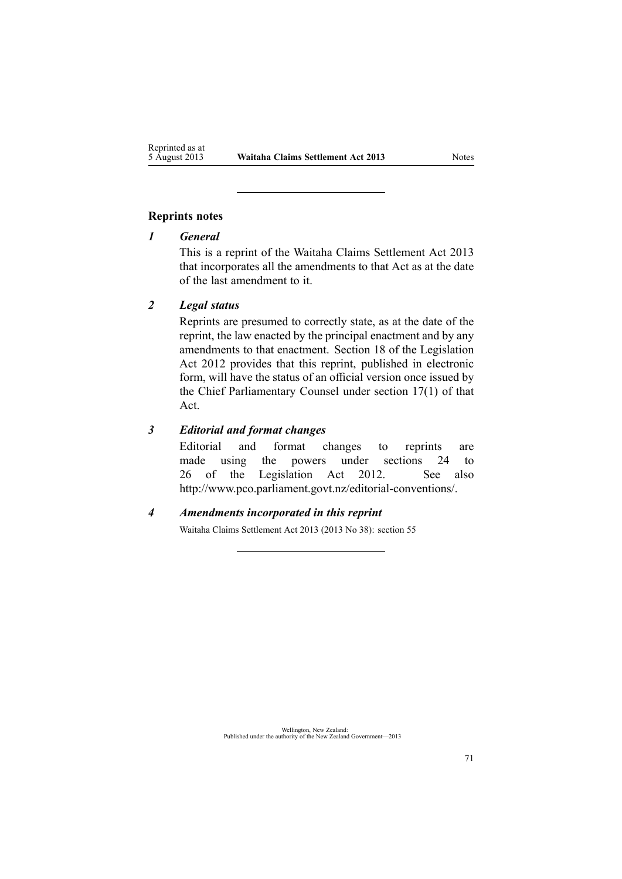## Reprints notes

### *1 General*

This is a reprint of the Waitaha Claims Settlement Act 2013 that incorporates all the amendments to that Act as at the date of the last amendment to it.

### *2 Legal status*

Reprints are presumed to correctly state, as at the date of the reprint, the law enacted by the principal enactment and by any amendments to that enactment. Section 18 of the Legislation Act 2012 provides that this reprint, published in electronic form, will have the status of an official version once issued by the Chief Parliamentary Counsel under section 17(1) of that Act.

### *3 Editorial and format changes*

Editorial and format changes to reprints are made using the powers under sections 24 to 26 of the Legislation Act 2012. See also http://www.pco.parliament.govt.nz/editorial-conventions/.

### *4 Amendments incorporated in this reprint*

Waitaha Claims Settlement Act 2013 (2013 No 38): section 55

Wellington, New Zealand:
Published under the authority of the New Zealand Government—2013